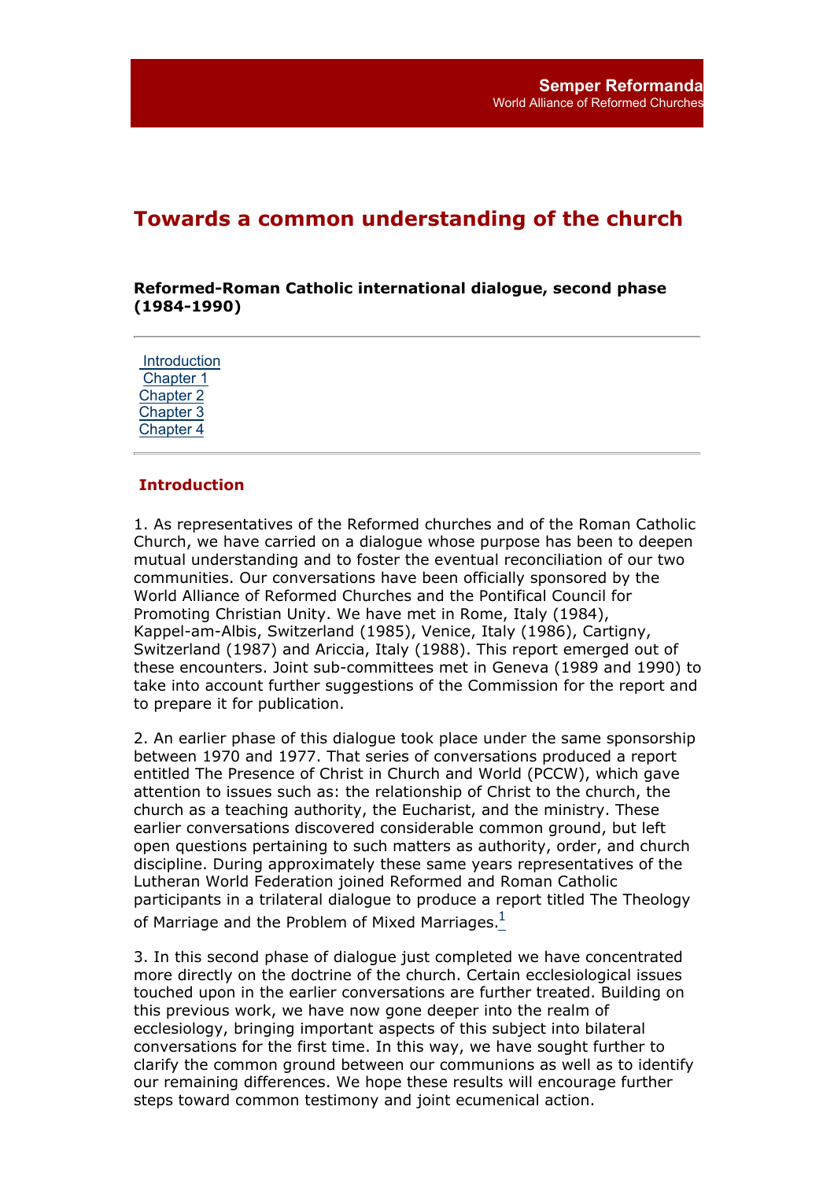Semper Reformanda
World Alliance of Reformed Churches

# Towards a common understanding of the church

**Reformed-Roman Catholic international dialogue, second phase (1984-1990)**

---

Introduction
Chapter 1
Chapter 2
Chapter 3
Chapter 4

---

## Introduction

1. As representatives of the Reformed churches and of the Roman Catholic Church, we have carried on a dialogue whose purpose has been to deepen mutual understanding and to foster the eventual reconciliation of our two communities. Our conversations have been officially sponsored by the World Alliance of Reformed Churches and the Pontifical Council for Promoting Christian Unity. We have met in Rome, Italy (1984), Kappel-am-Albis, Switzerland (1985), Venice, Italy (1986), Cartigny, Switzerland (1987) and Ariccia, Italy (1988). This report emerged out of these encounters. Joint sub-committees met in Geneva (1989 and 1990) to take into account further suggestions of the Commission for the report and to prepare it for publication.

2. An earlier phase of this dialogue took place under the same sponsorship between 1970 and 1977. That series of conversations produced a report entitled The Presence of Christ in Church and World (PCCW), which gave attention to issues such as: the relationship of Christ to the church, the church as a teaching authority, the Eucharist, and the ministry. These earlier conversations discovered considerable common ground, but left open questions pertaining to such matters as authority, order, and church discipline. During approximately these same years representatives of the Lutheran World Federation joined Reformed and Roman Catholic participants in a trilateral dialogue to produce a report titled The Theology of Marriage and the Problem of Mixed Marriages.[1]

3. In this second phase of dialogue just completed we have concentrated more directly on the doctrine of the church. Certain ecclesiological issues touched upon in the earlier conversations are further treated. Building on this previous work, we have now gone deeper into the realm of ecclesiology, bringing important aspects of this subject into bilateral conversations for the first time. In this way, we have sought further to clarify the common ground between our communions as well as to identify our remaining differences. We hope these results will encourage further steps toward common testimony and joint ecumenical action.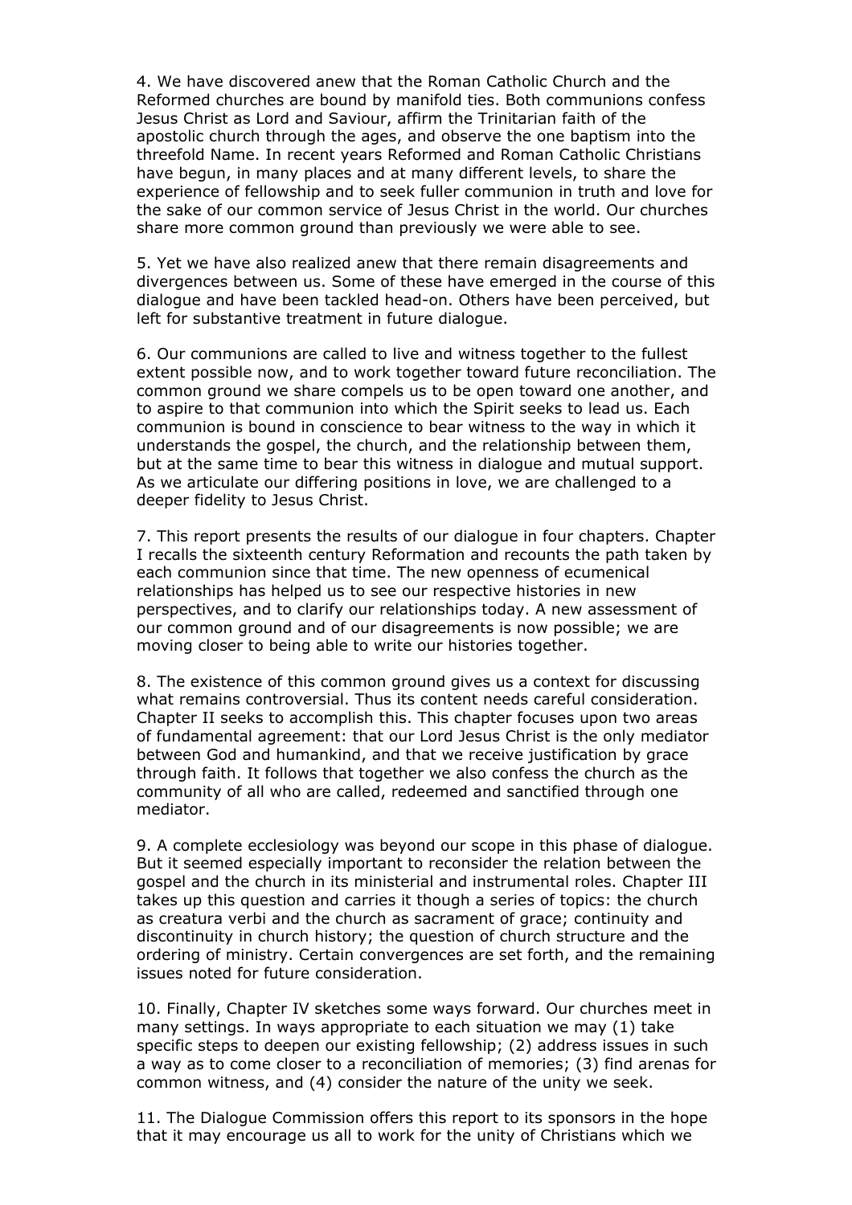4. We have discovered anew that the Roman Catholic Church and the Reformed churches are bound by manifold ties. Both communions confess Jesus Christ as Lord and Saviour, affirm the Trinitarian faith of the apostolic church through the ages, and observe the one baptism into the threefold Name. In recent years Reformed and Roman Catholic Christians have begun, in many places and at many different levels, to share the experience of fellowship and to seek fuller communion in truth and love for the sake of our common service of Jesus Christ in the world. Our churches share more common ground than previously we were able to see.

5. Yet we have also realized anew that there remain disagreements and divergences between us. Some of these have emerged in the course of this dialogue and have been tackled head-on. Others have been perceived, but left for substantive treatment in future dialogue.

6. Our communions are called to live and witness together to the fullest extent possible now, and to work together toward future reconciliation. The common ground we share compels us to be open toward one another, and to aspire to that communion into which the Spirit seeks to lead us. Each communion is bound in conscience to bear witness to the way in which it understands the gospel, the church, and the relationship between them, but at the same time to bear this witness in dialogue and mutual support. As we articulate our differing positions in love, we are challenged to a deeper fidelity to Jesus Christ.

7. This report presents the results of our dialogue in four chapters. Chapter I recalls the sixteenth century Reformation and recounts the path taken by each communion since that time. The new openness of ecumenical relationships has helped us to see our respective histories in new perspectives, and to clarify our relationships today. A new assessment of our common ground and of our disagreements is now possible; we are moving closer to being able to write our histories together.

8. The existence of this common ground gives us a context for discussing what remains controversial. Thus its content needs careful consideration. Chapter II seeks to accomplish this. This chapter focuses upon two areas of fundamental agreement: that our Lord Jesus Christ is the only mediator between God and humankind, and that we receive justification by grace through faith. It follows that together we also confess the church as the community of all who are called, redeemed and sanctified through one mediator.

9. A complete ecclesiology was beyond our scope in this phase of dialogue. But it seemed especially important to reconsider the relation between the gospel and the church in its ministerial and instrumental roles. Chapter III takes up this question and carries it though a series of topics: the church as creatura verbi and the church as sacrament of grace; continuity and discontinuity in church history; the question of church structure and the ordering of ministry. Certain convergences are set forth, and the remaining issues noted for future consideration.

10. Finally, Chapter IV sketches some ways forward. Our churches meet in many settings. In ways appropriate to each situation we may (1) take specific steps to deepen our existing fellowship; (2) address issues in such a way as to come closer to a reconciliation of memories; (3) find arenas for common witness, and (4) consider the nature of the unity we seek.

11. The Dialogue Commission offers this report to its sponsors in the hope that it may encourage us all to work for the unity of Christians which we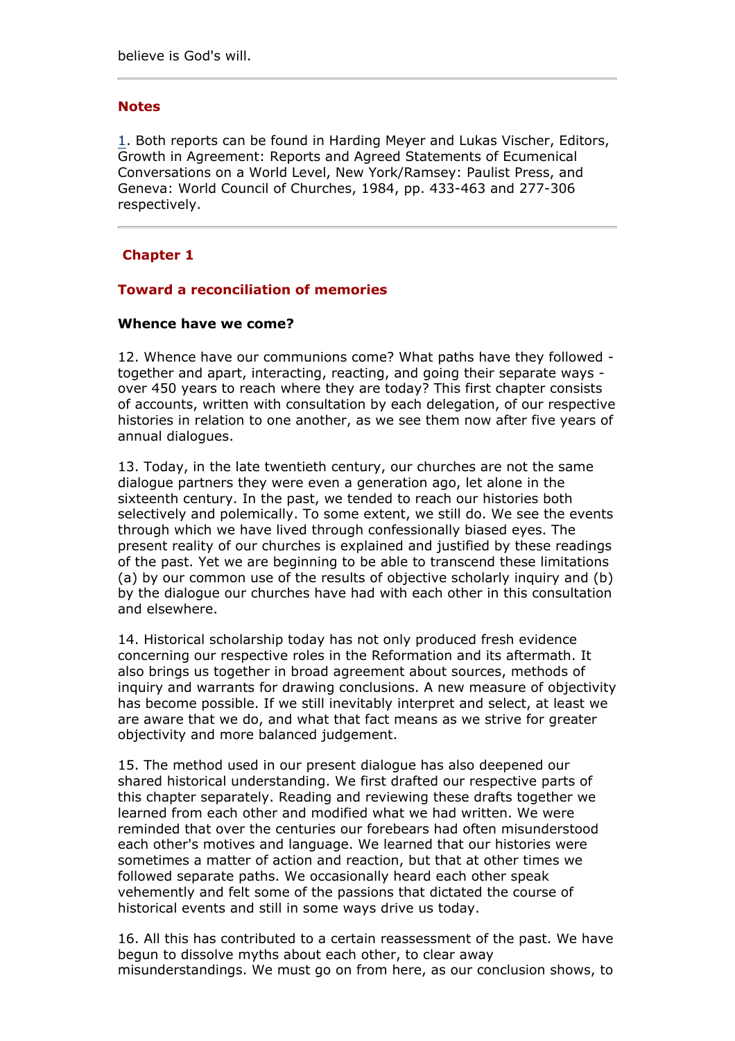believe is God's will.

---

### Notes

1. Both reports can be found in Harding Meyer and Lukas Vischer, Editors, Growth in Agreement: Reports and Agreed Statements of Ecumenical Conversations on a World Level, New York/Ramsey: Paulist Press, and Geneva: World Council of Churches, 1984, pp. 433-463 and 277-306 respectively.

---

## Chapter 1

### Toward a reconciliation of memories

#### Whence have we come?

12. Whence have our communions come? What paths have they followed - together and apart, interacting, reacting, and going their separate ways - over 450 years to reach where they are today? This first chapter consists of accounts, written with consultation by each delegation, of our respective histories in relation to one another, as we see them now after five years of annual dialogues.

13. Today, in the late twentieth century, our churches are not the same dialogue partners they were even a generation ago, let alone in the sixteenth century. In the past, we tended to reach our histories both selectively and polemically. To some extent, we still do. We see the events through which we have lived through confessionally biased eyes. The present reality of our churches is explained and justified by these readings of the past. Yet we are beginning to be able to transcend these limitations (a) by our common use of the results of objective scholarly inquiry and (b) by the dialogue our churches have had with each other in this consultation and elsewhere.

14. Historical scholarship today has not only produced fresh evidence concerning our respective roles in the Reformation and its aftermath. It also brings us together in broad agreement about sources, methods of inquiry and warrants for drawing conclusions. A new measure of objectivity has become possible. If we still inevitably interpret and select, at least we are aware that we do, and what that fact means as we strive for greater objectivity and more balanced judgement.

15. The method used in our present dialogue has also deepened our shared historical understanding. We first drafted our respective parts of this chapter separately. Reading and reviewing these drafts together we learned from each other and modified what we had written. We were reminded that over the centuries our forebears had often misunderstood each other's motives and language. We learned that our histories were sometimes a matter of action and reaction, but that at other times we followed separate paths. We occasionally heard each other speak vehemently and felt some of the passions that dictated the course of historical events and still in some ways drive us today.

16. All this has contributed to a certain reassessment of the past. We have begun to dissolve myths about each other, to clear away misunderstandings. We must go on from here, as our conclusion shows, to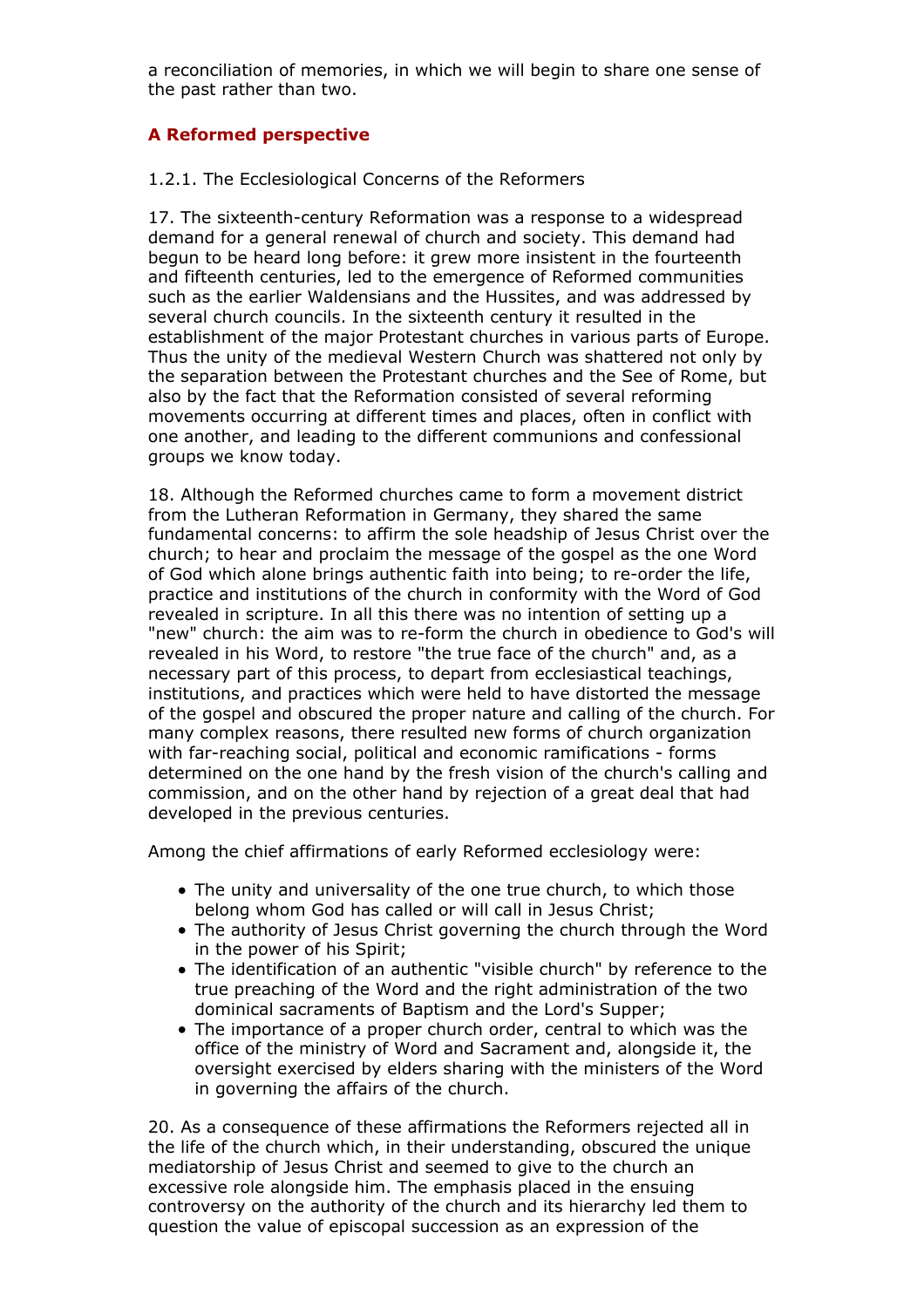a reconciliation of memories, in which we will begin to share one sense of the past rather than two.

## A Reformed perspective

### 1.2.1. The Ecclesiological Concerns of the Reformers

17. The sixteenth-century Reformation was a response to a widespread demand for a general renewal of church and society. This demand had begun to be heard long before: it grew more insistent in the fourteenth and fifteenth centuries, led to the emergence of Reformed communities such as the earlier Waldensians and the Hussites, and was addressed by several church councils. In the sixteenth century it resulted in the establishment of the major Protestant churches in various parts of Europe. Thus the unity of the medieval Western Church was shattered not only by the separation between the Protestant churches and the See of Rome, but also by the fact that the Reformation consisted of several reforming movements occurring at different times and places, often in conflict with one another, and leading to the different communions and confessional groups we know today.

18. Although the Reformed churches came to form a movement district from the Lutheran Reformation in Germany, they shared the same fundamental concerns: to affirm the sole headship of Jesus Christ over the church; to hear and proclaim the message of the gospel as the one Word of God which alone brings authentic faith into being; to re-order the life, practice and institutions of the church in conformity with the Word of God revealed in scripture. In all this there was no intention of setting up a "new" church: the aim was to re-form the church in obedience to God's will revealed in his Word, to restore "the true face of the church" and, as a necessary part of this process, to depart from ecclesiastical teachings, institutions, and practices which were held to have distorted the message of the gospel and obscured the proper nature and calling of the church. For many complex reasons, there resulted new forms of church organization with far-reaching social, political and economic ramifications - forms determined on the one hand by the fresh vision of the church's calling and commission, and on the other hand by rejection of a great deal that had developed in the previous centuries.

Among the chief affirmations of early Reformed ecclesiology were:

- The unity and universality of the one true church, to which those belong whom God has called or will call in Jesus Christ;
- The authority of Jesus Christ governing the church through the Word in the power of his Spirit;
- The identification of an authentic "visible church" by reference to the true preaching of the Word and the right administration of the two dominical sacraments of Baptism and the Lord's Supper;
- The importance of a proper church order, central to which was the office of the ministry of Word and Sacrament and, alongside it, the oversight exercised by elders sharing with the ministers of the Word in governing the affairs of the church.

20. As a consequence of these affirmations the Reformers rejected all in the life of the church which, in their understanding, obscured the unique mediatorship of Jesus Christ and seemed to give to the church an excessive role alongside him. The emphasis placed in the ensuing controversy on the authority of the church and its hierarchy led them to question the value of episcopal succession as an expression of the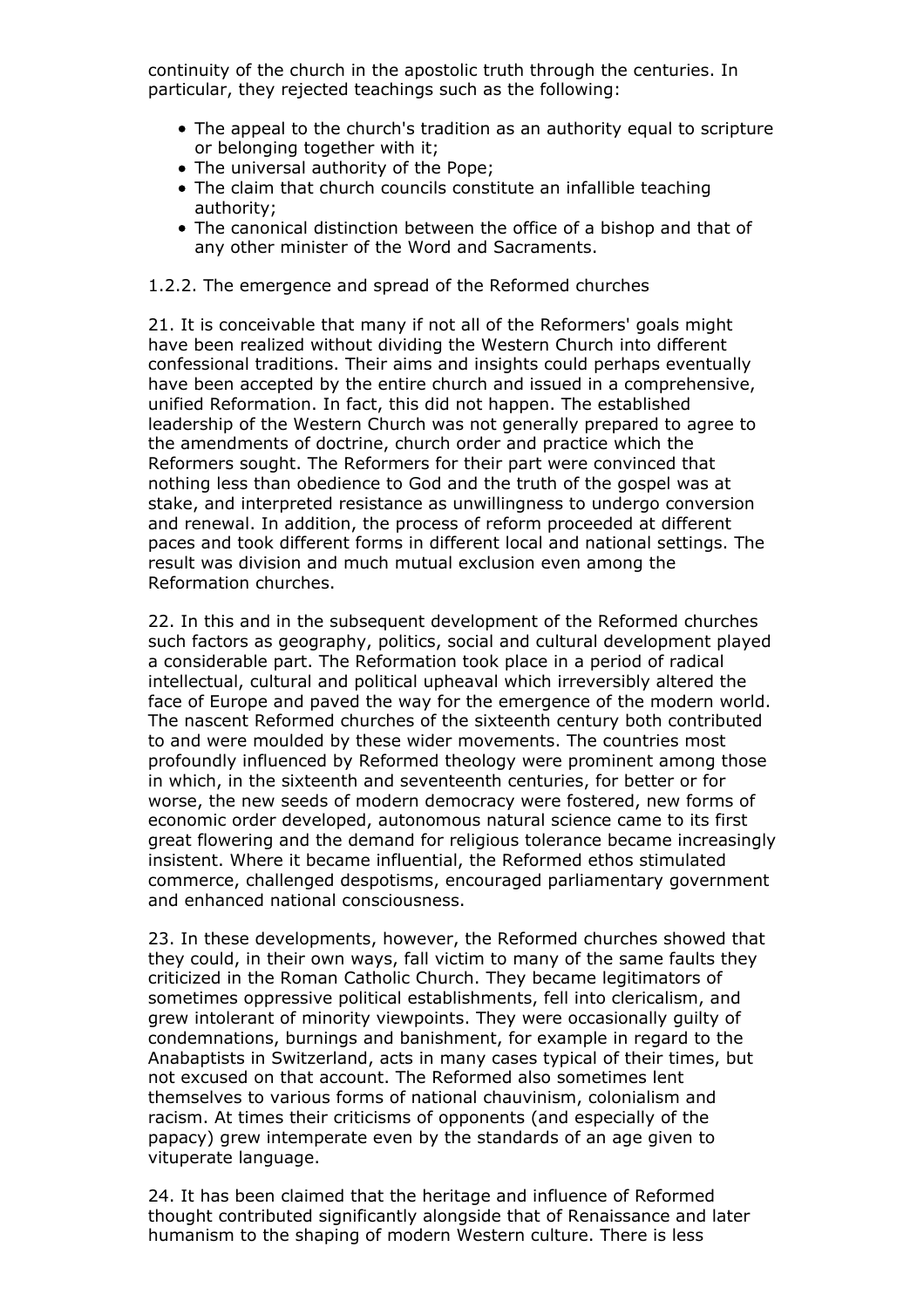continuity of the church in the apostolic truth through the centuries. In particular, they rejected teachings such as the following:

- The appeal to the church's tradition as an authority equal to scripture or belonging together with it;
- The universal authority of the Pope;
- The claim that church councils constitute an infallible teaching authority;
- The canonical distinction between the office of a bishop and that of any other minister of the Word and Sacraments.

1.2.2. The emergence and spread of the Reformed churches

21. It is conceivable that many if not all of the Reformers' goals might have been realized without dividing the Western Church into different confessional traditions. Their aims and insights could perhaps eventually have been accepted by the entire church and issued in a comprehensive, unified Reformation. In fact, this did not happen. The established leadership of the Western Church was not generally prepared to agree to the amendments of doctrine, church order and practice which the Reformers sought. The Reformers for their part were convinced that nothing less than obedience to God and the truth of the gospel was at stake, and interpreted resistance as unwillingness to undergo conversion and renewal. In addition, the process of reform proceeded at different paces and took different forms in different local and national settings. The result was division and much mutual exclusion even among the Reformation churches.

22. In this and in the subsequent development of the Reformed churches such factors as geography, politics, social and cultural development played a considerable part. The Reformation took place in a period of radical intellectual, cultural and political upheaval which irreversibly altered the face of Europe and paved the way for the emergence of the modern world. The nascent Reformed churches of the sixteenth century both contributed to and were moulded by these wider movements. The countries most profoundly influenced by Reformed theology were prominent among those in which, in the sixteenth and seventeenth centuries, for better or for worse, the new seeds of modern democracy were fostered, new forms of economic order developed, autonomous natural science came to its first great flowering and the demand for religious tolerance became increasingly insistent. Where it became influential, the Reformed ethos stimulated commerce, challenged despotisms, encouraged parliamentary government and enhanced national consciousness.

23. In these developments, however, the Reformed churches showed that they could, in their own ways, fall victim to many of the same faults they criticized in the Roman Catholic Church. They became legitimators of sometimes oppressive political establishments, fell into clericalism, and grew intolerant of minority viewpoints. They were occasionally guilty of condemnations, burnings and banishment, for example in regard to the Anabaptists in Switzerland, acts in many cases typical of their times, but not excused on that account. The Reformed also sometimes lent themselves to various forms of national chauvinism, colonialism and racism. At times their criticisms of opponents (and especially of the papacy) grew intemperate even by the standards of an age given to vituperate language.

24. It has been claimed that the heritage and influence of Reformed thought contributed significantly alongside that of Renaissance and later humanism to the shaping of modern Western culture. There is less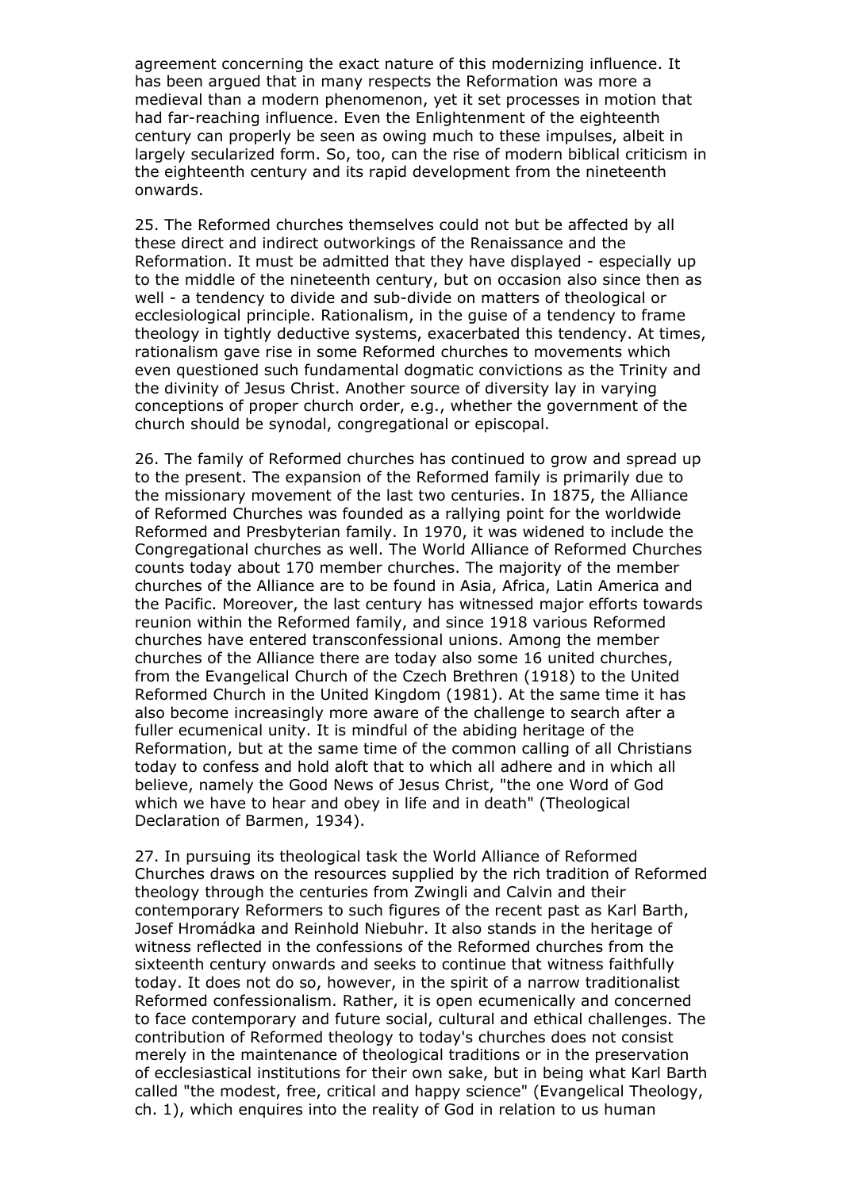agreement concerning the exact nature of this modernizing influence. It has been argued that in many respects the Reformation was more a medieval than a modern phenomenon, yet it set processes in motion that had far-reaching influence. Even the Enlightenment of the eighteenth century can properly be seen as owing much to these impulses, albeit in largely secularized form. So, too, can the rise of modern biblical criticism in the eighteenth century and its rapid development from the nineteenth onwards.

25. The Reformed churches themselves could not but be affected by all these direct and indirect outworkings of the Renaissance and the Reformation. It must be admitted that they have displayed - especially up to the middle of the nineteenth century, but on occasion also since then as well - a tendency to divide and sub-divide on matters of theological or ecclesiological principle. Rationalism, in the guise of a tendency to frame theology in tightly deductive systems, exacerbated this tendency. At times, rationalism gave rise in some Reformed churches to movements which even questioned such fundamental dogmatic convictions as the Trinity and the divinity of Jesus Christ. Another source of diversity lay in varying conceptions of proper church order, e.g., whether the government of the church should be synodal, congregational or episcopal.

26. The family of Reformed churches has continued to grow and spread up to the present. The expansion of the Reformed family is primarily due to the missionary movement of the last two centuries. In 1875, the Alliance of Reformed Churches was founded as a rallying point for the worldwide Reformed and Presbyterian family. In 1970, it was widened to include the Congregational churches as well. The World Alliance of Reformed Churches counts today about 170 member churches. The majority of the member churches of the Alliance are to be found in Asia, Africa, Latin America and the Pacific. Moreover, the last century has witnessed major efforts towards reunion within the Reformed family, and since 1918 various Reformed churches have entered transconfessional unions. Among the member churches of the Alliance there are today also some 16 united churches, from the Evangelical Church of the Czech Brethren (1918) to the United Reformed Church in the United Kingdom (1981). At the same time it has also become increasingly more aware of the challenge to search after a fuller ecumenical unity. It is mindful of the abiding heritage of the Reformation, but at the same time of the common calling of all Christians today to confess and hold aloft that to which all adhere and in which all believe, namely the Good News of Jesus Christ, "the one Word of God which we have to hear and obey in life and in death" (Theological Declaration of Barmen, 1934).

27. In pursuing its theological task the World Alliance of Reformed Churches draws on the resources supplied by the rich tradition of Reformed theology through the centuries from Zwingli and Calvin and their contemporary Reformers to such figures of the recent past as Karl Barth, Josef Hromádka and Reinhold Niebuhr. It also stands in the heritage of witness reflected in the confessions of the Reformed churches from the sixteenth century onwards and seeks to continue that witness faithfully today. It does not do so, however, in the spirit of a narrow traditionalist Reformed confessionalism. Rather, it is open ecumenically and concerned to face contemporary and future social, cultural and ethical challenges. The contribution of Reformed theology to today's churches does not consist merely in the maintenance of theological traditions or in the preservation of ecclesiastical institutions for their own sake, but in being what Karl Barth called "the modest, free, critical and happy science" (Evangelical Theology, ch. 1), which enquires into the reality of God in relation to us human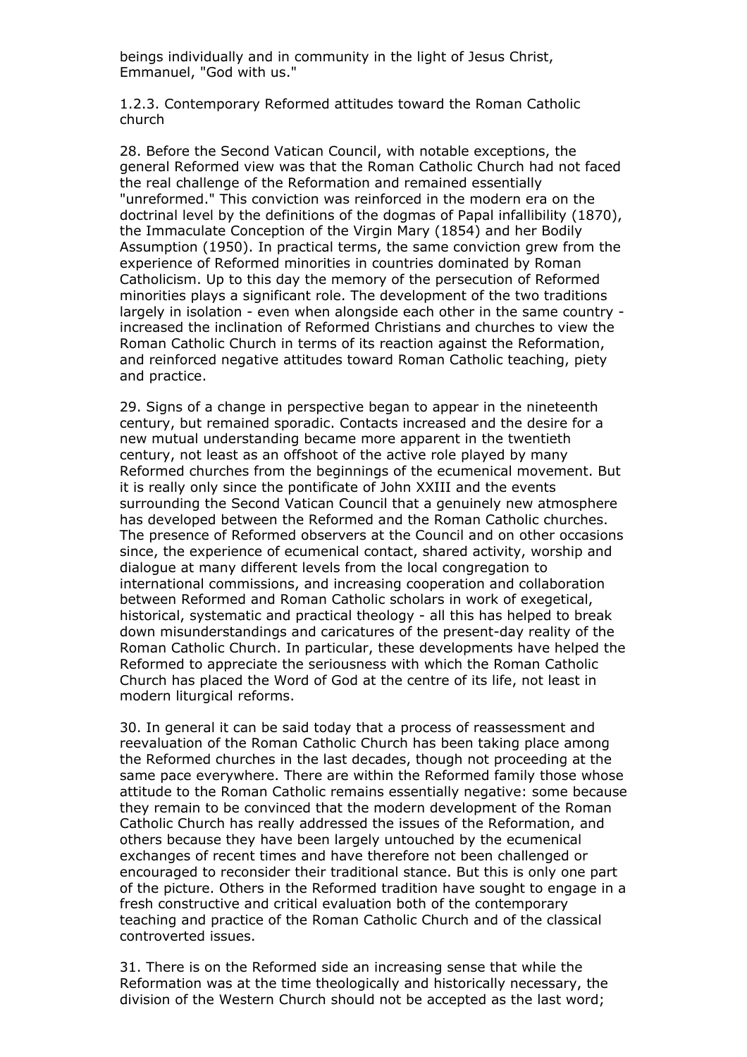beings individually and in community in the light of Jesus Christ, Emmanuel, "God with us."

### 1.2.3. Contemporary Reformed attitudes toward the Roman Catholic church

28. Before the Second Vatican Council, with notable exceptions, the general Reformed view was that the Roman Catholic Church had not faced the real challenge of the Reformation and remained essentially "unreformed." This conviction was reinforced in the modern era on the doctrinal level by the definitions of the dogmas of Papal infallibility (1870), the Immaculate Conception of the Virgin Mary (1854) and her Bodily Assumption (1950). In practical terms, the same conviction grew from the experience of Reformed minorities in countries dominated by Roman Catholicism. Up to this day the memory of the persecution of Reformed minorities plays a significant role. The development of the two traditions largely in isolation - even when alongside each other in the same country - increased the inclination of Reformed Christians and churches to view the Roman Catholic Church in terms of its reaction against the Reformation, and reinforced negative attitudes toward Roman Catholic teaching, piety and practice.

29. Signs of a change in perspective began to appear in the nineteenth century, but remained sporadic. Contacts increased and the desire for a new mutual understanding became more apparent in the twentieth century, not least as an offshoot of the active role played by many Reformed churches from the beginnings of the ecumenical movement. But it is really only since the pontificate of John XXIII and the events surrounding the Second Vatican Council that a genuinely new atmosphere has developed between the Reformed and the Roman Catholic churches. The presence of Reformed observers at the Council and on other occasions since, the experience of ecumenical contact, shared activity, worship and dialogue at many different levels from the local congregation to international commissions, and increasing cooperation and collaboration between Reformed and Roman Catholic scholars in work of exegetical, historical, systematic and practical theology - all this has helped to break down misunderstandings and caricatures of the present-day reality of the Roman Catholic Church. In particular, these developments have helped the Reformed to appreciate the seriousness with which the Roman Catholic Church has placed the Word of God at the centre of its life, not least in modern liturgical reforms.

30. In general it can be said today that a process of reassessment and reevaluation of the Roman Catholic Church has been taking place among the Reformed churches in the last decades, though not proceeding at the same pace everywhere. There are within the Reformed family those whose attitude to the Roman Catholic remains essentially negative: some because they remain to be convinced that the modern development of the Roman Catholic Church has really addressed the issues of the Reformation, and others because they have been largely untouched by the ecumenical exchanges of recent times and have therefore not been challenged or encouraged to reconsider their traditional stance. But this is only one part of the picture. Others in the Reformed tradition have sought to engage in a fresh constructive and critical evaluation both of the contemporary teaching and practice of the Roman Catholic Church and of the classical controverted issues.

31. There is on the Reformed side an increasing sense that while the Reformation was at the time theologically and historically necessary, the division of the Western Church should not be accepted as the last word;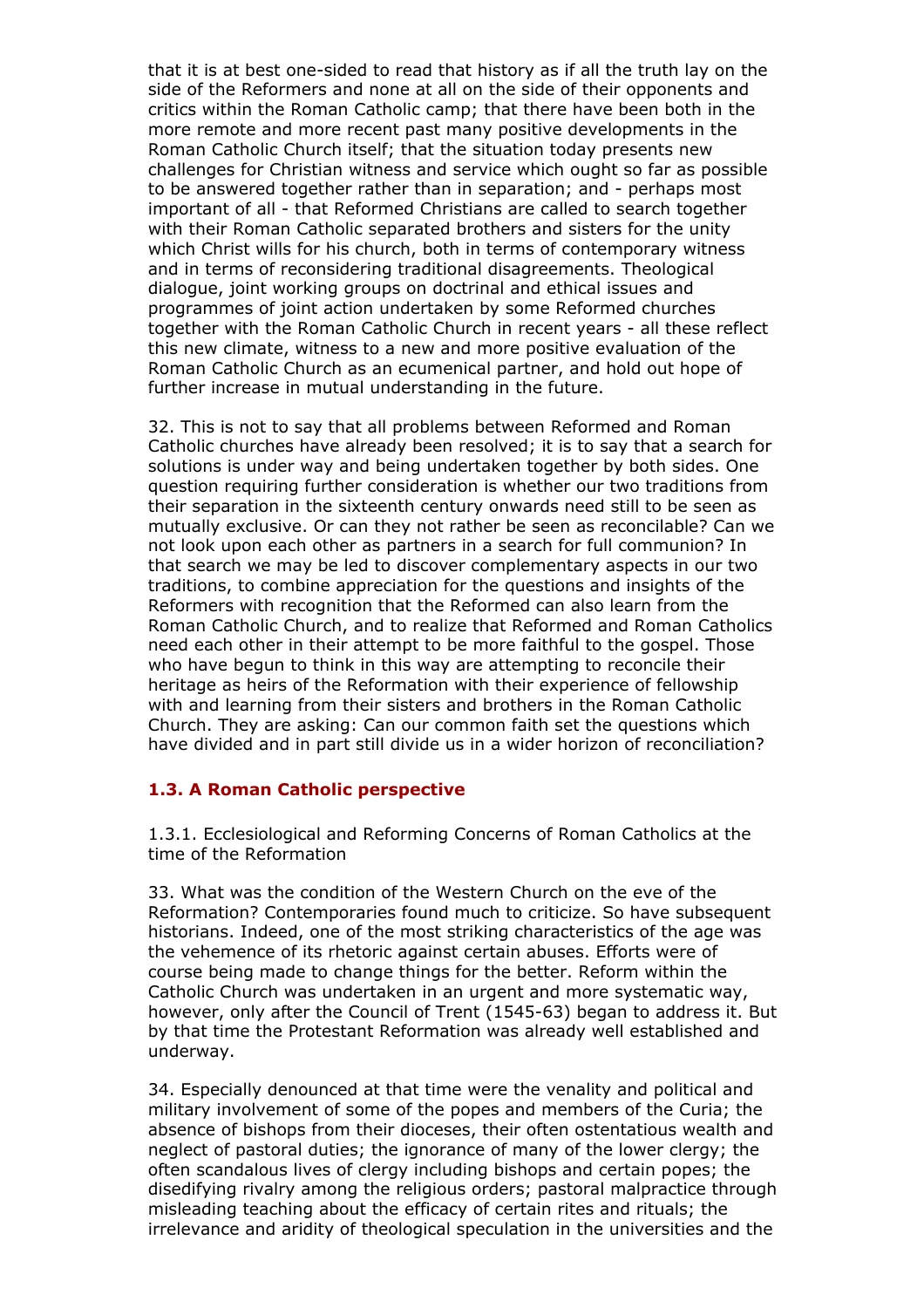that it is at best one-sided to read that history as if all the truth lay on the side of the Reformers and none at all on the side of their opponents and critics within the Roman Catholic camp; that there have been both in the more remote and more recent past many positive developments in the Roman Catholic Church itself; that the situation today presents new challenges for Christian witness and service which ought so far as possible to be answered together rather than in separation; and - perhaps most important of all - that Reformed Christians are called to search together with their Roman Catholic separated brothers and sisters for the unity which Christ wills for his church, both in terms of contemporary witness and in terms of reconsidering traditional disagreements. Theological dialogue, joint working groups on doctrinal and ethical issues and programmes of joint action undertaken by some Reformed churches together with the Roman Catholic Church in recent years - all these reflect this new climate, witness to a new and more positive evaluation of the Roman Catholic Church as an ecumenical partner, and hold out hope of further increase in mutual understanding in the future.

32. This is not to say that all problems between Reformed and Roman Catholic churches have already been resolved; it is to say that a search for solutions is under way and being undertaken together by both sides. One question requiring further consideration is whether our two traditions from their separation in the sixteenth century onwards need still to be seen as mutually exclusive. Or can they not rather be seen as reconcilable? Can we not look upon each other as partners in a search for full communion? In that search we may be led to discover complementary aspects in our two traditions, to combine appreciation for the questions and insights of the Reformers with recognition that the Reformed can also learn from the Roman Catholic Church, and to realize that Reformed and Roman Catholics need each other in their attempt to be more faithful to the gospel. Those who have begun to think in this way are attempting to reconcile their heritage as heirs of the Reformation with their experience of fellowship with and learning from their sisters and brothers in the Roman Catholic Church. They are asking: Can our common faith set the questions which have divided and in part still divide us in a wider horizon of reconciliation?

### 1.3. A Roman Catholic perspective

1.3.1. Ecclesiological and Reforming Concerns of Roman Catholics at the time of the Reformation

33. What was the condition of the Western Church on the eve of the Reformation? Contemporaries found much to criticize. So have subsequent historians. Indeed, one of the most striking characteristics of the age was the vehemence of its rhetoric against certain abuses. Efforts were of course being made to change things for the better. Reform within the Catholic Church was undertaken in an urgent and more systematic way, however, only after the Council of Trent (1545-63) began to address it. But by that time the Protestant Reformation was already well established and underway.

34. Especially denounced at that time were the venality and political and military involvement of some of the popes and members of the Curia; the absence of bishops from their dioceses, their often ostentatious wealth and neglect of pastoral duties; the ignorance of many of the lower clergy; the often scandalous lives of clergy including bishops and certain popes; the disedifying rivalry among the religious orders; pastoral malpractice through misleading teaching about the efficacy of certain rites and rituals; the irrelevance and aridity of theological speculation in the universities and the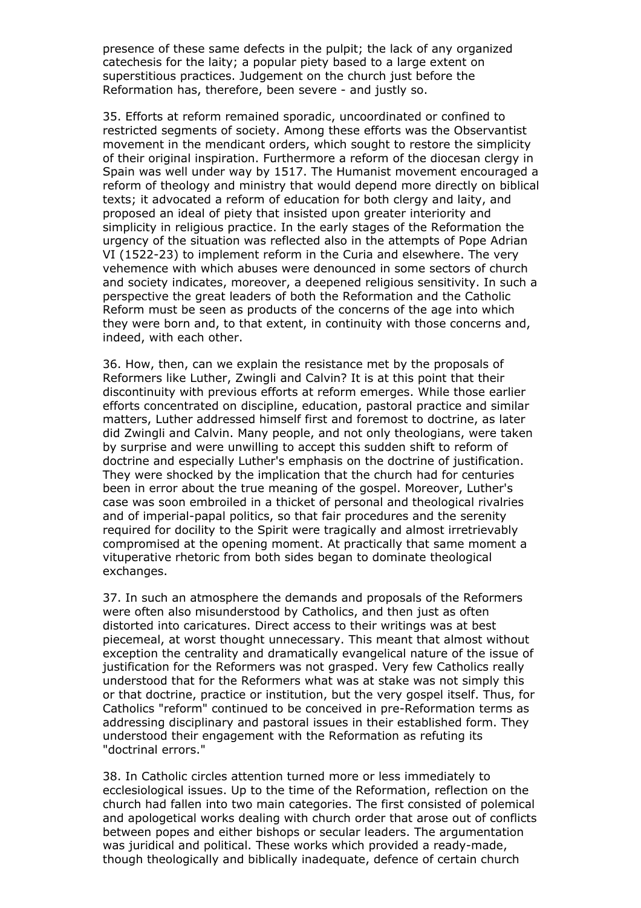presence of these same defects in the pulpit; the lack of any organized catechesis for the laity; a popular piety based to a large extent on superstitious practices. Judgement on the church just before the Reformation has, therefore, been severe - and justly so.

35. Efforts at reform remained sporadic, uncoordinated or confined to restricted segments of society. Among these efforts was the Observantist movement in the mendicant orders, which sought to restore the simplicity of their original inspiration. Furthermore a reform of the diocesan clergy in Spain was well under way by 1517. The Humanist movement encouraged a reform of theology and ministry that would depend more directly on biblical texts; it advocated a reform of education for both clergy and laity, and proposed an ideal of piety that insisted upon greater interiority and simplicity in religious practice. In the early stages of the Reformation the urgency of the situation was reflected also in the attempts of Pope Adrian VI (1522-23) to implement reform in the Curia and elsewhere. The very vehemence with which abuses were denounced in some sectors of church and society indicates, moreover, a deepened religious sensitivity. In such a perspective the great leaders of both the Reformation and the Catholic Reform must be seen as products of the concerns of the age into which they were born and, to that extent, in continuity with those concerns and, indeed, with each other.

36. How, then, can we explain the resistance met by the proposals of Reformers like Luther, Zwingli and Calvin? It is at this point that their discontinuity with previous efforts at reform emerges. While those earlier efforts concentrated on discipline, education, pastoral practice and similar matters, Luther addressed himself first and foremost to doctrine, as later did Zwingli and Calvin. Many people, and not only theologians, were taken by surprise and were unwilling to accept this sudden shift to reform of doctrine and especially Luther's emphasis on the doctrine of justification. They were shocked by the implication that the church had for centuries been in error about the true meaning of the gospel. Moreover, Luther's case was soon embroiled in a thicket of personal and theological rivalries and of imperial-papal politics, so that fair procedures and the serenity required for docility to the Spirit were tragically and almost irretrievably compromised at the opening moment. At practically that same moment a vituperative rhetoric from both sides began to dominate theological exchanges.

37. In such an atmosphere the demands and proposals of the Reformers were often also misunderstood by Catholics, and then just as often distorted into caricatures. Direct access to their writings was at best piecemeal, at worst thought unnecessary. This meant that almost without exception the centrality and dramatically evangelical nature of the issue of justification for the Reformers was not grasped. Very few Catholics really understood that for the Reformers what was at stake was not simply this or that doctrine, practice or institution, but the very gospel itself. Thus, for Catholics "reform" continued to be conceived in pre-Reformation terms as addressing disciplinary and pastoral issues in their established form. They understood their engagement with the Reformation as refuting its "doctrinal errors."

38. In Catholic circles attention turned more or less immediately to ecclesiological issues. Up to the time of the Reformation, reflection on the church had fallen into two main categories. The first consisted of polemical and apologetical works dealing with church order that arose out of conflicts between popes and either bishops or secular leaders. The argumentation was juridical and political. These works which provided a ready-made, though theologically and biblically inadequate, defence of certain church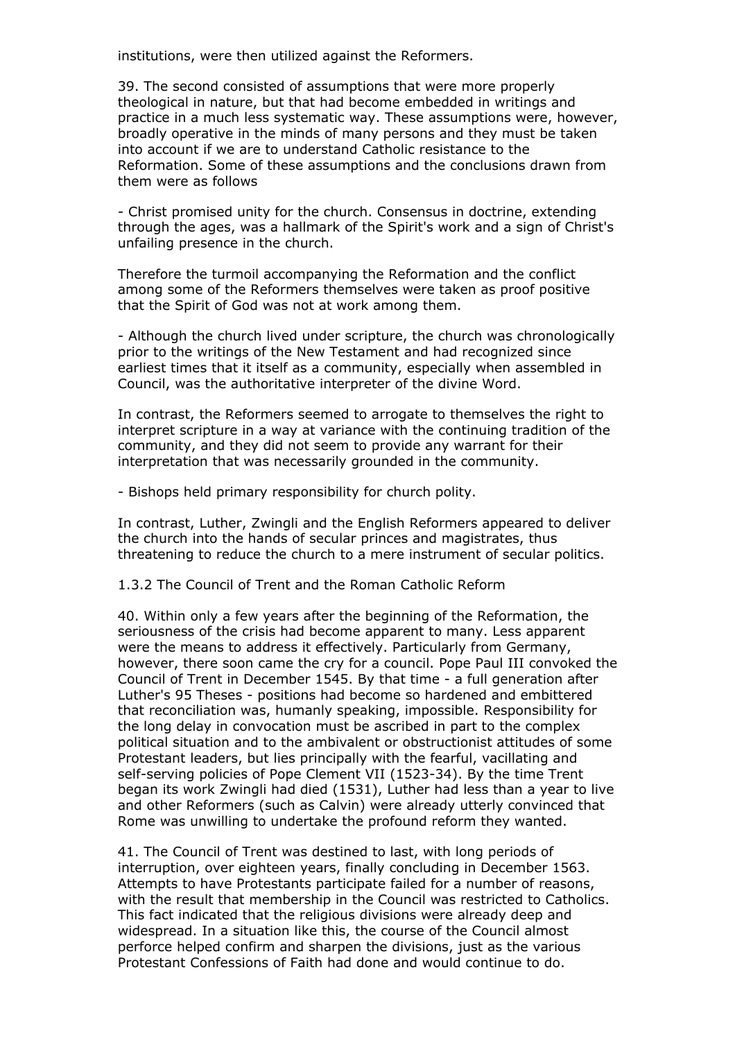institutions, were then utilized against the Reformers.

39. The second consisted of assumptions that were more properly theological in nature, but that had become embedded in writings and practice in a much less systematic way. These assumptions were, however, broadly operative in the minds of many persons and they must be taken into account if we are to understand Catholic resistance to the Reformation. Some of these assumptions and the conclusions drawn from them were as follows

- Christ promised unity for the church. Consensus in doctrine, extending through the ages, was a hallmark of the Spirit's work and a sign of Christ's unfailing presence in the church.

Therefore the turmoil accompanying the Reformation and the conflict among some of the Reformers themselves were taken as proof positive that the Spirit of God was not at work among them.

- Although the church lived under scripture, the church was chronologically prior to the writings of the New Testament and had recognized since earliest times that it itself as a community, especially when assembled in Council, was the authoritative interpreter of the divine Word.

In contrast, the Reformers seemed to arrogate to themselves the right to interpret scripture in a way at variance with the continuing tradition of the community, and they did not seem to provide any warrant for their interpretation that was necessarily grounded in the community.

- Bishops held primary responsibility for church polity.

In contrast, Luther, Zwingli and the English Reformers appeared to deliver the church into the hands of secular princes and magistrates, thus threatening to reduce the church to a mere instrument of secular politics.

### 1.3.2 The Council of Trent and the Roman Catholic Reform

40. Within only a few years after the beginning of the Reformation, the seriousness of the crisis had become apparent to many. Less apparent were the means to address it effectively. Particularly from Germany, however, there soon came the cry for a council. Pope Paul III convoked the Council of Trent in December 1545. By that time - a full generation after Luther's 95 Theses - positions had become so hardened and embittered that reconciliation was, humanly speaking, impossible. Responsibility for the long delay in convocation must be ascribed in part to the complex political situation and to the ambivalent or obstructionist attitudes of some Protestant leaders, but lies principally with the fearful, vacillating and self-serving policies of Pope Clement VII (1523-34). By the time Trent began its work Zwingli had died (1531), Luther had less than a year to live and other Reformers (such as Calvin) were already utterly convinced that Rome was unwilling to undertake the profound reform they wanted.

41. The Council of Trent was destined to last, with long periods of interruption, over eighteen years, finally concluding in December 1563. Attempts to have Protestants participate failed for a number of reasons, with the result that membership in the Council was restricted to Catholics. This fact indicated that the religious divisions were already deep and widespread. In a situation like this, the course of the Council almost perforce helped confirm and sharpen the divisions, just as the various Protestant Confessions of Faith had done and would continue to do.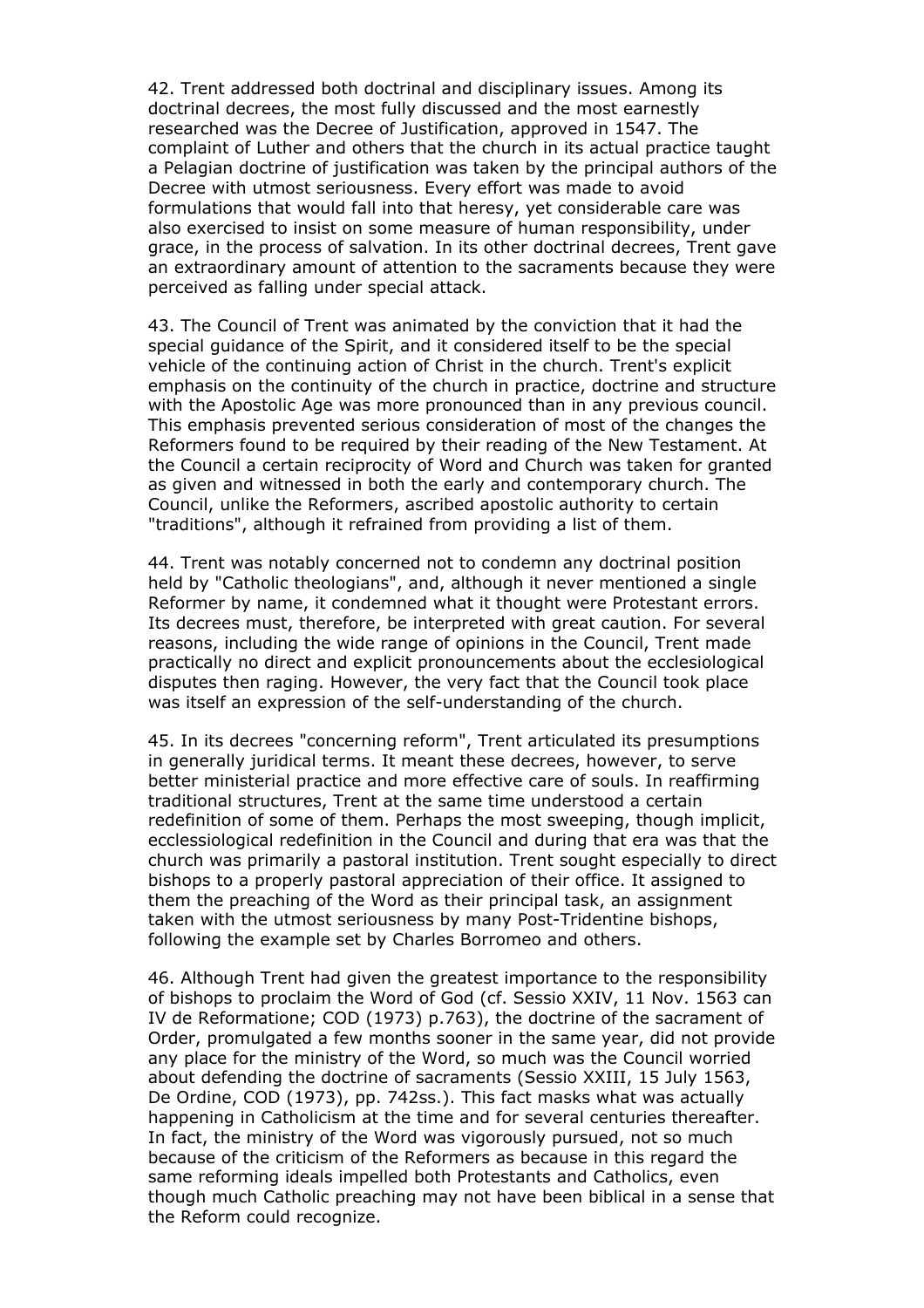42. Trent addressed both doctrinal and disciplinary issues. Among its doctrinal decrees, the most fully discussed and the most earnestly researched was the Decree of Justification, approved in 1547. The complaint of Luther and others that the church in its actual practice taught a Pelagian doctrine of justification was taken by the principal authors of the Decree with utmost seriousness. Every effort was made to avoid formulations that would fall into that heresy, yet considerable care was also exercised to insist on some measure of human responsibility, under grace, in the process of salvation. In its other doctrinal decrees, Trent gave an extraordinary amount of attention to the sacraments because they were perceived as falling under special attack.

43. The Council of Trent was animated by the conviction that it had the special guidance of the Spirit, and it considered itself to be the special vehicle of the continuing action of Christ in the church. Trent's explicit emphasis on the continuity of the church in practice, doctrine and structure with the Apostolic Age was more pronounced than in any previous council. This emphasis prevented serious consideration of most of the changes the Reformers found to be required by their reading of the New Testament. At the Council a certain reciprocity of Word and Church was taken for granted as given and witnessed in both the early and contemporary church. The Council, unlike the Reformers, ascribed apostolic authority to certain "traditions", although it refrained from providing a list of them.

44. Trent was notably concerned not to condemn any doctrinal position held by "Catholic theologians", and, although it never mentioned a single Reformer by name, it condemned what it thought were Protestant errors. Its decrees must, therefore, be interpreted with great caution. For several reasons, including the wide range of opinions in the Council, Trent made practically no direct and explicit pronouncements about the ecclesiological disputes then raging. However, the very fact that the Council took place was itself an expression of the self-understanding of the church.

45. In its decrees "concerning reform", Trent articulated its presumptions in generally juridical terms. It meant these decrees, however, to serve better ministerial practice and more effective care of souls. In reaffirming traditional structures, Trent at the same time understood a certain redefinition of some of them. Perhaps the most sweeping, though implicit, eccclessiological redefinition in the Council and during that era was that the church was primarily a pastoral institution. Trent sought especially to direct bishops to a properly pastoral appreciation of their office. It assigned to them the preaching of the Word as their principal task, an assignment taken with the utmost seriousness by many Post-Tridentine bishops, following the example set by Charles Borromeo and others.

46. Although Trent had given the greatest importance to the responsibility of bishops to proclaim the Word of God (cf. Sessio XXIV, 11 Nov. 1563 can IV de Reformatione; COD (1973) p.763), the doctrine of the sacrament of Order, promulgated a few months sooner in the same year, did not provide any place for the ministry of the Word, so much was the Council worried about defending the doctrine of sacraments (Sessio XXIII, 15 July 1563, De Ordine, COD (1973), pp. 742ss.). This fact masks what was actually happening in Catholicism at the time and for several centuries thereafter. In fact, the ministry of the Word was vigorously pursued, not so much because of the criticism of the Reformers as because in this regard the same reforming ideals impelled both Protestants and Catholics, even though much Catholic preaching may not have been biblical in a sense that the Reform could recognize.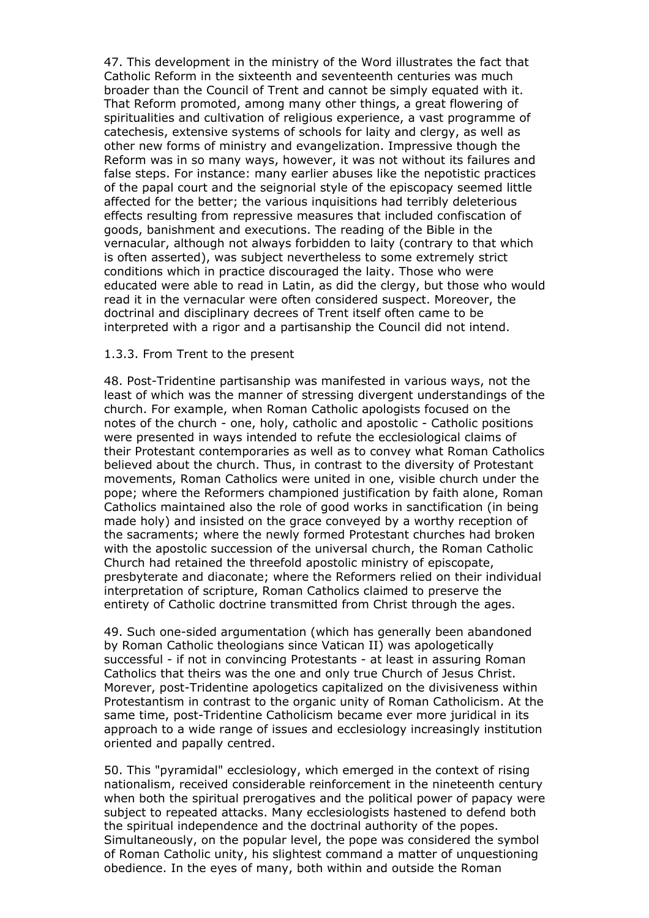47. This development in the ministry of the Word illustrates the fact that Catholic Reform in the sixteenth and seventeenth centuries was much broader than the Council of Trent and cannot be simply equated with it. That Reform promoted, among many other things, a great flowering of spiritualities and cultivation of religious experience, a vast programme of catechesis, extensive systems of schools for laity and clergy, as well as other new forms of ministry and evangelization. Impressive though the Reform was in so many ways, however, it was not without its failures and false steps. For instance: many earlier abuses like the nepotistic practices of the papal court and the seignorial style of the episcopacy seemed little affected for the better; the various inquisitions had terribly deleterious effects resulting from repressive measures that included confiscation of goods, banishment and executions. The reading of the Bible in the vernacular, although not always forbidden to laity (contrary to that which is often asserted), was subject nevertheless to some extremely strict conditions which in practice discouraged the laity. Those who were educated were able to read in Latin, as did the clergy, but those who would read it in the vernacular were often considered suspect. Moreover, the doctrinal and disciplinary decrees of Trent itself often came to be interpreted with a rigor and a partisanship the Council did not intend.

### 1.3.3. From Trent to the present

48. Post-Tridentine partisanship was manifested in various ways, not the least of which was the manner of stressing divergent understandings of the church. For example, when Roman Catholic apologists focused on the notes of the church - one, holy, catholic and apostolic - Catholic positions were presented in ways intended to refute the ecclesiological claims of their Protestant contemporaries as well as to convey what Roman Catholics believed about the church. Thus, in contrast to the diversity of Protestant movements, Roman Catholics were united in one, visible church under the pope; where the Reformers championed justification by faith alone, Roman Catholics maintained also the role of good works in sanctification (in being made holy) and insisted on the grace conveyed by a worthy reception of the sacraments; where the newly formed Protestant churches had broken with the apostolic succession of the universal church, the Roman Catholic Church had retained the threefold apostolic ministry of episcopate, presbyterate and diaconate; where the Reformers relied on their individual interpretation of scripture, Roman Catholics claimed to preserve the entirety of Catholic doctrine transmitted from Christ through the ages.

49. Such one-sided argumentation (which has generally been abandoned by Roman Catholic theologians since Vatican II) was apologetically successful - if not in convincing Protestants - at least in assuring Roman Catholics that theirs was the one and only true Church of Jesus Christ. Morever, post-Tridentine apologetics capitalized on the divisiveness within Protestantism in contrast to the organic unity of Roman Catholicism. At the same time, post-Tridentine Catholicism became ever more juridical in its approach to a wide range of issues and ecclesiology increasingly institution oriented and papally centred.

50. This "pyramidal" ecclesiology, which emerged in the context of rising nationalism, received considerable reinforcement in the nineteenth century when both the spiritual prerogatives and the political power of papacy were subject to repeated attacks. Many ecclesiologists hastened to defend both the spiritual independence and the doctrinal authority of the popes. Simultaneously, on the popular level, the pope was considered the symbol of Roman Catholic unity, his slightest command a matter of unquestioning obedience. In the eyes of many, both within and outside the Roman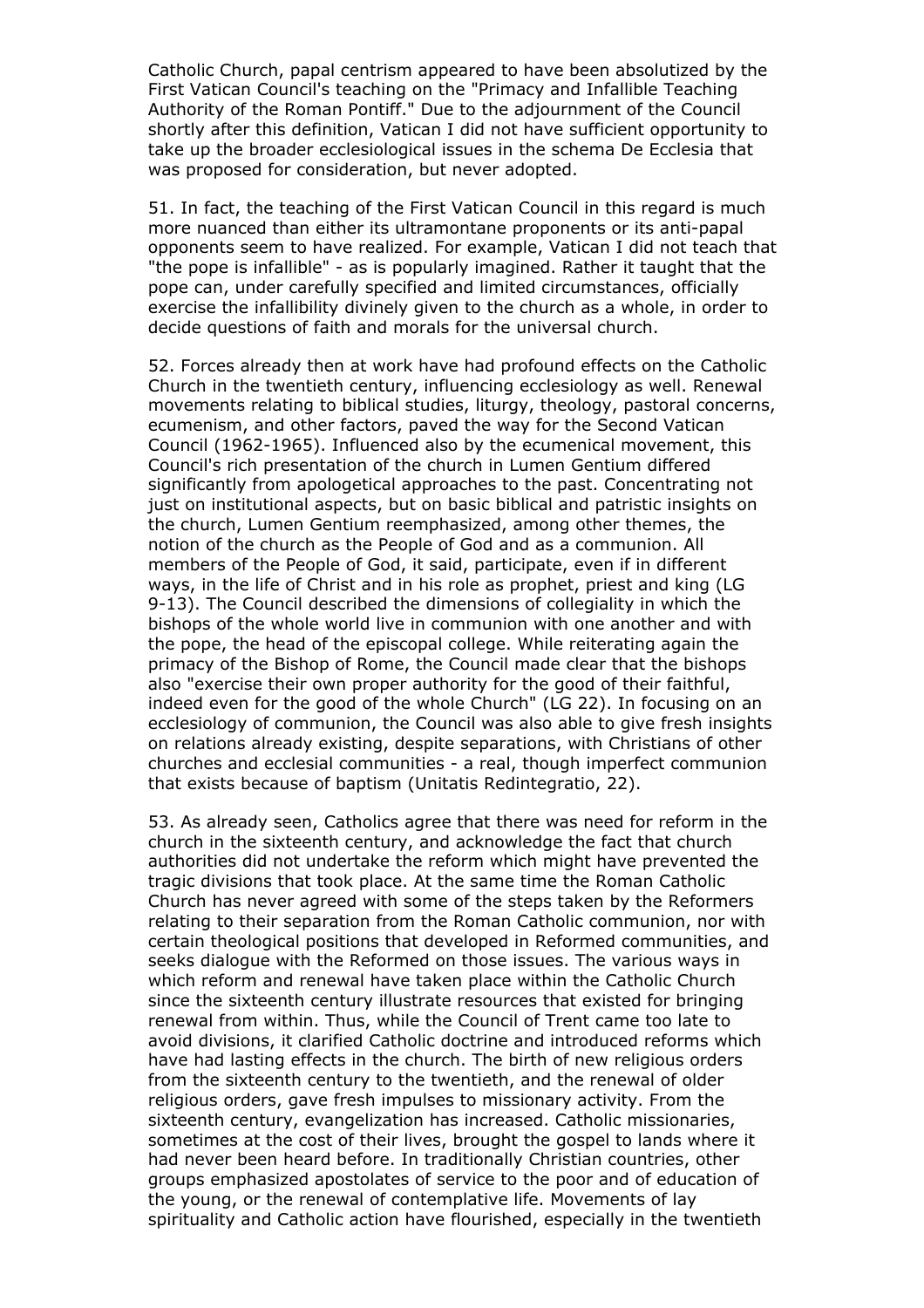Catholic Church, papal centrism appeared to have been absolutized by the First Vatican Council's teaching on the "Primacy and Infallible Teaching Authority of the Roman Pontiff." Due to the adjournment of the Council shortly after this definition, Vatican I did not have sufficient opportunity to take up the broader ecclesiological issues in the schema De Ecclesia that was proposed for consideration, but never adopted.

51. In fact, the teaching of the First Vatican Council in this regard is much more nuanced than either its ultramontane proponents or its anti-papal opponents seem to have realized. For example, Vatican I did not teach that "the pope is infallible" - as is popularly imagined. Rather it taught that the pope can, under carefully specified and limited circumstances, officially exercise the infallibility divinely given to the church as a whole, in order to decide questions of faith and morals for the universal church.

52. Forces already then at work have had profound effects on the Catholic Church in the twentieth century, influencing ecclesiology as well. Renewal movements relating to biblical studies, liturgy, theology, pastoral concerns, ecumenism, and other factors, paved the way for the Second Vatican Council (1962-1965). Influenced also by the ecumenical movement, this Council's rich presentation of the church in Lumen Gentium differed significantly from apologetical approaches to the past. Concentrating not just on institutional aspects, but on basic biblical and patristic insights on the church, Lumen Gentium reemphasized, among other themes, the notion of the church as the People of God and as a communion. All members of the People of God, it said, participate, even if in different ways, in the life of Christ and in his role as prophet, priest and king (LG 9-13). The Council described the dimensions of collegiality in which the bishops of the whole world live in communion with one another and with the pope, the head of the episcopal college. While reiterating again the primacy of the Bishop of Rome, the Council made clear that the bishops also "exercise their own proper authority for the good of their faithful, indeed even for the good of the whole Church" (LG 22). In focusing on an ecclesiology of communion, the Council was also able to give fresh insights on relations already existing, despite separations, with Christians of other churches and ecclesial communities - a real, though imperfect communion that exists because of baptism (Unitatis Redintegratio, 22).

53. As already seen, Catholics agree that there was need for reform in the church in the sixteenth century, and acknowledge the fact that church authorities did not undertake the reform which might have prevented the tragic divisions that took place. At the same time the Roman Catholic Church has never agreed with some of the steps taken by the Reformers relating to their separation from the Roman Catholic communion, nor with certain theological positions that developed in Reformed communities, and seeks dialogue with the Reformed on those issues. The various ways in which reform and renewal have taken place within the Catholic Church since the sixteenth century illustrate resources that existed for bringing renewal from within. Thus, while the Council of Trent came too late to avoid divisions, it clarified Catholic doctrine and introduced reforms which have had lasting effects in the church. The birth of new religious orders from the sixteenth century to the twentieth, and the renewal of older religious orders, gave fresh impulses to missionary activity. From the sixteenth century, evangelization has increased. Catholic missionaries, sometimes at the cost of their lives, brought the gospel to lands where it had never been heard before. In traditionally Christian countries, other groups emphasized apostolates of service to the poor and of education of the young, or the renewal of contemplative life. Movements of lay spirituality and Catholic action have flourished, especially in the twentieth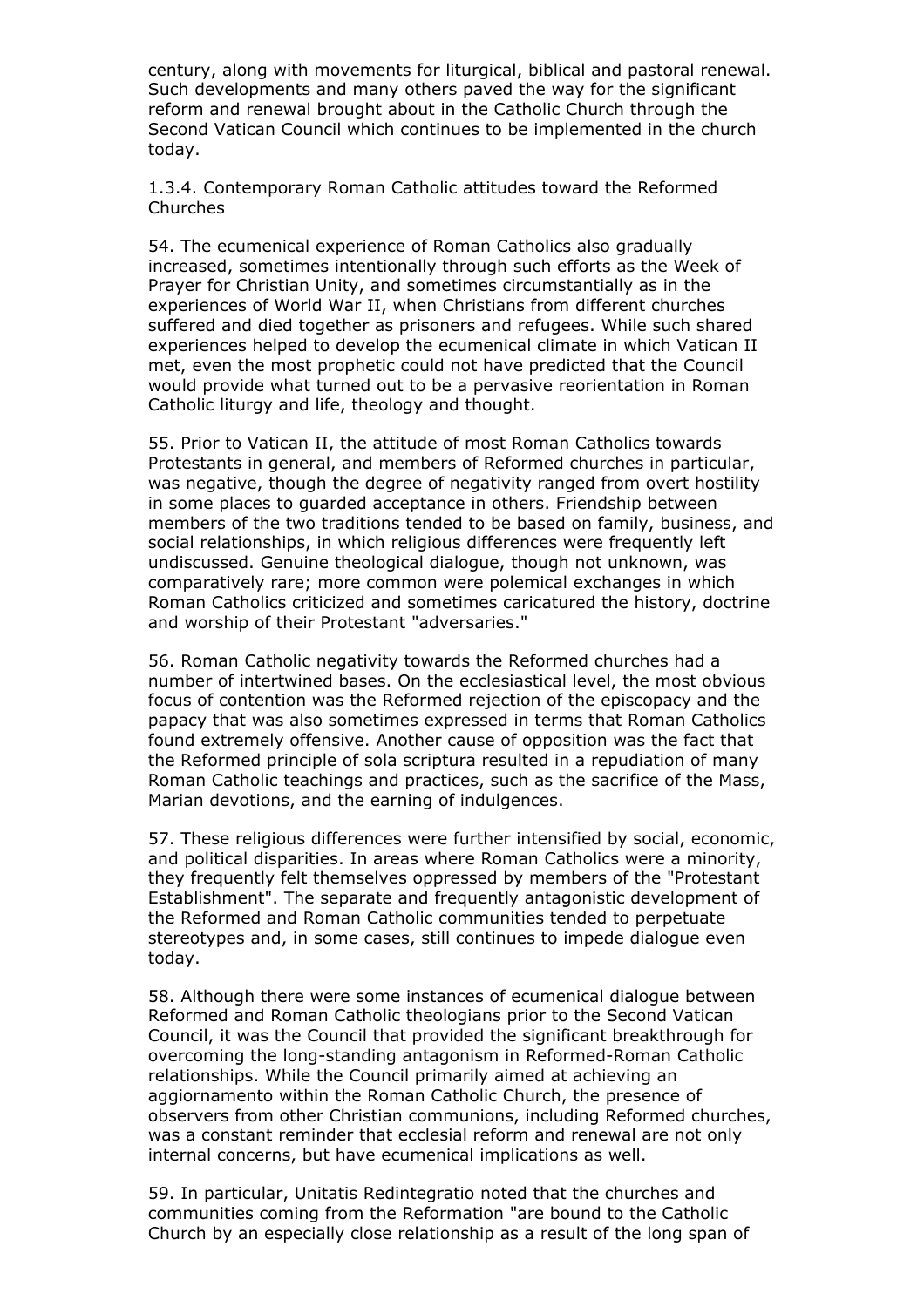century, along with movements for liturgical, biblical and pastoral renewal. Such developments and many others paved the way for the significant reform and renewal brought about in the Catholic Church through the Second Vatican Council which continues to be implemented in the church today.

#### 1.3.4. Contemporary Roman Catholic attitudes toward the Reformed Churches

54. The ecumenical experience of Roman Catholics also gradually increased, sometimes intentionally through such efforts as the Week of Prayer for Christian Unity, and sometimes circumstantially as in the experiences of World War II, when Christians from different churches suffered and died together as prisoners and refugees. While such shared experiences helped to develop the ecumenical climate in which Vatican II met, even the most prophetic could not have predicted that the Council would provide what turned out to be a pervasive reorientation in Roman Catholic liturgy and life, theology and thought.

55. Prior to Vatican II, the attitude of most Roman Catholics towards Protestants in general, and members of Reformed churches in particular, was negative, though the degree of negativity ranged from overt hostility in some places to guarded acceptance in others. Friendship between members of the two traditions tended to be based on family, business, and social relationships, in which religious differences were frequently left undiscussed. Genuine theological dialogue, though not unknown, was comparatively rare; more common were polemical exchanges in which Roman Catholics criticized and sometimes caricatured the history, doctrine and worship of their Protestant "adversaries."

56. Roman Catholic negativity towards the Reformed churches had a number of intertwined bases. On the ecclesiastical level, the most obvious focus of contention was the Reformed rejection of the episcopacy and the papacy that was also sometimes expressed in terms that Roman Catholics found extremely offensive. Another cause of opposition was the fact that the Reformed principle of sola scriptura resulted in a repudiation of many Roman Catholic teachings and practices, such as the sacrifice of the Mass, Marian devotions, and the earning of indulgences.

57. These religious differences were further intensified by social, economic, and political disparities. In areas where Roman Catholics were a minority, they frequently felt themselves oppressed by members of the "Protestant Establishment". The separate and frequently antagonistic development of the Reformed and Roman Catholic communities tended to perpetuate stereotypes and, in some cases, still continues to impede dialogue even today.

58. Although there were some instances of ecumenical dialogue between Reformed and Roman Catholic theologians prior to the Second Vatican Council, it was the Council that provided the significant breakthrough for overcoming the long-standing antagonism in Reformed-Roman Catholic relationships. While the Council primarily aimed at achieving an aggiornamento within the Roman Catholic Church, the presence of observers from other Christian communions, including Reformed churches, was a constant reminder that ecclesial reform and renewal are not only internal concerns, but have ecumenical implications as well.

59. In particular, Unitatis Redintegratio noted that the churches and communities coming from the Reformation "are bound to the Catholic Church by an especially close relationship as a result of the long span of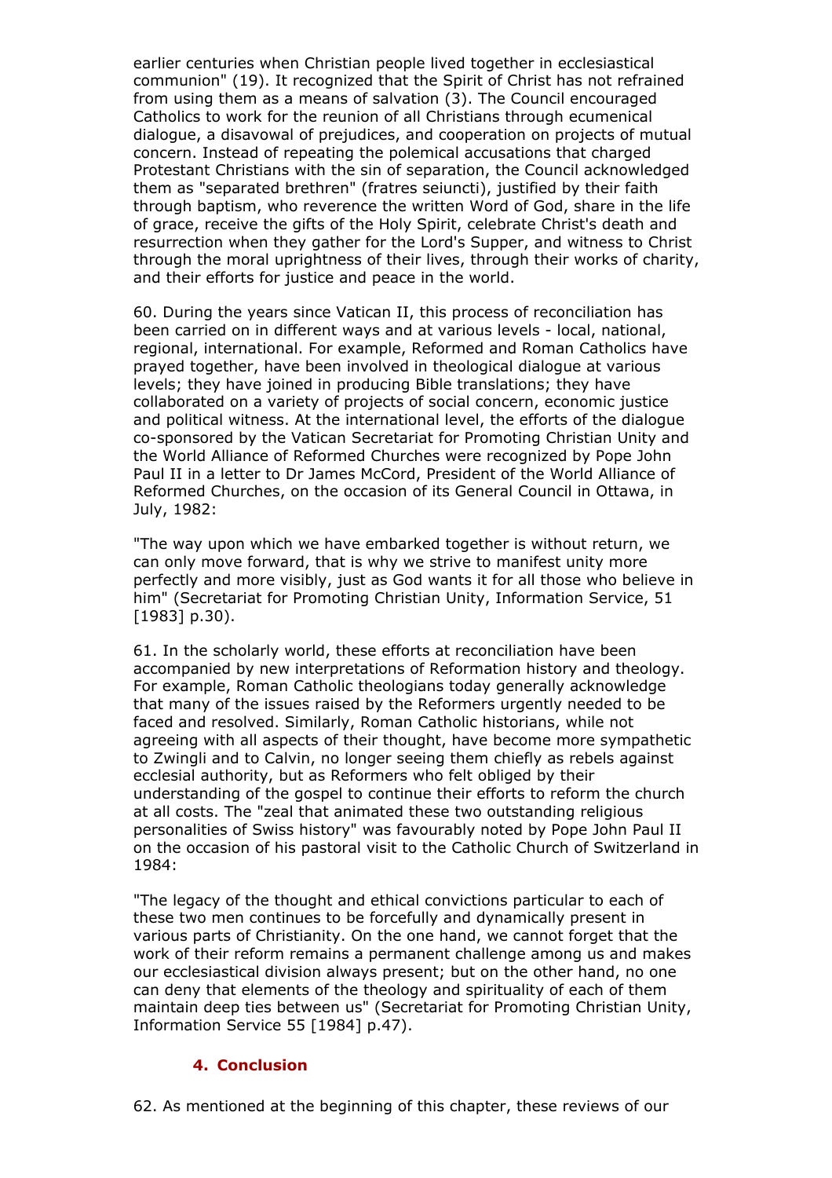earlier centuries when Christian people lived together in ecclesiastical communion" (19). It recognized that the Spirit of Christ has not refrained from using them as a means of salvation (3). The Council encouraged Catholics to work for the reunion of all Christians through ecumenical dialogue, a disavowal of prejudices, and cooperation on projects of mutual concern. Instead of repeating the polemical accusations that charged Protestant Christians with the sin of separation, the Council acknowledged them as "separated brethren" (fratres seiuncti), justified by their faith through baptism, who reverence the written Word of God, share in the life of grace, receive the gifts of the Holy Spirit, celebrate Christ's death and resurrection when they gather for the Lord's Supper, and witness to Christ through the moral uprightness of their lives, through their works of charity, and their efforts for justice and peace in the world.

60. During the years since Vatican II, this process of reconciliation has been carried on in different ways and at various levels - local, national, regional, international. For example, Reformed and Roman Catholics have prayed together, have been involved in theological dialogue at various levels; they have joined in producing Bible translations; they have collaborated on a variety of projects of social concern, economic justice and political witness. At the international level, the efforts of the dialogue co-sponsored by the Vatican Secretariat for Promoting Christian Unity and the World Alliance of Reformed Churches were recognized by Pope John Paul II in a letter to Dr James McCord, President of the World Alliance of Reformed Churches, on the occasion of its General Council in Ottawa, in July, 1982:

"The way upon which we have embarked together is without return, we can only move forward, that is why we strive to manifest unity more perfectly and more visibly, just as God wants it for all those who believe in him" (Secretariat for Promoting Christian Unity, Information Service, 51 [1983] p.30).

61. In the scholarly world, these efforts at reconciliation have been accompanied by new interpretations of Reformation history and theology. For example, Roman Catholic theologians today generally acknowledge that many of the issues raised by the Reformers urgently needed to be faced and resolved. Similarly, Roman Catholic historians, while not agreeing with all aspects of their thought, have become more sympathetic to Zwingli and to Calvin, no longer seeing them chiefly as rebels against ecclesial authority, but as Reformers who felt obliged by their understanding of the gospel to continue their efforts to reform the church at all costs. The "zeal that animated these two outstanding religious personalities of Swiss history" was favourably noted by Pope John Paul II on the occasion of his pastoral visit to the Catholic Church of Switzerland in 1984:

"The legacy of the thought and ethical convictions particular to each of these two men continues to be forcefully and dynamically present in various parts of Christianity. On the one hand, we cannot forget that the work of their reform remains a permanent challenge among us and makes our ecclesiastical division always present; but on the other hand, no one can deny that elements of the theology and spirituality of each of them maintain deep ties between us" (Secretariat for Promoting Christian Unity, Information Service 55 [1984] p.47).

### 4. Conclusion

62. As mentioned at the beginning of this chapter, these reviews of our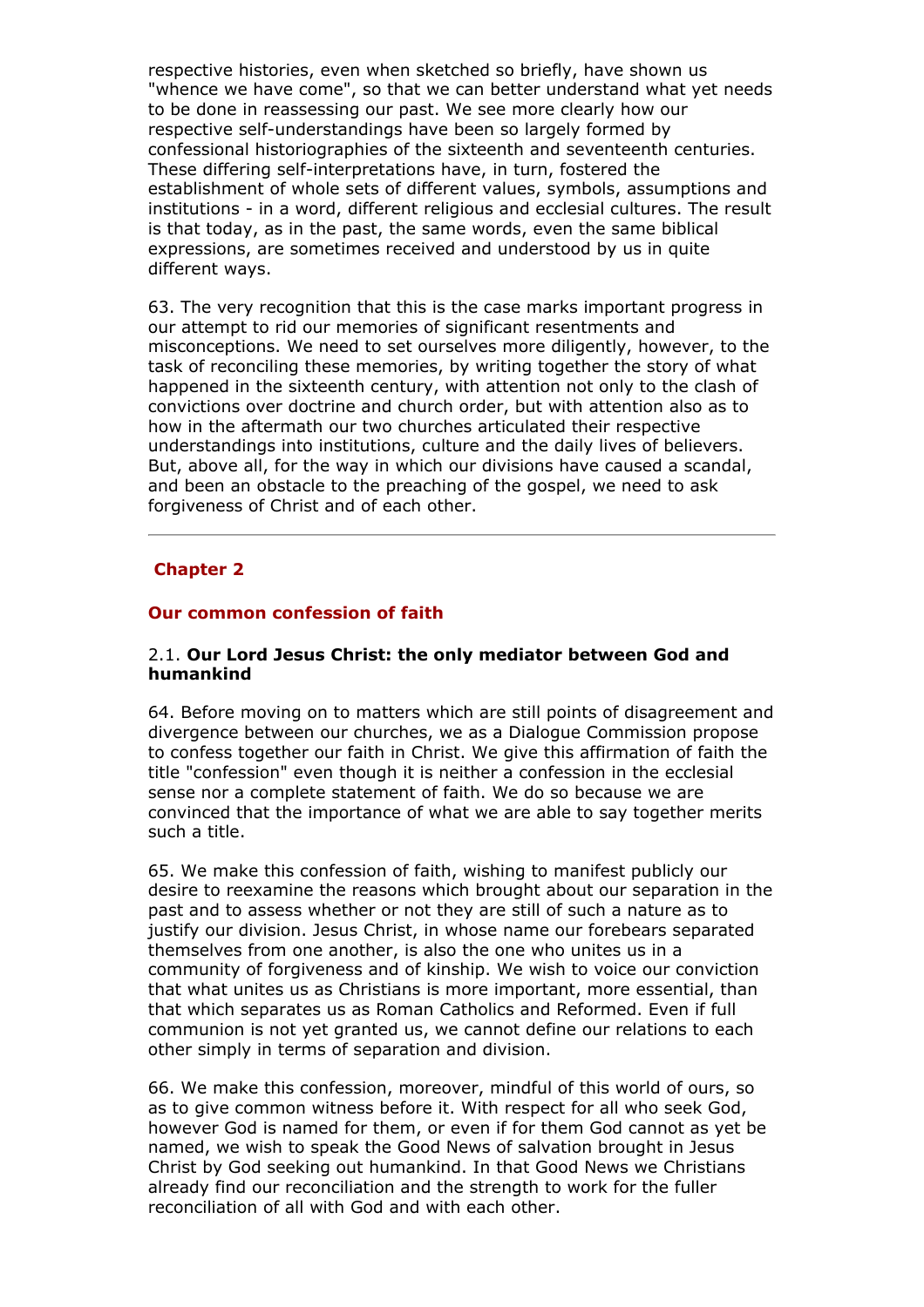respective histories, even when sketched so briefly, have shown us "whence we have come", so that we can better understand what yet needs to be done in reassessing our past. We see more clearly how our respective self-understandings have been so largely formed by confessional historiographies of the sixteenth and seventeenth centuries. These differing self-interpretations have, in turn, fostered the establishment of whole sets of different values, symbols, assumptions and institutions - in a word, different religious and ecclesial cultures. The result is that today, as in the past, the same words, even the same biblical expressions, are sometimes received and understood by us in quite different ways.

63. The very recognition that this is the case marks important progress in our attempt to rid our memories of significant resentments and misconceptions. We need to set ourselves more diligently, however, to the task of reconciling these memories, by writing together the story of what happened in the sixteenth century, with attention not only to the clash of convictions over doctrine and church order, but with attention also as to how in the aftermath our two churches articulated their respective understandings into institutions, culture and the daily lives of believers. But, above all, for the way in which our divisions have caused a scandal, and been an obstacle to the preaching of the gospel, we need to ask forgiveness of Christ and of each other.

---

## Chapter 2

## Our common confession of faith

### 2.1. **Our Lord Jesus Christ: the only mediator between God and humankind**

64. Before moving on to matters which are still points of disagreement and divergence between our churches, we as a Dialogue Commission propose to confess together our faith in Christ. We give this affirmation of faith the title "confession" even though it is neither a confession in the ecclesial sense nor a complete statement of faith. We do so because we are convinced that the importance of what we are able to say together merits such a title.

65. We make this confession of faith, wishing to manifest publicly our desire to reexamine the reasons which brought about our separation in the past and to assess whether or not they are still of such a nature as to justify our division. Jesus Christ, in whose name our forebears separated themselves from one another, is also the one who unites us in a community of forgiveness and of kinship. We wish to voice our conviction that what unites us as Christians is more important, more essential, than that which separates us as Roman Catholics and Reformed. Even if full communion is not yet granted us, we cannot define our relations to each other simply in terms of separation and division.

66. We make this confession, moreover, mindful of this world of ours, so as to give common witness before it. With respect for all who seek God, however God is named for them, or even if for them God cannot as yet be named, we wish to speak the Good News of salvation brought in Jesus Christ by God seeking out humankind. In that Good News we Christians already find our reconciliation and the strength to work for the fuller reconciliation of all with God and with each other.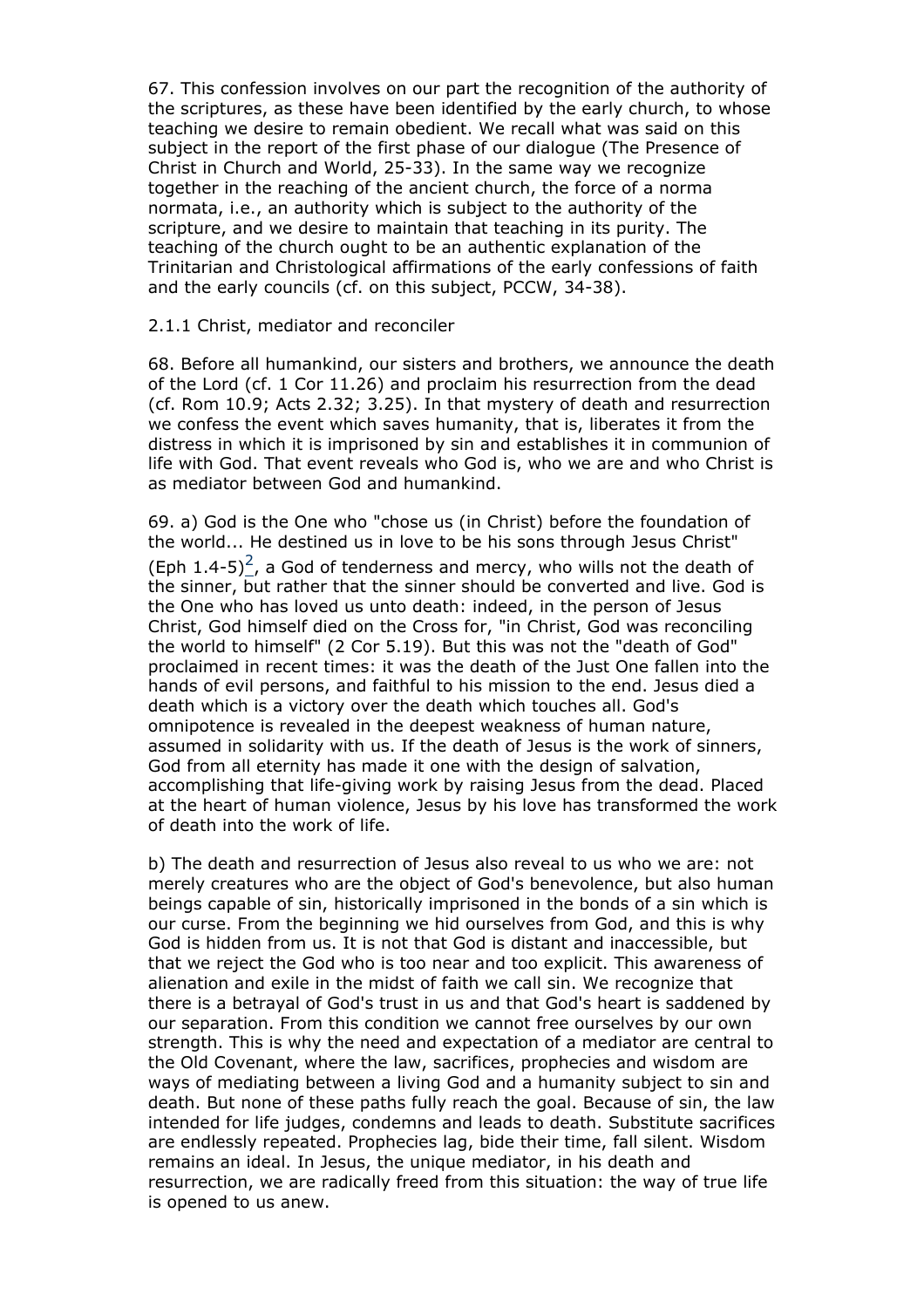67. This confession involves on our part the recognition of the authority of the scriptures, as these have been identified by the early church, to whose teaching we desire to remain obedient. We recall what was said on this subject in the report of the first phase of our dialogue (The Presence of Christ in Church and World, 25-33). In the same way we recognize together in the reaching of the ancient church, the force of a norma normata, i.e., an authority which is subject to the authority of the scripture, and we desire to maintain that teaching in its purity. The teaching of the church ought to be an authentic explanation of the Trinitarian and Christological affirmations of the early confessions of faith and the early councils (cf. on this subject, PCCW, 34-38).

### 2.1.1 Christ, mediator and reconciler

68. Before all humankind, our sisters and brothers, we announce the death of the Lord (cf. 1 Cor 11.26) and proclaim his resurrection from the dead (cf. Rom 10.9; Acts 2.32; 3.25). In that mystery of death and resurrection we confess the event which saves humanity, that is, liberates it from the distress in which it is imprisoned by sin and establishes it in communion of life with God. That event reveals who God is, who we are and who Christ is as mediator between God and humankind.

69. a) God is the One who "chose us (in Christ) before the foundation of the world... He destined us in love to be his sons through Jesus Christ" (Eph 1.4-5)[2], a God of tenderness and mercy, who wills not the death of the sinner, but rather that the sinner should be converted and live. God is the One who has loved us unto death: indeed, in the person of Jesus Christ, God himself died on the Cross for, "in Christ, God was reconciling the world to himself" (2 Cor 5.19). But this was not the "death of God" proclaimed in recent times: it was the death of the Just One fallen into the hands of evil persons, and faithful to his mission to the end. Jesus died a death which is a victory over the death which touches all. God's omnipotence is revealed in the deepest weakness of human nature, assumed in solidarity with us. If the death of Jesus is the work of sinners, God from all eternity has made it one with the design of salvation, accomplishing that life-giving work by raising Jesus from the dead. Placed at the heart of human violence, Jesus by his love has transformed the work of death into the work of life.

b) The death and resurrection of Jesus also reveal to us who we are: not merely creatures who are the object of God's benevolence, but also human beings capable of sin, historically imprisoned in the bonds of a sin which is our curse. From the beginning we hid ourselves from God, and this is why God is hidden from us. It is not that God is distant and inaccessible, but that we reject the God who is too near and too explicit. This awareness of alienation and exile in the midst of faith we call sin. We recognize that there is a betrayal of God's trust in us and that God's heart is saddened by our separation. From this condition we cannot free ourselves by our own strength. This is why the need and expectation of a mediator are central to the Old Covenant, where the law, sacrifices, prophecies and wisdom are ways of mediating between a living God and a humanity subject to sin and death. But none of these paths fully reach the goal. Because of sin, the law intended for life judges, condemns and leads to death. Substitute sacrifices are endlessly repeated. Prophecies lag, bide their time, fall silent. Wisdom remains an ideal. In Jesus, the unique mediator, in his death and resurrection, we are radically freed from this situation: the way of true life is opened to us anew.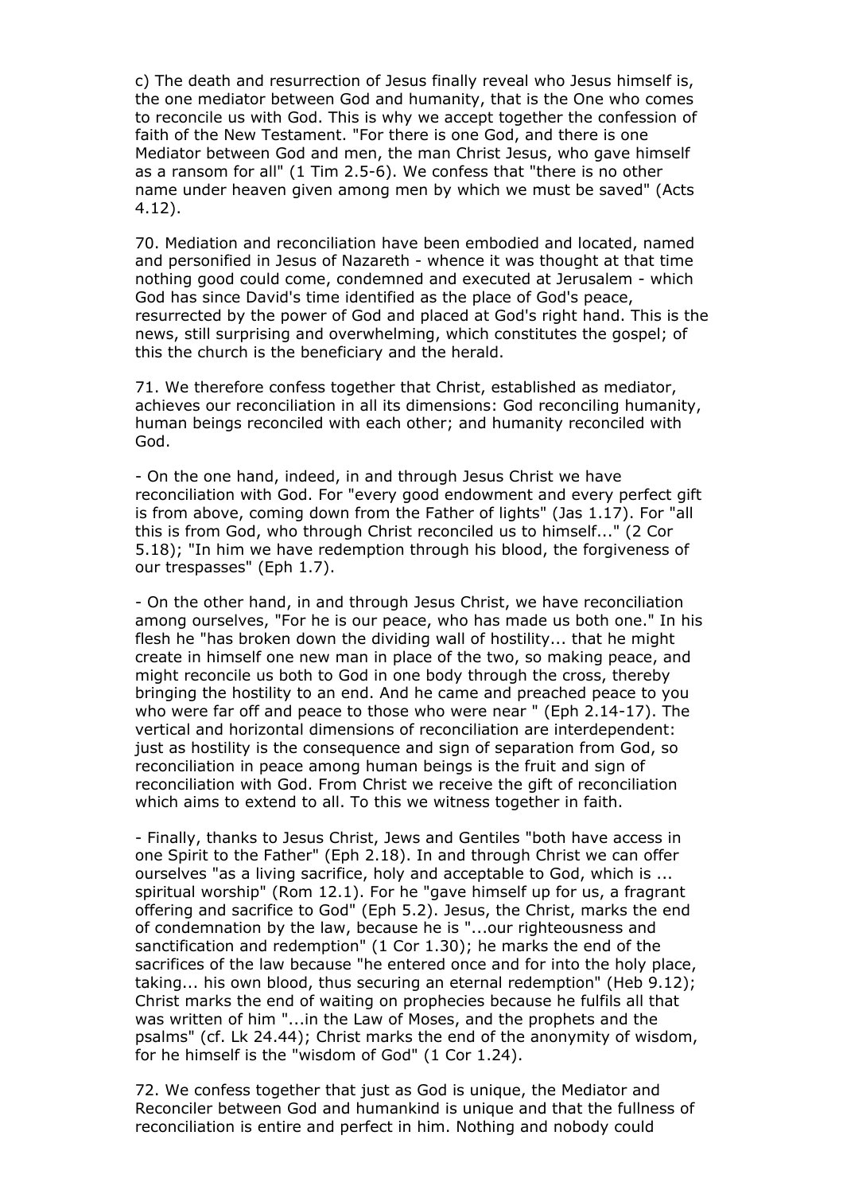c) The death and resurrection of Jesus finally reveal who Jesus himself is, the one mediator between God and humanity, that is the One who comes to reconcile us with God. This is why we accept together the confession of faith of the New Testament. "For there is one God, and there is one Mediator between God and men, the man Christ Jesus, who gave himself as a ransom for all" (1 Tim 2.5-6). We confess that "there is no other name under heaven given among men by which we must be saved" (Acts 4.12).

70. Mediation and reconciliation have been embodied and located, named and personified in Jesus of Nazareth - whence it was thought at that time nothing good could come, condemned and executed at Jerusalem - which God has since David's time identified as the place of God's peace, resurrected by the power of God and placed at God's right hand. This is the news, still surprising and overwhelming, which constitutes the gospel; of this the church is the beneficiary and the herald.

71. We therefore confess together that Christ, established as mediator, achieves our reconciliation in all its dimensions: God reconciling humanity, human beings reconciled with each other; and humanity reconciled with God.

- On the one hand, indeed, in and through Jesus Christ we have reconciliation with God. For "every good endowment and every perfect gift is from above, coming down from the Father of lights" (Jas 1.17). For "all this is from God, who through Christ reconciled us to himself..." (2 Cor 5.18); "In him we have redemption through his blood, the forgiveness of our trespasses" (Eph 1.7).

- On the other hand, in and through Jesus Christ, we have reconciliation among ourselves, "For he is our peace, who has made us both one." In his flesh he "has broken down the dividing wall of hostility... that he might create in himself one new man in place of the two, so making peace, and might reconcile us both to God in one body through the cross, thereby bringing the hostility to an end. And he came and preached peace to you who were far off and peace to those who were near " (Eph 2.14-17). The vertical and horizontal dimensions of reconciliation are interdependent: just as hostility is the consequence and sign of separation from God, so reconciliation in peace among human beings is the fruit and sign of reconciliation with God. From Christ we receive the gift of reconciliation which aims to extend to all. To this we witness together in faith.

- Finally, thanks to Jesus Christ, Jews and Gentiles "both have access in one Spirit to the Father" (Eph 2.18). In and through Christ we can offer ourselves "as a living sacrifice, holy and acceptable to God, which is ... spiritual worship" (Rom 12.1). For he "gave himself up for us, a fragrant offering and sacrifice to God" (Eph 5.2). Jesus, the Christ, marks the end of condemnation by the law, because he is "...our righteousness and sanctification and redemption" (1 Cor 1.30); he marks the end of the sacrifices of the law because "he entered once and for into the holy place, taking... his own blood, thus securing an eternal redemption" (Heb 9.12); Christ marks the end of waiting on prophecies because he fulfils all that was written of him "...in the Law of Moses, and the prophets and the psalms" (cf. Lk 24.44); Christ marks the end of the anonymity of wisdom, for he himself is the "wisdom of God" (1 Cor 1.24).

72. We confess together that just as God is unique, the Mediator and Reconciler between God and humankind is unique and that the fullness of reconciliation is entire and perfect in him. Nothing and nobody could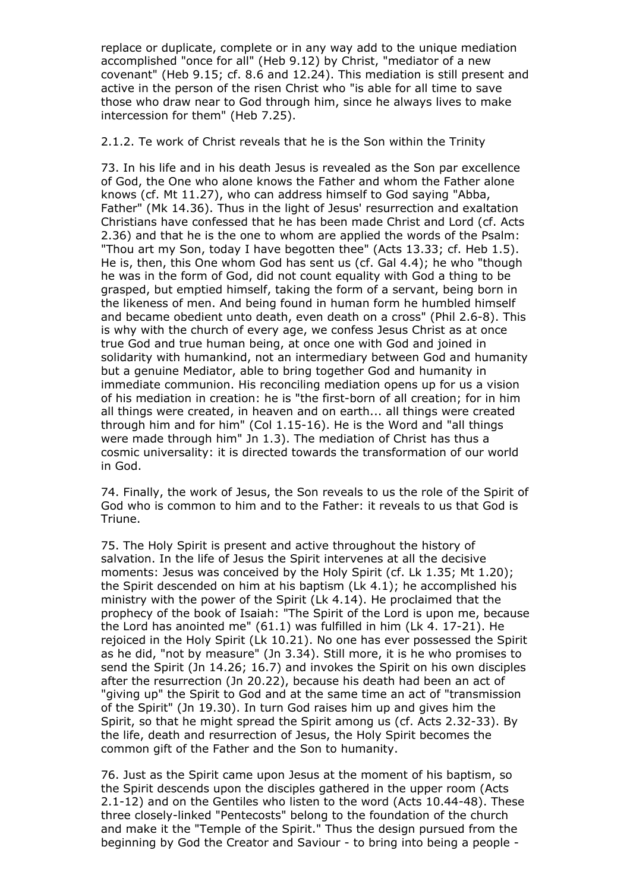replace or duplicate, complete or in any way add to the unique mediation accomplished "once for all" (Heb 9.12) by Christ, "mediator of a new covenant" (Heb 9.15; cf. 8.6 and 12.24). This mediation is still present and active in the person of the risen Christ who "is able for all time to save those who draw near to God through him, since he always lives to make intercession for them" (Heb 7.25).

2.1.2. Te work of Christ reveals that he is the Son within the Trinity

73. In his life and in his death Jesus is revealed as the Son par excellence of God, the One who alone knows the Father and whom the Father alone knows (cf. Mt 11.27), who can address himself to God saying "Abba, Father" (Mk 14.36). Thus in the light of Jesus' resurrection and exaltation Christians have confessed that he has been made Christ and Lord (cf. Acts 2.36) and that he is the one to whom are applied the words of the Psalm: "Thou art my Son, today I have begotten thee" (Acts 13.33; cf. Heb 1.5). He is, then, this One whom God has sent us (cf. Gal 4.4); he who "though he was in the form of God, did not count equality with God a thing to be grasped, but emptied himself, taking the form of a servant, being born in the likeness of men. And being found in human form he humbled himself and became obedient unto death, even death on a cross" (Phil 2.6-8). This is why with the church of every age, we confess Jesus Christ as at once true God and true human being, at once one with God and joined in solidarity with humankind, not an intermediary between God and humanity but a genuine Mediator, able to bring together God and humanity in immediate communion. His reconciling mediation opens up for us a vision of his mediation in creation: he is "the first-born of all creation; for in him all things were created, in heaven and on earth... all things were created through him and for him" (Col 1.15-16). He is the Word and "all things were made through him" Jn 1.3). The mediation of Christ has thus a cosmic universality: it is directed towards the transformation of our world in God.

74. Finally, the work of Jesus, the Son reveals to us the role of the Spirit of God who is common to him and to the Father: it reveals to us that God is Triune.

75. The Holy Spirit is present and active throughout the history of salvation. In the life of Jesus the Spirit intervenes at all the decisive moments: Jesus was conceived by the Holy Spirit (cf. Lk 1.35; Mt 1.20); the Spirit descended on him at his baptism (Lk 4.1); he accomplished his ministry with the power of the Spirit (Lk 4.14). He proclaimed that the prophecy of the book of Isaiah: "The Spirit of the Lord is upon me, because the Lord has anointed me" (61.1) was fulfilled in him (Lk 4. 17-21). He rejoiced in the Holy Spirit (Lk 10.21). No one has ever possessed the Spirit as he did, "not by measure" (Jn 3.34). Still more, it is he who promises to send the Spirit (Jn 14.26; 16.7) and invokes the Spirit on his own disciples after the resurrection (Jn 20.22), because his death had been an act of "giving up" the Spirit to God and at the same time an act of "transmission of the Spirit" (Jn 19.30). In turn God raises him up and gives him the Spirit, so that he might spread the Spirit among us (cf. Acts 2.32-33). By the life, death and resurrection of Jesus, the Holy Spirit becomes the common gift of the Father and the Son to humanity.

76. Just as the Spirit came upon Jesus at the moment of his baptism, so the Spirit descends upon the disciples gathered in the upper room (Acts 2.1-12) and on the Gentiles who listen to the word (Acts 10.44-48). These three closely-linked "Pentecosts" belong to the foundation of the church and make it the "Temple of the Spirit." Thus the design pursued from the beginning by God the Creator and Saviour - to bring into being a people -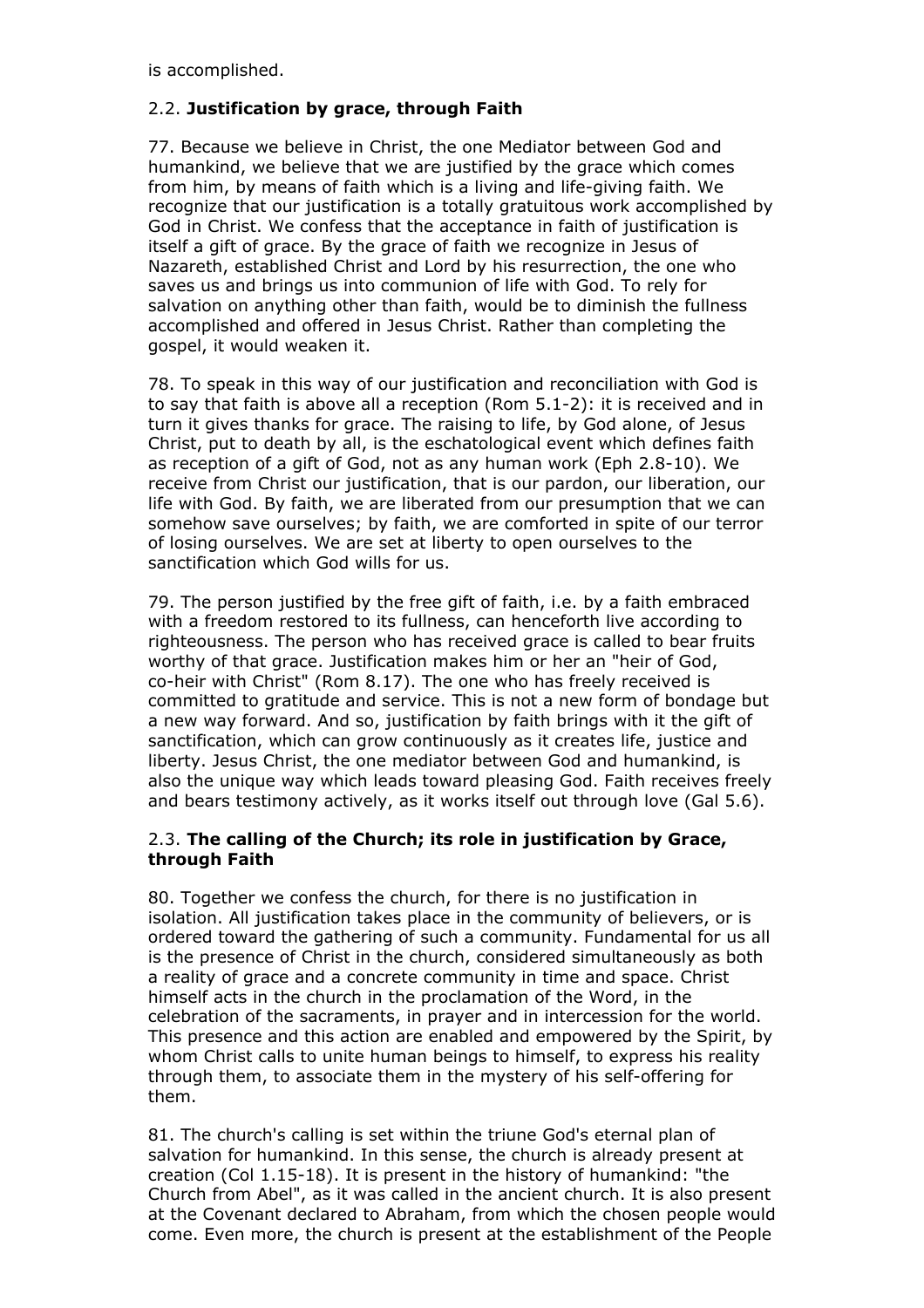is accomplished.

### 2.2. **Justification by grace, through Faith**

77. Because we believe in Christ, the one Mediator between God and humankind, we believe that we are justified by the grace which comes from him, by means of faith which is a living and life-giving faith. We recognize that our justification is a totally gratuitous work accomplished by God in Christ. We confess that the acceptance in faith of justification is itself a gift of grace. By the grace of faith we recognize in Jesus of Nazareth, established Christ and Lord by his resurrection, the one who saves us and brings us into communion of life with God. To rely for salvation on anything other than faith, would be to diminish the fullness accomplished and offered in Jesus Christ. Rather than completing the gospel, it would weaken it.

78. To speak in this way of our justification and reconciliation with God is to say that faith is above all a reception (Rom 5.1-2): it is received and in turn it gives thanks for grace. The raising to life, by God alone, of Jesus Christ, put to death by all, is the eschatological event which defines faith as reception of a gift of God, not as any human work (Eph 2.8-10). We receive from Christ our justification, that is our pardon, our liberation, our life with God. By faith, we are liberated from our presumption that we can somehow save ourselves; by faith, we are comforted in spite of our terror of losing ourselves. We are set at liberty to open ourselves to the sanctification which God wills for us.

79. The person justified by the free gift of faith, i.e. by a faith embraced with a freedom restored to its fullness, can henceforth live according to righteousness. The person who has received grace is called to bear fruits worthy of that grace. Justification makes him or her an "heir of God, co-heir with Christ" (Rom 8.17). The one who has freely received is committed to gratitude and service. This is not a new form of bondage but a new way forward. And so, justification by faith brings with it the gift of sanctification, which can grow continuously as it creates life, justice and liberty. Jesus Christ, the one mediator between God and humankind, is also the unique way which leads toward pleasing God. Faith receives freely and bears testimony actively, as it works itself out through love (Gal 5.6).

### 2.3. **The calling of the Church; its role in justification by Grace, through Faith**

80. Together we confess the church, for there is no justification in isolation. All justification takes place in the community of believers, or is ordered toward the gathering of such a community. Fundamental for us all is the presence of Christ in the church, considered simultaneously as both a reality of grace and a concrete community in time and space. Christ himself acts in the church in the proclamation of the Word, in the celebration of the sacraments, in prayer and in intercession for the world. This presence and this action are enabled and empowered by the Spirit, by whom Christ calls to unite human beings to himself, to express his reality through them, to associate them in the mystery of his self-offering for them.

81. The church's calling is set within the triune God's eternal plan of salvation for humankind. In this sense, the church is already present at creation (Col 1.15-18). It is present in the history of humankind: "the Church from Abel", as it was called in the ancient church. It is also present at the Covenant declared to Abraham, from which the chosen people would come. Even more, the church is present at the establishment of the People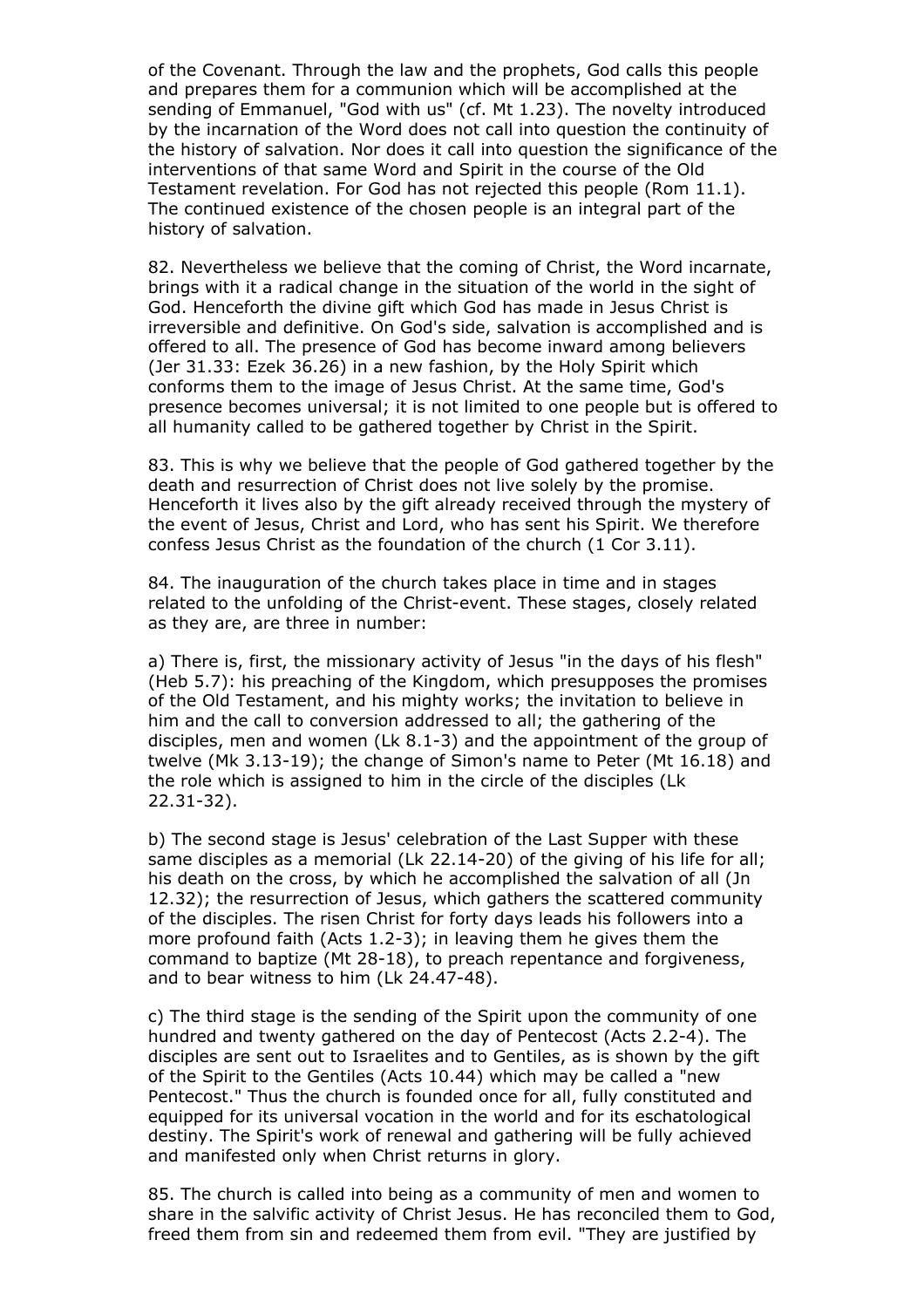of the Covenant. Through the law and the prophets, God calls this people and prepares them for a communion which will be accomplished at the sending of Emmanuel, "God with us" (cf. Mt 1.23). The novelty introduced by the incarnation of the Word does not call into question the continuity of the history of salvation. Nor does it call into question the significance of the interventions of that same Word and Spirit in the course of the Old Testament revelation. For God has not rejected this people (Rom 11.1). The continued existence of the chosen people is an integral part of the history of salvation.

82. Nevertheless we believe that the coming of Christ, the Word incarnate, brings with it a radical change in the situation of the world in the sight of God. Henceforth the divine gift which God has made in Jesus Christ is irreversible and definitive. On God's side, salvation is accomplished and is offered to all. The presence of God has become inward among believers (Jer 31.33: Ezek 36.26) in a new fashion, by the Holy Spirit which conforms them to the image of Jesus Christ. At the same time, God's presence becomes universal; it is not limited to one people but is offered to all humanity called to be gathered together by Christ in the Spirit.

83. This is why we believe that the people of God gathered together by the death and resurrection of Christ does not live solely by the promise. Henceforth it lives also by the gift already received through the mystery of the event of Jesus, Christ and Lord, who has sent his Spirit. We therefore confess Jesus Christ as the foundation of the church (1 Cor 3.11).

84. The inauguration of the church takes place in time and in stages related to the unfolding of the Christ-event. These stages, closely related as they are, are three in number:

a) There is, first, the missionary activity of Jesus "in the days of his flesh" (Heb 5.7): his preaching of the Kingdom, which presupposes the promises of the Old Testament, and his mighty works; the invitation to believe in him and the call to conversion addressed to all; the gathering of the disciples, men and women (Lk 8.1-3) and the appointment of the group of twelve (Mk 3.13-19); the change of Simon's name to Peter (Mt 16.18) and the role which is assigned to him in the circle of the disciples (Lk 22.31-32).

b) The second stage is Jesus' celebration of the Last Supper with these same disciples as a memorial (Lk 22.14-20) of the giving of his life for all; his death on the cross, by which he accomplished the salvation of all (Jn 12.32); the resurrection of Jesus, which gathers the scattered community of the disciples. The risen Christ for forty days leads his followers into a more profound faith (Acts 1.2-3); in leaving them he gives them the command to baptize (Mt 28-18), to preach repentance and forgiveness, and to bear witness to him (Lk 24.47-48).

c) The third stage is the sending of the Spirit upon the community of one hundred and twenty gathered on the day of Pentecost (Acts 2.2-4). The disciples are sent out to Israelites and to Gentiles, as is shown by the gift of the Spirit to the Gentiles (Acts 10.44) which may be called a "new Pentecost." Thus the church is founded once for all, fully constituted and equipped for its universal vocation in the world and for its eschatological destiny. The Spirit's work of renewal and gathering will be fully achieved and manifested only when Christ returns in glory.

85. The church is called into being as a community of men and women to share in the salvific activity of Christ Jesus. He has reconciled them to God, freed them from sin and redeemed them from evil. "They are justified by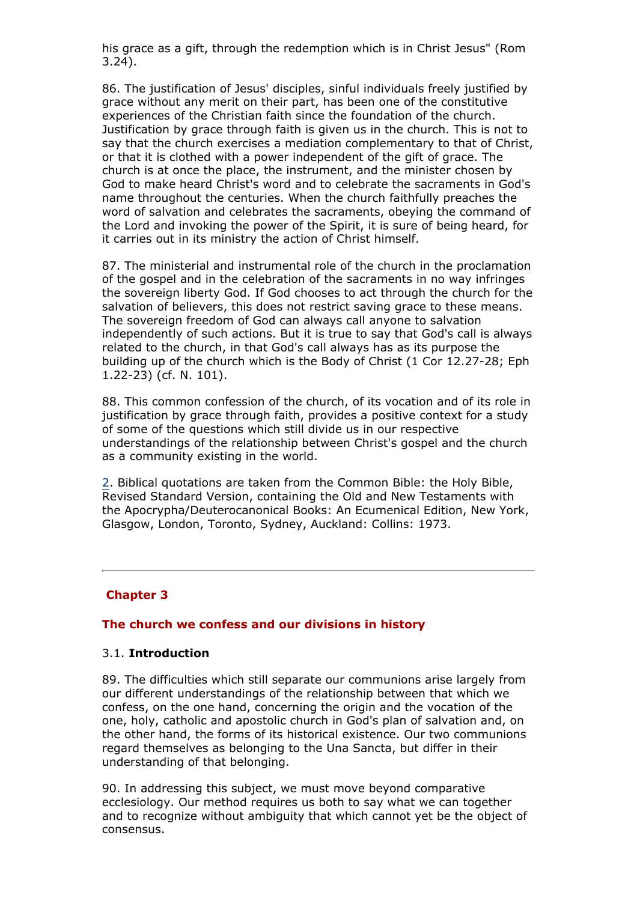his grace as a gift, through the redemption which is in Christ Jesus" (Rom 3.24).

86. The justification of Jesus' disciples, sinful individuals freely justified by grace without any merit on their part, has been one of the constitutive experiences of the Christian faith since the foundation of the church. Justification by grace through faith is given us in the church. This is not to say that the church exercises a mediation complementary to that of Christ, or that it is clothed with a power independent of the gift of grace. The church is at once the place, the instrument, and the minister chosen by God to make heard Christ's word and to celebrate the sacraments in God's name throughout the centuries. When the church faithfully preaches the word of salvation and celebrates the sacraments, obeying the command of the Lord and invoking the power of the Spirit, it is sure of being heard, for it carries out in its ministry the action of Christ himself.

87. The ministerial and instrumental role of the church in the proclamation of the gospel and in the celebration of the sacraments in no way infringes the sovereign liberty God. If God chooses to act through the church for the salvation of believers, this does not restrict saving grace to these means. The sovereign freedom of God can always call anyone to salvation independently of such actions. But it is true to say that God's call is always related to the church, in that God's call always has as its purpose the building up of the church which is the Body of Christ (1 Cor 12.27-28; Eph 1.22-23) (cf. N. 101).

88. This common confession of the church, of its vocation and of its role in justification by grace through faith, provides a positive context for a study of some of the questions which still divide us in our respective understandings of the relationship between Christ's gospel and the church as a community existing in the world.

2. Biblical quotations are taken from the Common Bible: the Holy Bible, Revised Standard Version, containing the Old and New Testaments with the Apocrypha/Deuterocanonical Books: An Ecumenical Edition, New York, Glasgow, London, Toronto, Sydney, Auckland: Collins: 1973.

---

## Chapter 3

### The church we confess and our divisions in history

#### 3.1. Introduction

89. The difficulties which still separate our communions arise largely from our different understandings of the relationship between that which we confess, on the one hand, concerning the origin and the vocation of the one, holy, catholic and apostolic church in God's plan of salvation and, on the other hand, the forms of its historical existence. Our two communions regard themselves as belonging to the Una Sancta, but differ in their understanding of that belonging.

90. In addressing this subject, we must move beyond comparative ecclesiology. Our method requires us both to say what we can together and to recognize without ambiguity that which cannot yet be the object of consensus.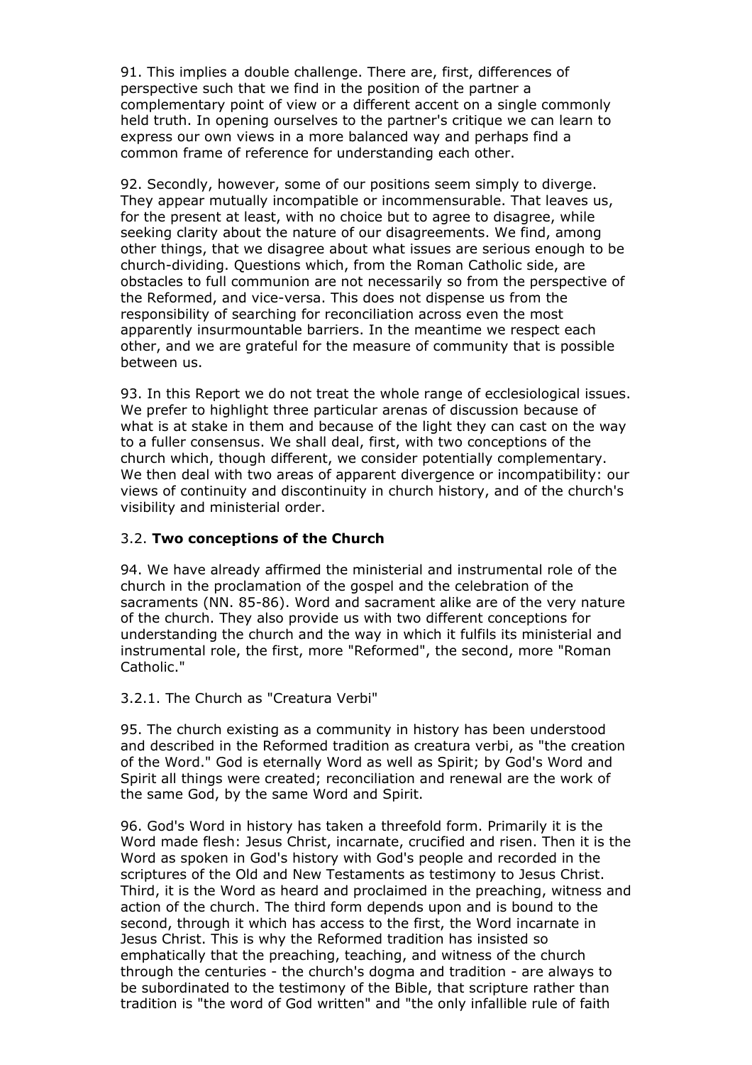91. This implies a double challenge. There are, first, differences of perspective such that we find in the position of the partner a complementary point of view or a different accent on a single commonly held truth. In opening ourselves to the partner's critique we can learn to express our own views in a more balanced way and perhaps find a common frame of reference for understanding each other.

92. Secondly, however, some of our positions seem simply to diverge. They appear mutually incompatible or incommensurable. That leaves us, for the present at least, with no choice but to agree to disagree, while seeking clarity about the nature of our disagreements. We find, among other things, that we disagree about what issues are serious enough to be church-dividing. Questions which, from the Roman Catholic side, are obstacles to full communion are not necessarily so from the perspective of the Reformed, and vice-versa. This does not dispense us from the responsibility of searching for reconciliation across even the most apparently insurmountable barriers. In the meantime we respect each other, and we are grateful for the measure of community that is possible between us.

93. In this Report we do not treat the whole range of ecclesiological issues. We prefer to highlight three particular arenas of discussion because of what is at stake in them and because of the light they can cast on the way to a fuller consensus. We shall deal, first, with two conceptions of the church which, though different, we consider potentially complementary. We then deal with two areas of apparent divergence or incompatibility: our views of continuity and discontinuity in church history, and of the church's visibility and ministerial order.

### 3.2. **Two conceptions of the Church**

94. We have already affirmed the ministerial and instrumental role of the church in the proclamation of the gospel and the celebration of the sacraments (NN. 85-86). Word and sacrament alike are of the very nature of the church. They also provide us with two different conceptions for understanding the church and the way in which it fulfils its ministerial and instrumental role, the first, more "Reformed", the second, more "Roman Catholic."

#### 3.2.1. The Church as "Creatura Verbi"

95. The church existing as a community in history has been understood and described in the Reformed tradition as creatura verbi, as "the creation of the Word." God is eternally Word as well as Spirit; by God's Word and Spirit all things were created; reconciliation and renewal are the work of the same God, by the same Word and Spirit.

96. God's Word in history has taken a threefold form. Primarily it is the Word made flesh: Jesus Christ, incarnate, crucified and risen. Then it is the Word as spoken in God's history with God's people and recorded in the scriptures of the Old and New Testaments as testimony to Jesus Christ. Third, it is the Word as heard and proclaimed in the preaching, witness and action of the church. The third form depends upon and is bound to the second, through it which has access to the first, the Word incarnate in Jesus Christ. This is why the Reformed tradition has insisted so emphatically that the preaching, teaching, and witness of the church through the centuries - the church's dogma and tradition - are always to be subordinated to the testimony of the Bible, that scripture rather than tradition is "the word of God written" and "the only infallible rule of faith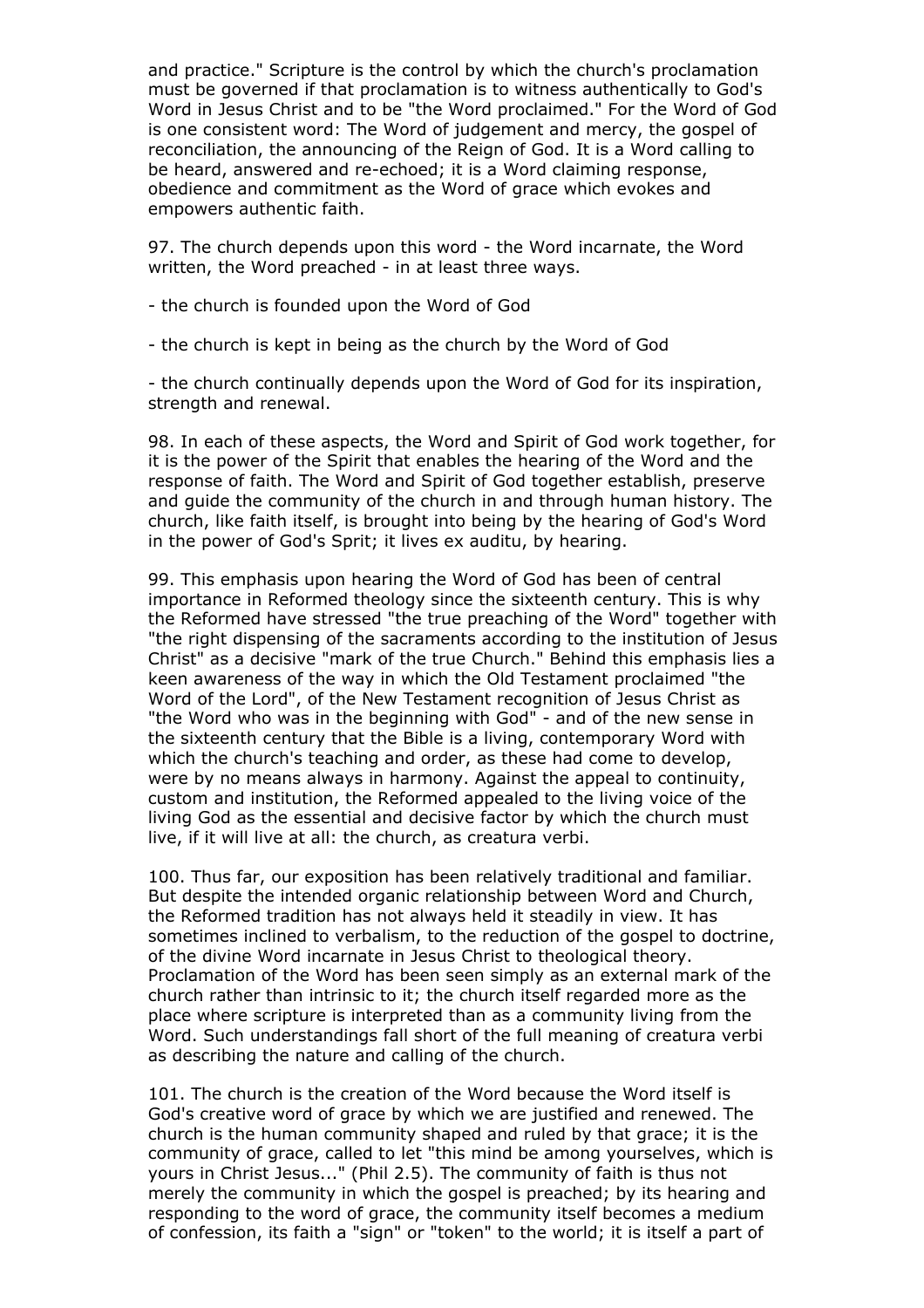and practice." Scripture is the control by which the church's proclamation must be governed if that proclamation is to witness authentically to God's Word in Jesus Christ and to be "the Word proclaimed." For the Word of God is one consistent word: The Word of judgement and mercy, the gospel of reconciliation, the announcing of the Reign of God. It is a Word calling to be heard, answered and re-echoed; it is a Word claiming response, obedience and commitment as the Word of grace which evokes and empowers authentic faith.

97. The church depends upon this word - the Word incarnate, the Word written, the Word preached - in at least three ways.

- the church is founded upon the Word of God

- the church is kept in being as the church by the Word of God

- the church continually depends upon the Word of God for its inspiration, strength and renewal.

98. In each of these aspects, the Word and Spirit of God work together, for it is the power of the Spirit that enables the hearing of the Word and the response of faith. The Word and Spirit of God together establish, preserve and guide the community of the church in and through human history. The church, like faith itself, is brought into being by the hearing of God's Word in the power of God's Sprit; it lives ex auditu, by hearing.

99. This emphasis upon hearing the Word of God has been of central importance in Reformed theology since the sixteenth century. This is why the Reformed have stressed "the true preaching of the Word" together with "the right dispensing of the sacraments according to the institution of Jesus Christ" as a decisive "mark of the true Church." Behind this emphasis lies a keen awareness of the way in which the Old Testament proclaimed "the Word of the Lord", of the New Testament recognition of Jesus Christ as "the Word who was in the beginning with God" - and of the new sense in the sixteenth century that the Bible is a living, contemporary Word with which the church's teaching and order, as these had come to develop, were by no means always in harmony. Against the appeal to continuity, custom and institution, the Reformed appealed to the living voice of the living God as the essential and decisive factor by which the church must live, if it will live at all: the church, as creatura verbi.

100. Thus far, our exposition has been relatively traditional and familiar. But despite the intended organic relationship between Word and Church, the Reformed tradition has not always held it steadily in view. It has sometimes inclined to verbalism, to the reduction of the gospel to doctrine, of the divine Word incarnate in Jesus Christ to theological theory. Proclamation of the Word has been seen simply as an external mark of the church rather than intrinsic to it; the church itself regarded more as the place where scripture is interpreted than as a community living from the Word. Such understandings fall short of the full meaning of creatura verbi as describing the nature and calling of the church.

101. The church is the creation of the Word because the Word itself is God's creative word of grace by which we are justified and renewed. The church is the human community shaped and ruled by that grace; it is the community of grace, called to let "this mind be among yourselves, which is yours in Christ Jesus..." (Phil 2.5). The community of faith is thus not merely the community in which the gospel is preached; by its hearing and responding to the word of grace, the community itself becomes a medium of confession, its faith a "sign" or "token" to the world; it is itself a part of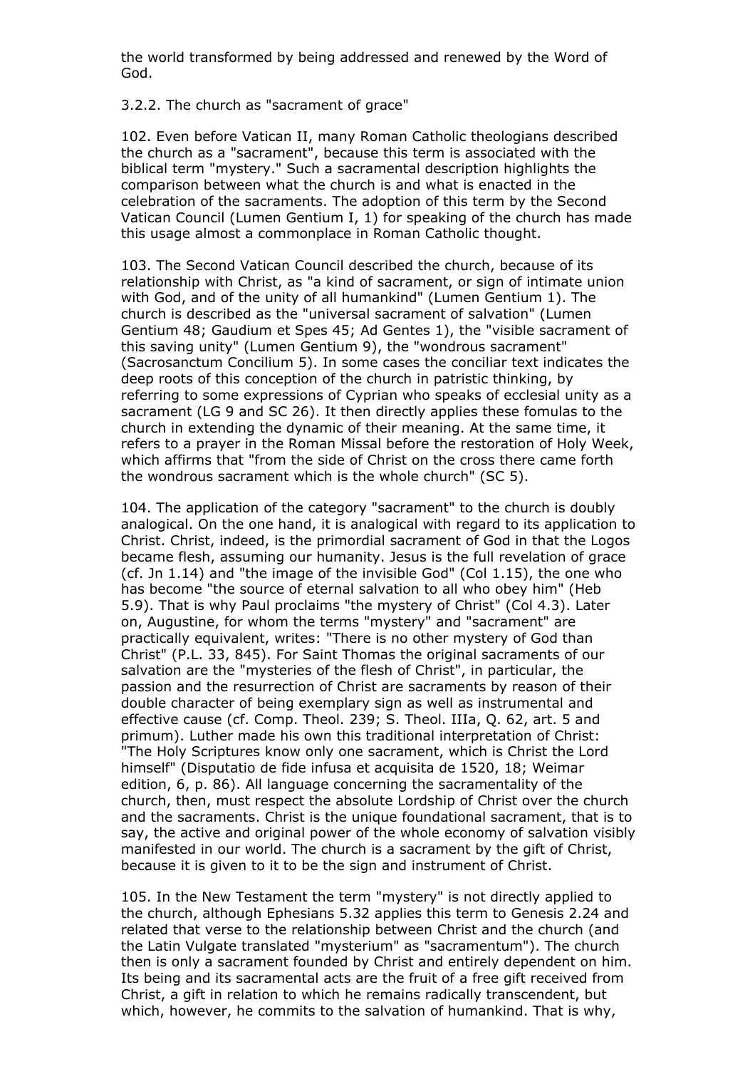the world transformed by being addressed and renewed by the Word of God.

### 3.2.2. The church as "sacrament of grace"

102. Even before Vatican II, many Roman Catholic theologians described the church as a "sacrament", because this term is associated with the biblical term "mystery." Such a sacramental description highlights the comparison between what the church is and what is enacted in the celebration of the sacraments. The adoption of this term by the Second Vatican Council (Lumen Gentium I, 1) for speaking of the church has made this usage almost a commonplace in Roman Catholic thought.

103. The Second Vatican Council described the church, because of its relationship with Christ, as "a kind of sacrament, or sign of intimate union with God, and of the unity of all humankind" (Lumen Gentium 1). The church is described as the "universal sacrament of salvation" (Lumen Gentium 48; Gaudium et Spes 45; Ad Gentes 1), the "visible sacrament of this saving unity" (Lumen Gentium 9), the "wondrous sacrament" (Sacrosanctum Concilium 5). In some cases the conciliar text indicates the deep roots of this conception of the church in patristic thinking, by referring to some expressions of Cyprian who speaks of ecclesial unity as a sacrament (LG 9 and SC 26). It then directly applies these fomulas to the church in extending the dynamic of their meaning. At the same time, it refers to a prayer in the Roman Missal before the restoration of Holy Week, which affirms that "from the side of Christ on the cross there came forth the wondrous sacrament which is the whole church" (SC 5).

104. The application of the category "sacrament" to the church is doubly analogical. On the one hand, it is analogical with regard to its application to Christ. Christ, indeed, is the primordial sacrament of God in that the Logos became flesh, assuming our humanity. Jesus is the full revelation of grace (cf. Jn 1.14) and "the image of the invisible God" (Col 1.15), the one who has become "the source of eternal salvation to all who obey him" (Heb 5.9). That is why Paul proclaims "the mystery of Christ" (Col 4.3). Later on, Augustine, for whom the terms "mystery" and "sacrament" are practically equivalent, writes: "There is no other mystery of God than Christ" (P.L. 33, 845). For Saint Thomas the original sacraments of our salvation are the "mysteries of the flesh of Christ", in particular, the passion and the resurrection of Christ are sacraments by reason of their double character of being exemplary sign as well as instrumental and effective cause (cf. Comp. Theol. 239; S. Theol. IIIa, Q. 62, art. 5 and primum). Luther made his own this traditional interpretation of Christ: "The Holy Scriptures know only one sacrament, which is Christ the Lord himself" (Disputatio de fide infusa et acquisita de 1520, 18; Weimar edition, 6, p. 86). All language concerning the sacramentality of the church, then, must respect the absolute Lordship of Christ over the church and the sacraments. Christ is the unique foundational sacrament, that is to say, the active and original power of the whole economy of salvation visibly manifested in our world. The church is a sacrament by the gift of Christ, because it is given to it to be the sign and instrument of Christ.

105. In the New Testament the term "mystery" is not directly applied to the church, although Ephesians 5.32 applies this term to Genesis 2.24 and related that verse to the relationship between Christ and the church (and the Latin Vulgate translated "mysterium" as "sacramentum"). The church then is only a sacrament founded by Christ and entirely dependent on him. Its being and its sacramental acts are the fruit of a free gift received from Christ, a gift in relation to which he remains radically transcendent, but which, however, he commits to the salvation of humankind. That is why,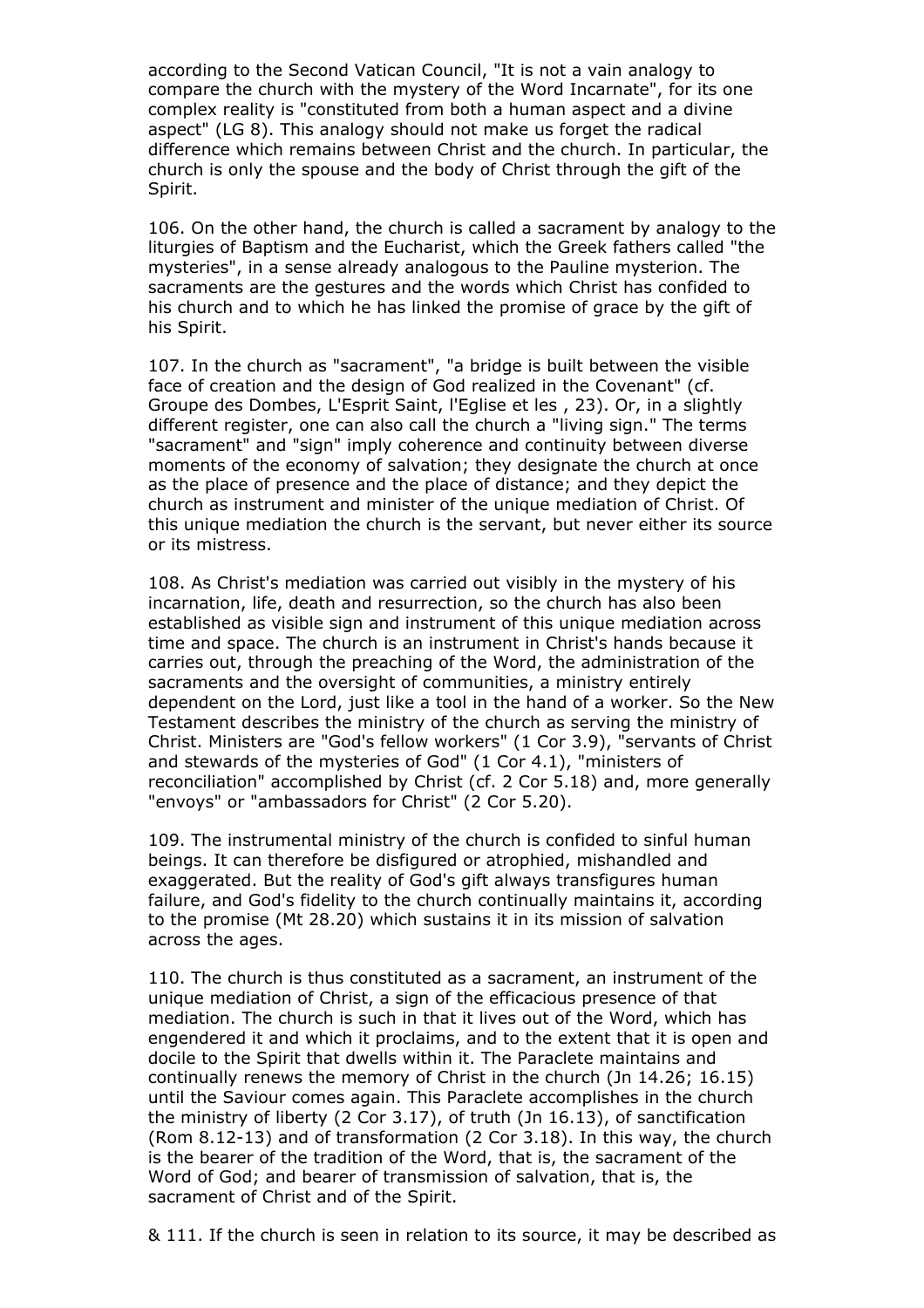according to the Second Vatican Council, "It is not a vain analogy to compare the church with the mystery of the Word Incarnate", for its one complex reality is "constituted from both a human aspect and a divine aspect" (LG 8). This analogy should not make us forget the radical difference which remains between Christ and the church. In particular, the church is only the spouse and the body of Christ through the gift of the Spirit.

106. On the other hand, the church is called a sacrament by analogy to the liturgies of Baptism and the Eucharist, which the Greek fathers called "the mysteries", in a sense already analogous to the Pauline mysterion. The sacraments are the gestures and the words which Christ has confided to his church and to which he has linked the promise of grace by the gift of his Spirit.

107. In the church as "sacrament", "a bridge is built between the visible face of creation and the design of God realized in the Covenant" (cf. Groupe des Dombes, L'Esprit Saint, l'Eglise et les , 23). Or, in a slightly different register, one can also call the church a "living sign." The terms "sacrament" and "sign" imply coherence and continuity between diverse moments of the economy of salvation; they designate the church at once as the place of presence and the place of distance; and they depict the church as instrument and minister of the unique mediation of Christ. Of this unique mediation the church is the servant, but never either its source or its mistress.

108. As Christ's mediation was carried out visibly in the mystery of his incarnation, life, death and resurrection, so the church has also been established as visible sign and instrument of this unique mediation across time and space. The church is an instrument in Christ's hands because it carries out, through the preaching of the Word, the administration of the sacraments and the oversight of communities, a ministry entirely dependent on the Lord, just like a tool in the hand of a worker. So the New Testament describes the ministry of the church as serving the ministry of Christ. Ministers are "God's fellow workers" (1 Cor 3.9), "servants of Christ and stewards of the mysteries of God" (1 Cor 4.1), "ministers of reconciliation" accomplished by Christ (cf. 2 Cor 5.18) and, more generally "envoys" or "ambassadors for Christ" (2 Cor 5.20).

109. The instrumental ministry of the church is confided to sinful human beings. It can therefore be disfigured or atrophied, mishandled and exaggerated. But the reality of God's gift always transfigures human failure, and God's fidelity to the church continually maintains it, according to the promise (Mt 28.20) which sustains it in its mission of salvation across the ages.

110. The church is thus constituted as a sacrament, an instrument of the unique mediation of Christ, a sign of the efficacious presence of that mediation. The church is such in that it lives out of the Word, which has engendered it and which it proclaims, and to the extent that it is open and docile to the Spirit that dwells within it. The Paraclete maintains and continually renews the memory of Christ in the church (Jn 14.26; 16.15) until the Saviour comes again. This Paraclete accomplishes in the church the ministry of liberty (2 Cor 3.17), of truth (Jn 16.13), of sanctification (Rom 8.12-13) and of transformation (2 Cor 3.18). In this way, the church is the bearer of the tradition of the Word, that is, the sacrament of the Word of God; and bearer of transmission of salvation, that is, the sacrament of Christ and of the Spirit.

& 111. If the church is seen in relation to its source, it may be described as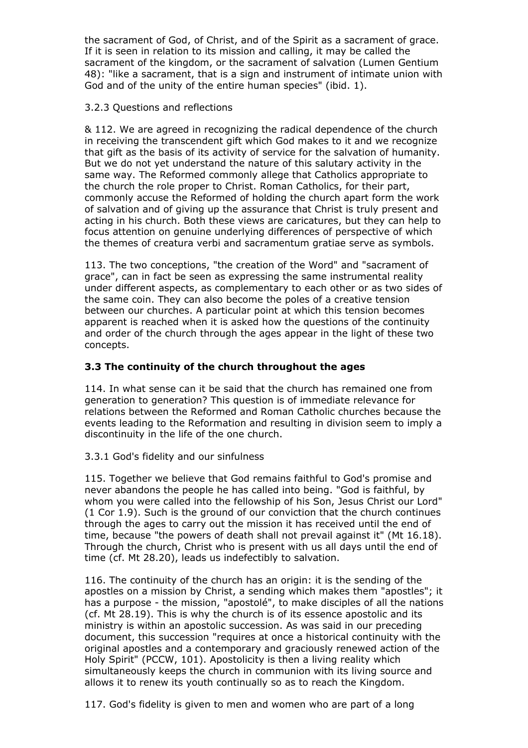the sacrament of God, of Christ, and of the Spirit as a sacrament of grace. If it is seen in relation to its mission and calling, it may be called the sacrament of the kingdom, or the sacrament of salvation (Lumen Gentium 48): "like a sacrament, that is a sign and instrument of intimate union with God and of the unity of the entire human species" (ibid. 1).

3.2.3 Questions and reflections

& 112. We are agreed in recognizing the radical dependence of the church in receiving the transcendent gift which God makes to it and we recognize that gift as the basis of its activity of service for the salvation of humanity. But we do not yet understand the nature of this salutary activity in the same way. The Reformed commonly allege that Catholics appropriate to the church the role proper to Christ. Roman Catholics, for their part, commonly accuse the Reformed of holding the church apart form the work of salvation and of giving up the assurance that Christ is truly present and acting in his church. Both these views are caricatures, but they can help to focus attention on genuine underlying differences of perspective of which the themes of creatura verbi and sacramentum gratiae serve as symbols.

113. The two conceptions, "the creation of the Word" and "sacrament of grace", can in fact be seen as expressing the same instrumental reality under different aspects, as complementary to each other or as two sides of the same coin. They can also become the poles of a creative tension between our churches. A particular point at which this tension becomes apparent is reached when it is asked how the questions of the continuity and order of the church through the ages appear in the light of these two concepts.

### 3.3 The continuity of the church throughout the ages

114. In what sense can it be said that the church has remained one from generation to generation? This question is of immediate relevance for relations between the Reformed and Roman Catholic churches because the events leading to the Reformation and resulting in division seem to imply a discontinuity in the life of the one church.

3.3.1 God's fidelity and our sinfulness

115. Together we believe that God remains faithful to God's promise and never abandons the people he has called into being. "God is faithful, by whom you were called into the fellowship of his Son, Jesus Christ our Lord" (1 Cor 1.9). Such is the ground of our conviction that the church continues through the ages to carry out the mission it has received until the end of time, because "the powers of death shall not prevail against it" (Mt 16.18). Through the church, Christ who is present with us all days until the end of time (cf. Mt 28.20), leads us indefectibly to salvation.

116. The continuity of the church has an origin: it is the sending of the apostles on a mission by Christ, a sending which makes them "apostles"; it has a purpose - the mission, "apostolé", to make disciples of all the nations (cf. Mt 28.19). This is why the church is of its essence apostolic and its ministry is within an apostolic succession. As was said in our preceding document, this succession "requires at once a historical continuity with the original apostles and a contemporary and graciously renewed action of the Holy Spirit" (PCCW, 101). Apostolicity is then a living reality which simultaneously keeps the church in communion with its living source and allows it to renew its youth continually so as to reach the Kingdom.

117. God's fidelity is given to men and women who are part of a long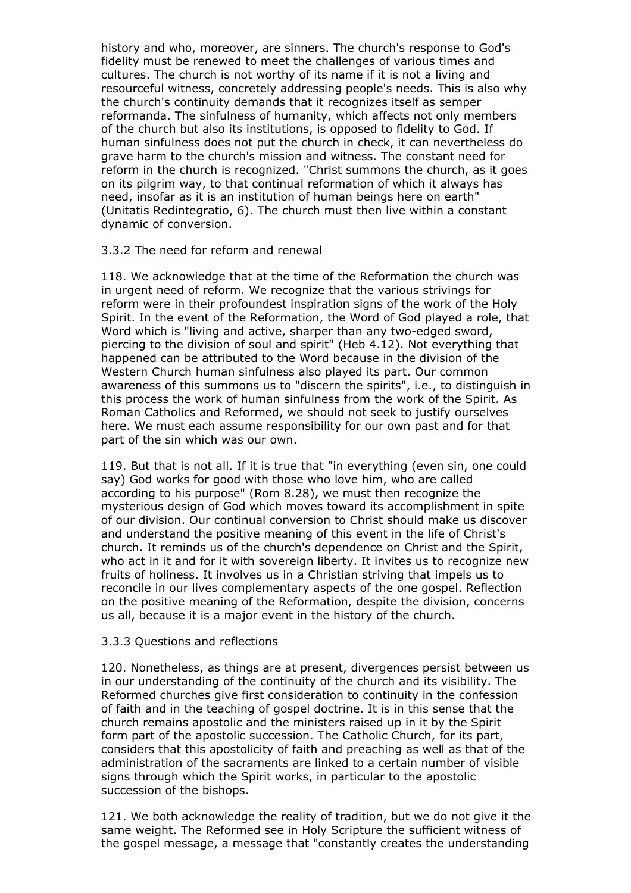history and who, moreover, are sinners. The church's response to God's fidelity must be renewed to meet the challenges of various times and cultures. The church is not worthy of its name if it is not a living and resourceful witness, concretely addressing people's needs. This is also why the church's continuity demands that it recognizes itself as semper reformanda. The sinfulness of humanity, which affects not only members of the church but also its institutions, is opposed to fidelity to God. If human sinfulness does not put the church in check, it can nevertheless do grave harm to the church's mission and witness. The constant need for reform in the church is recognized. "Christ summons the church, as it goes on its pilgrim way, to that continual reformation of which it always has need, insofar as it is an institution of human beings here on earth" (Unitatis Redintegratio, 6). The church must then live within a constant dynamic of conversion.

### 3.3.2 The need for reform and renewal

118. We acknowledge that at the time of the Reformation the church was in urgent need of reform. We recognize that the various strivings for reform were in their profoundest inspiration signs of the work of the Holy Spirit. In the event of the Reformation, the Word of God played a role, that Word which is "living and active, sharper than any two-edged sword, piercing to the division of soul and spirit" (Heb 4.12). Not everything that happened can be attributed to the Word because in the division of the Western Church human sinfulness also played its part. Our common awareness of this summons us to "discern the spirits", i.e., to distinguish in this process the work of human sinfulness from the work of the Spirit. As Roman Catholics and Reformed, we should not seek to justify ourselves here. We must each assume responsibility for our own past and for that part of the sin which was our own.

119. But that is not all. If it is true that "in everything (even sin, one could say) God works for good with those who love him, who are called according to his purpose" (Rom 8.28), we must then recognize the mysterious design of God which moves toward its accomplishment in spite of our division. Our continual conversion to Christ should make us discover and understand the positive meaning of this event in the life of Christ's church. It reminds us of the church's dependence on Christ and the Spirit, who act in it and for it with sovereign liberty. It invites us to recognize new fruits of holiness. It involves us in a Christian striving that impels us to reconcile in our lives complementary aspects of the one gospel. Reflection on the positive meaning of the Reformation, despite the division, concerns us all, because it is a major event in the history of the church.

### 3.3.3 Questions and reflections

120. Nonetheless, as things are at present, divergences persist between us in our understanding of the continuity of the church and its visibility. The Reformed churches give first consideration to continuity in the confession of faith and in the teaching of gospel doctrine. It is in this sense that the church remains apostolic and the ministers raised up in it by the Spirit form part of the apostolic succession. The Catholic Church, for its part, considers that this apostolicity of faith and preaching as well as that of the administration of the sacraments are linked to a certain number of visible signs through which the Spirit works, in particular to the apostolic succession of the bishops.

121. We both acknowledge the reality of tradition, but we do not give it the same weight. The Reformed see in Holy Scripture the sufficient witness of the gospel message, a message that "constantly creates the understanding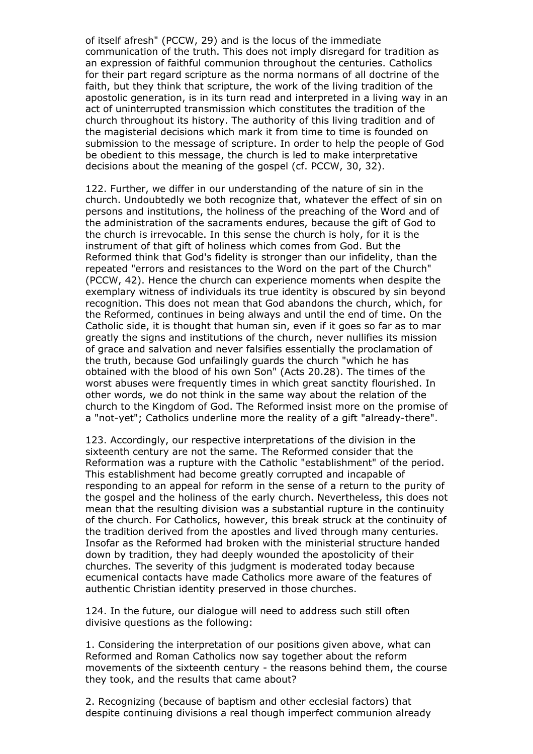of itself afresh" (PCCW, 29) and is the locus of the immediate communication of the truth. This does not imply disregard for tradition as an expression of faithful communion throughout the centuries. Catholics for their part regard scripture as the norma normans of all doctrine of the faith, but they think that scripture, the work of the living tradition of the apostolic generation, is in its turn read and interpreted in a living way in an act of uninterrupted transmission which constitutes the tradition of the church throughout its history. The authority of this living tradition and of the magisterial decisions which mark it from time to time is founded on submission to the message of scripture. In order to help the people of God be obedient to this message, the church is led to make interpretative decisions about the meaning of the gospel (cf. PCCW, 30, 32).

122. Further, we differ in our understanding of the nature of sin in the church. Undoubtedly we both recognize that, whatever the effect of sin on persons and institutions, the holiness of the preaching of the Word and of the administration of the sacraments endures, because the gift of God to the church is irrevocable. In this sense the church is holy, for it is the instrument of that gift of holiness which comes from God. But the Reformed think that God's fidelity is stronger than our infidelity, than the repeated "errors and resistances to the Word on the part of the Church" (PCCW, 42). Hence the church can experience moments when despite the exemplary witness of individuals its true identity is obscured by sin beyond recognition. This does not mean that God abandons the church, which, for the Reformed, continues in being always and until the end of time. On the Catholic side, it is thought that human sin, even if it goes so far as to mar greatly the signs and institutions of the church, never nullifies its mission of grace and salvation and never falsifies essentially the proclamation of the truth, because God unfailingly guards the church "which he has obtained with the blood of his own Son" (Acts 20.28). The times of the worst abuses were frequently times in which great sanctity flourished. In other words, we do not think in the same way about the relation of the church to the Kingdom of God. The Reformed insist more on the promise of a "not-yet"; Catholics underline more the reality of a gift "already-there".

123. Accordingly, our respective interpretations of the division in the sixteenth century are not the same. The Reformed consider that the Reformation was a rupture with the Catholic "establishment" of the period. This establishment had become greatly corrupted and incapable of responding to an appeal for reform in the sense of a return to the purity of the gospel and the holiness of the early church. Nevertheless, this does not mean that the resulting division was a substantial rupture in the continuity of the church. For Catholics, however, this break struck at the continuity of the tradition derived from the apostles and lived through many centuries. Insofar as the Reformed had broken with the ministerial structure handed down by tradition, they had deeply wounded the apostolicity of their churches. The severity of this judgment is moderated today because ecumenical contacts have made Catholics more aware of the features of authentic Christian identity preserved in those churches.

124. In the future, our dialogue will need to address such still often divisive questions as the following:

1. Considering the interpretation of our positions given above, what can Reformed and Roman Catholics now say together about the reform movements of the sixteenth century - the reasons behind them, the course they took, and the results that came about?

2. Recognizing (because of baptism and other ecclesial factors) that despite continuing divisions a real though imperfect communion already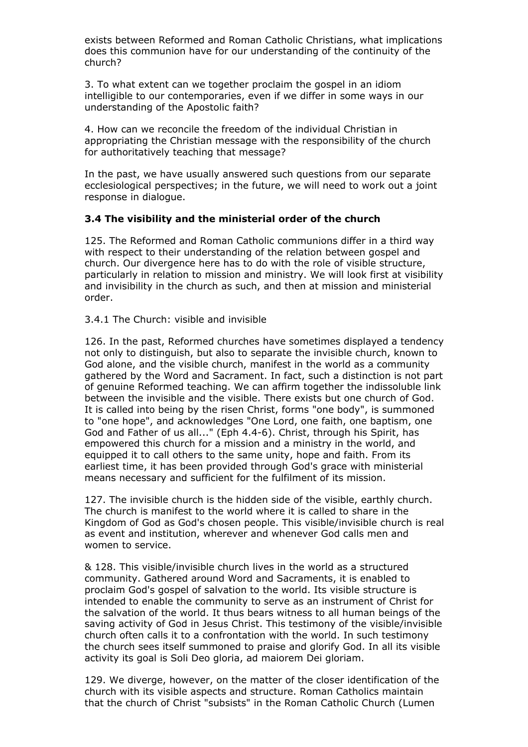exists between Reformed and Roman Catholic Christians, what implications does this communion have for our understanding of the continuity of the church?

3. To what extent can we together proclaim the gospel in an idiom intelligible to our contemporaries, even if we differ in some ways in our understanding of the Apostolic faith?

4. How can we reconcile the freedom of the individual Christian in appropriating the Christian message with the responsibility of the church for authoritatively teaching that message?

In the past, we have usually answered such questions from our separate ecclesiological perspectives; in the future, we will need to work out a joint response in dialogue.

### 3.4 The visibility and the ministerial order of the church

125. The Reformed and Roman Catholic communions differ in a third way with respect to their understanding of the relation between gospel and church. Our divergence here has to do with the role of visible structure, particularly in relation to mission and ministry. We will look first at visibility and invisibility in the church as such, and then at mission and ministerial order.

3.4.1 The Church: visible and invisible

126. In the past, Reformed churches have sometimes displayed a tendency not only to distinguish, but also to separate the invisible church, known to God alone, and the visible church, manifest in the world as a community gathered by the Word and Sacrament. In fact, such a distinction is not part of genuine Reformed teaching. We can affirm together the indissoluble link between the invisible and the visible. There exists but one church of God. It is called into being by the risen Christ, forms "one body", is summoned to "one hope", and acknowledges "One Lord, one faith, one baptism, one God and Father of us all..." (Eph 4.4-6). Christ, through his Spirit, has empowered this church for a mission and a ministry in the world, and equipped it to call others to the same unity, hope and faith. From its earliest time, it has been provided through God's grace with ministerial means necessary and sufficient for the fulfilment of its mission.

127. The invisible church is the hidden side of the visible, earthly church. The church is manifest to the world where it is called to share in the Kingdom of God as God's chosen people. This visible/invisible church is real as event and institution, wherever and whenever God calls men and women to service.

& 128. This visible/invisible church lives in the world as a structured community. Gathered around Word and Sacraments, it is enabled to proclaim God's gospel of salvation to the world. Its visible structure is intended to enable the community to serve as an instrument of Christ for the salvation of the world. It thus bears witness to all human beings of the saving activity of God in Jesus Christ. This testimony of the visible/invisible church often calls it to a confrontation with the world. In such testimony the church sees itself summoned to praise and glorify God. In all its visible activity its goal is Soli Deo gloria, ad maiorem Dei gloriam.

129. We diverge, however, on the matter of the closer identification of the church with its visible aspects and structure. Roman Catholics maintain that the church of Christ "subsists" in the Roman Catholic Church (Lumen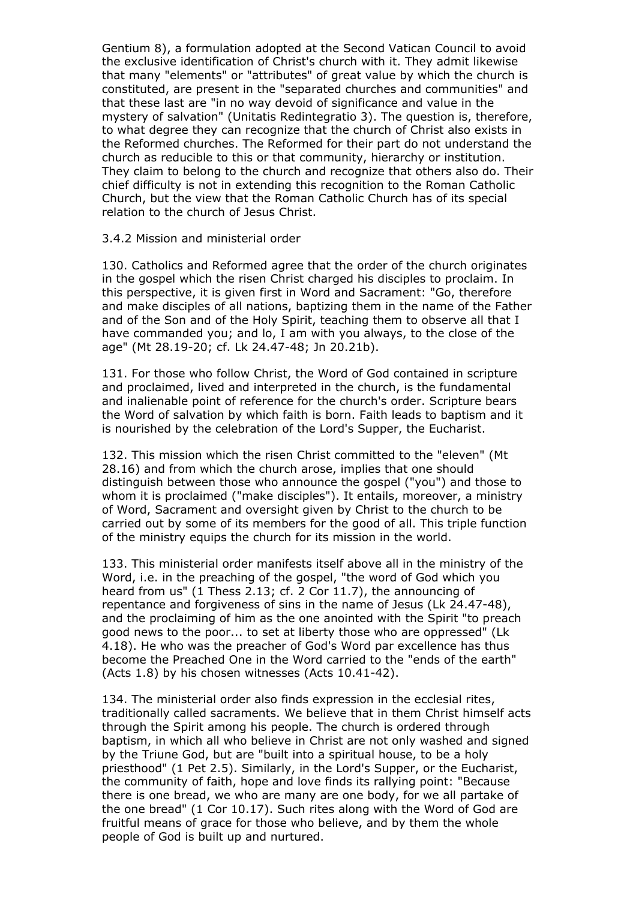Gentium 8), a formulation adopted at the Second Vatican Council to avoid the exclusive identification of Christ's church with it. They admit likewise that many "elements" or "attributes" of great value by which the church is constituted, are present in the "separated churches and communities" and that these last are "in no way devoid of significance and value in the mystery of salvation" (Unitatis Redintegratio 3). The question is, therefore, to what degree they can recognize that the church of Christ also exists in the Reformed churches. The Reformed for their part do not understand the church as reducible to this or that community, hierarchy or institution. They claim to belong to the church and recognize that others also do. Their chief difficulty is not in extending this recognition to the Roman Catholic Church, but the view that the Roman Catholic Church has of its special relation to the church of Jesus Christ.

### 3.4.2 Mission and ministerial order

130. Catholics and Reformed agree that the order of the church originates in the gospel which the risen Christ charged his disciples to proclaim. In this perspective, it is given first in Word and Sacrament: "Go, therefore and make disciples of all nations, baptizing them in the name of the Father and of the Son and of the Holy Spirit, teaching them to observe all that I have commanded you; and lo, I am with you always, to the close of the age" (Mt 28.19-20; cf. Lk 24.47-48; Jn 20.21b).

131. For those who follow Christ, the Word of God contained in scripture and proclaimed, lived and interpreted in the church, is the fundamental and inalienable point of reference for the church's order. Scripture bears the Word of salvation by which faith is born. Faith leads to baptism and it is nourished by the celebration of the Lord's Supper, the Eucharist.

132. This mission which the risen Christ committed to the "eleven" (Mt 28.16) and from which the church arose, implies that one should distinguish between those who announce the gospel ("you") and those to whom it is proclaimed ("make disciples"). It entails, moreover, a ministry of Word, Sacrament and oversight given by Christ to the church to be carried out by some of its members for the good of all. This triple function of the ministry equips the church for its mission in the world.

133. This ministerial order manifests itself above all in the ministry of the Word, i.e. in the preaching of the gospel, "the word of God which you heard from us" (1 Thess 2.13; cf. 2 Cor 11.7), the announcing of repentance and forgiveness of sins in the name of Jesus (Lk 24.47-48), and the proclaiming of him as the one anointed with the Spirit "to preach good news to the poor... to set at liberty those who are oppressed" (Lk 4.18). He who was the preacher of God's Word par excellence has thus become the Preached One in the Word carried to the "ends of the earth" (Acts 1.8) by his chosen witnesses (Acts 10.41-42).

134. The ministerial order also finds expression in the ecclesial rites, traditionally called sacraments. We believe that in them Christ himself acts through the Spirit among his people. The church is ordered through baptism, in which all who believe in Christ are not only washed and signed by the Triune God, but are "built into a spiritual house, to be a holy priesthood" (1 Pet 2.5). Similarly, in the Lord's Supper, or the Eucharist, the community of faith, hope and love finds its rallying point: "Because there is one bread, we who are many are one body, for we all partake of the one bread" (1 Cor 10.17). Such rites along with the Word of God are fruitful means of grace for those who believe, and by them the whole people of God is built up and nurtured.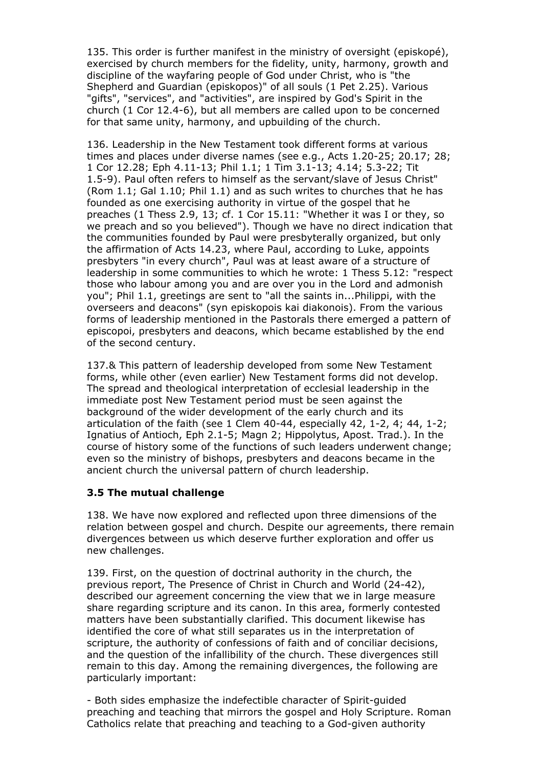135. This order is further manifest in the ministry of oversight (episkopé), exercised by church members for the fidelity, unity, harmony, growth and discipline of the wayfaring people of God under Christ, who is "the Shepherd and Guardian (episkopos)" of all souls (1 Pet 2.25). Various "gifts", "services", and "activities", are inspired by God's Spirit in the church (1 Cor 12.4-6), but all members are called upon to be concerned for that same unity, harmony, and upbuilding of the church.

136. Leadership in the New Testament took different forms at various times and places under diverse names (see e.g., Acts 1.20-25; 20.17; 28; 1 Cor 12.28; Eph 4.11-13; Phil 1.1; 1 Tim 3.1-13; 4.14; 5.3-22; Tit 1.5-9). Paul often refers to himself as the servant/slave of Jesus Christ" (Rom 1.1; Gal 1.10; Phil 1.1) and as such writes to churches that he has founded as one exercising authority in virtue of the gospel that he preaches (1 Thess 2.9, 13; cf. 1 Cor 15.11: "Whether it was I or they, so we preach and so you believed"). Though we have no direct indication that the communities founded by Paul were presbyterally organized, but only the affirmation of Acts 14.23, where Paul, according to Luke, appoints presbyters "in every church", Paul was at least aware of a structure of leadership in some communities to which he wrote: 1 Thess 5.12: "respect those who labour among you and are over you in the Lord and admonish you"; Phil 1.1, greetings are sent to "all the saints in...Philippi, with the overseers and deacons" (syn episkopois kai diakonois). From the various forms of leadership mentioned in the Pastorals there emerged a pattern of episcopoi, presbyters and deacons, which became established by the end of the second century.

137.& This pattern of leadership developed from some New Testament forms, while other (even earlier) New Testament forms did not develop. The spread and theological interpretation of ecclesial leadership in the immediate post New Testament period must be seen against the background of the wider development of the early church and its articulation of the faith (see 1 Clem 40-44, especially 42, 1-2, 4; 44, 1-2; Ignatius of Antioch, Eph 2.1-5; Magn 2; Hippolytus, Apost. Trad.). In the course of history some of the functions of such leaders underwent change; even so the ministry of bishops, presbyters and deacons became in the ancient church the universal pattern of church leadership.

### 3.5 The mutual challenge

138. We have now explored and reflected upon three dimensions of the relation between gospel and church. Despite our agreements, there remain divergences between us which deserve further exploration and offer us new challenges.

139. First, on the question of doctrinal authority in the church, the previous report, The Presence of Christ in Church and World (24-42), described our agreement concerning the view that we in large measure share regarding scripture and its canon. In this area, formerly contested matters have been substantially clarified. This document likewise has identified the core of what still separates us in the interpretation of scripture, the authority of confessions of faith and of conciliar decisions, and the question of the infallibility of the church. These divergences still remain to this day. Among the remaining divergences, the following are particularly important:

- Both sides emphasize the indefectible character of Spirit-guided preaching and teaching that mirrors the gospel and Holy Scripture. Roman Catholics relate that preaching and teaching to a God-given authority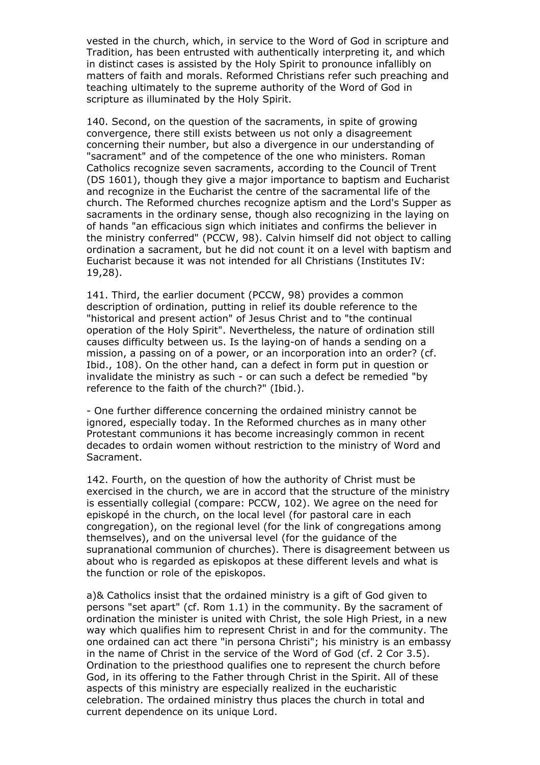vested in the church, which, in service to the Word of God in scripture and Tradition, has been entrusted with authentically interpreting it, and which in distinct cases is assisted by the Holy Spirit to pronounce infallibly on matters of faith and morals. Reformed Christians refer such preaching and teaching ultimately to the supreme authority of the Word of God in scripture as illuminated by the Holy Spirit.

140. Second, on the question of the sacraments, in spite of growing convergence, there still exists between us not only a disagreement concerning their number, but also a divergence in our understanding of "sacrament" and of the competence of the one who ministers. Roman Catholics recognize seven sacraments, according to the Council of Trent (DS 1601), though they give a major importance to baptism and Eucharist and recognize in the Eucharist the centre of the sacramental life of the church. The Reformed churches recognize aptism and the Lord's Supper as sacraments in the ordinary sense, though also recognizing in the laying on of hands "an efficacious sign which initiates and confirms the believer in the ministry conferred" (PCCW, 98). Calvin himself did not object to calling ordination a sacrament, but he did not count it on a level with baptism and Eucharist because it was not intended for all Christians (Institutes IV: 19,28).

141. Third, the earlier document (PCCW, 98) provides a common description of ordination, putting in relief its double reference to the "historical and present action" of Jesus Christ and to "the continual operation of the Holy Spirit". Nevertheless, the nature of ordination still causes difficulty between us. Is the laying-on of hands a sending on a mission, a passing on of a power, or an incorporation into an order? (cf. Ibid., 108). On the other hand, can a defect in form put in question or invalidate the ministry as such - or can such a defect be remedied "by reference to the faith of the church?" (Ibid.).

- One further difference concerning the ordained ministry cannot be ignored, especially today. In the Reformed churches as in many other Protestant communions it has become increasingly common in recent decades to ordain women without restriction to the ministry of Word and Sacrament.

142. Fourth, on the question of how the authority of Christ must be exercised in the church, we are in accord that the structure of the ministry is essentially collegial (compare: PCCW, 102). We agree on the need for episkopé in the church, on the local level (for pastoral care in each congregation), on the regional level (for the link of congregations among themselves), and on the universal level (for the guidance of the supranational communion of churches). There is disagreement between us about who is regarded as episkopos at these different levels and what is the function or role of the episkopos.

a)& Catholics insist that the ordained ministry is a gift of God given to persons "set apart" (cf. Rom 1.1) in the community. By the sacrament of ordination the minister is united with Christ, the sole High Priest, in a new way which qualifies him to represent Christ in and for the community. The one ordained can act there "in persona Christi"; his ministry is an embassy in the name of Christ in the service of the Word of God (cf. 2 Cor 3.5). Ordination to the priesthood qualifies one to represent the church before God, in its offering to the Father through Christ in the Spirit. All of these aspects of this ministry are especially realized in the eucharistic celebration. The ordained ministry thus places the church in total and current dependence on its unique Lord.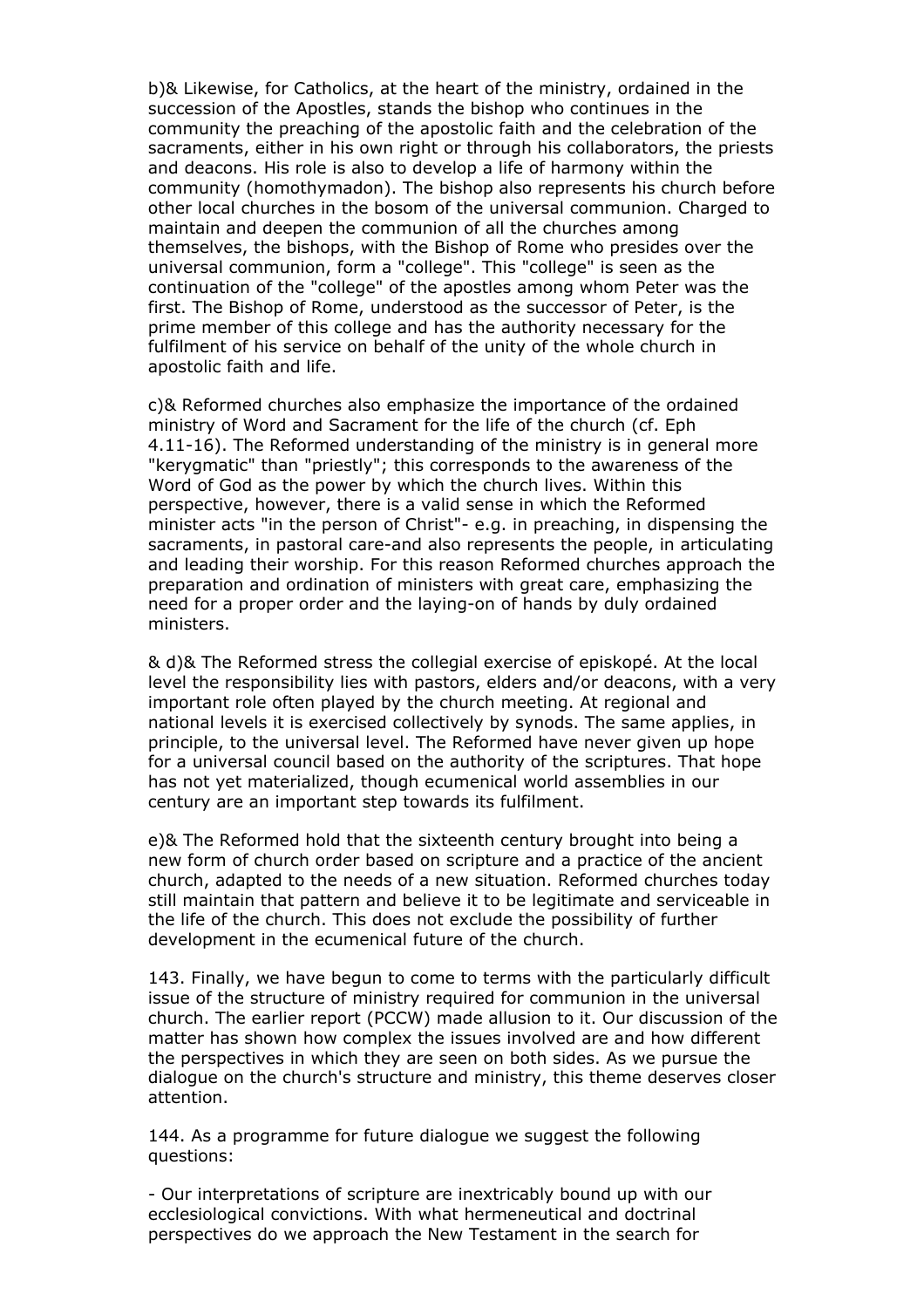b)& Likewise, for Catholics, at the heart of the ministry, ordained in the succession of the Apostles, stands the bishop who continues in the community the preaching of the apostolic faith and the celebration of the sacraments, either in his own right or through his collaborators, the priests and deacons. His role is also to develop a life of harmony within the community (homothymadon). The bishop also represents his church before other local churches in the bosom of the universal communion. Charged to maintain and deepen the communion of all the churches among themselves, the bishops, with the Bishop of Rome who presides over the universal communion, form a "college". This "college" is seen as the continuation of the "college" of the apostles among whom Peter was the first. The Bishop of Rome, understood as the successor of Peter, is the prime member of this college and has the authority necessary for the fulfilment of his service on behalf of the unity of the whole church in apostolic faith and life.

c)& Reformed churches also emphasize the importance of the ordained ministry of Word and Sacrament for the life of the church (cf. Eph 4.11-16). The Reformed understanding of the ministry is in general more "kerygmatic" than "priestly"; this corresponds to the awareness of the Word of God as the power by which the church lives. Within this perspective, however, there is a valid sense in which the Reformed minister acts "in the person of Christ"- e.g. in preaching, in dispensing the sacraments, in pastoral care-and also represents the people, in articulating and leading their worship. For this reason Reformed churches approach the preparation and ordination of ministers with great care, emphasizing the need for a proper order and the laying-on of hands by duly ordained ministers.

& d)& The Reformed stress the collegial exercise of episkopé. At the local level the responsibility lies with pastors, elders and/or deacons, with a very important role often played by the church meeting. At regional and national levels it is exercised collectively by synods. The same applies, in principle, to the universal level. The Reformed have never given up hope for a universal council based on the authority of the scriptures. That hope has not yet materialized, though ecumenical world assemblies in our century are an important step towards its fulfilment.

e)& The Reformed hold that the sixteenth century brought into being a new form of church order based on scripture and a practice of the ancient church, adapted to the needs of a new situation. Reformed churches today still maintain that pattern and believe it to be legitimate and serviceable in the life of the church. This does not exclude the possibility of further development in the ecumenical future of the church.

143. Finally, we have begun to come to terms with the particularly difficult issue of the structure of ministry required for communion in the universal church. The earlier report (PCCW) made allusion to it. Our discussion of the matter has shown how complex the issues involved are and how different the perspectives in which they are seen on both sides. As we pursue the dialogue on the church's structure and ministry, this theme deserves closer attention.

144. As a programme for future dialogue we suggest the following questions:

- Our interpretations of scripture are inextricably bound up with our ecclesiological convictions. With what hermeneutical and doctrinal perspectives do we approach the New Testament in the search for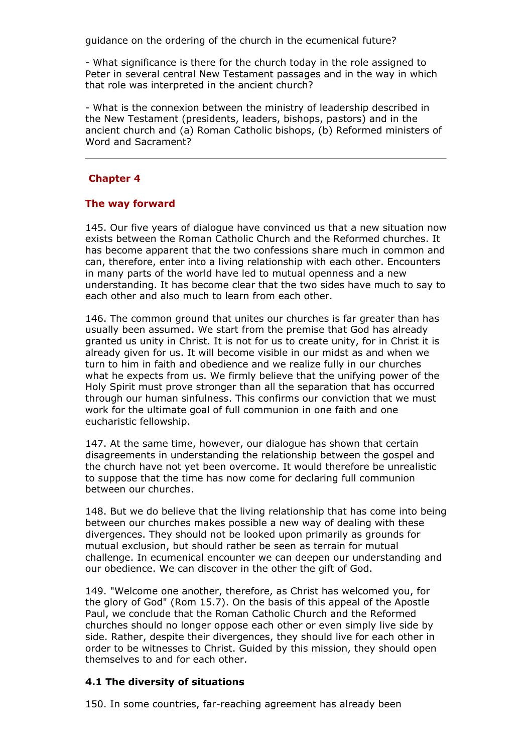guidance on the ordering of the church in the ecumenical future?

- What significance is there for the church today in the role assigned to Peter in several central New Testament passages and in the way in which that role was interpreted in the ancient church?

- What is the connexion between the ministry of leadership described in the New Testament (presidents, leaders, bishops, pastors) and in the ancient church and (a) Roman Catholic bishops, (b) Reformed ministers of Word and Sacrament?

---

## Chapter 4

## The way forward

145. Our five years of dialogue have convinced us that a new situation now exists between the Roman Catholic Church and the Reformed churches. It has become apparent that the two confessions share much in common and can, therefore, enter into a living relationship with each other. Encounters in many parts of the world have led to mutual openness and a new understanding. It has become clear that the two sides have much to say to each other and also much to learn from each other.

146. The common ground that unites our churches is far greater than has usually been assumed. We start from the premise that God has already granted us unity in Christ. It is not for us to create unity, for in Christ it is already given for us. It will become visible in our midst as and when we turn to him in faith and obedience and we realize fully in our churches what he expects from us. We firmly believe that the unifying power of the Holy Spirit must prove stronger than all the separation that has occurred through our human sinfulness. This confirms our conviction that we must work for the ultimate goal of full communion in one faith and one eucharistic fellowship.

147. At the same time, however, our dialogue has shown that certain disagreements in understanding the relationship between the gospel and the church have not yet been overcome. It would therefore be unrealistic to suppose that the time has now come for declaring full communion between our churches.

148. But we do believe that the living relationship that has come into being between our churches makes possible a new way of dealing with these divergences. They should not be looked upon primarily as grounds for mutual exclusion, but should rather be seen as terrain for mutual challenge. In ecumenical encounter we can deepen our understanding and our obedience. We can discover in the other the gift of God.

149. "Welcome one another, therefore, as Christ has welcomed you, for the glory of God" (Rom 15.7). On the basis of this appeal of the Apostle Paul, we conclude that the Roman Catholic Church and the Reformed churches should no longer oppose each other or even simply live side by side. Rather, despite their divergences, they should live for each other in order to be witnesses to Christ. Guided by this mission, they should open themselves to and for each other.

### 4.1 The diversity of situations

150. In some countries, far-reaching agreement has already been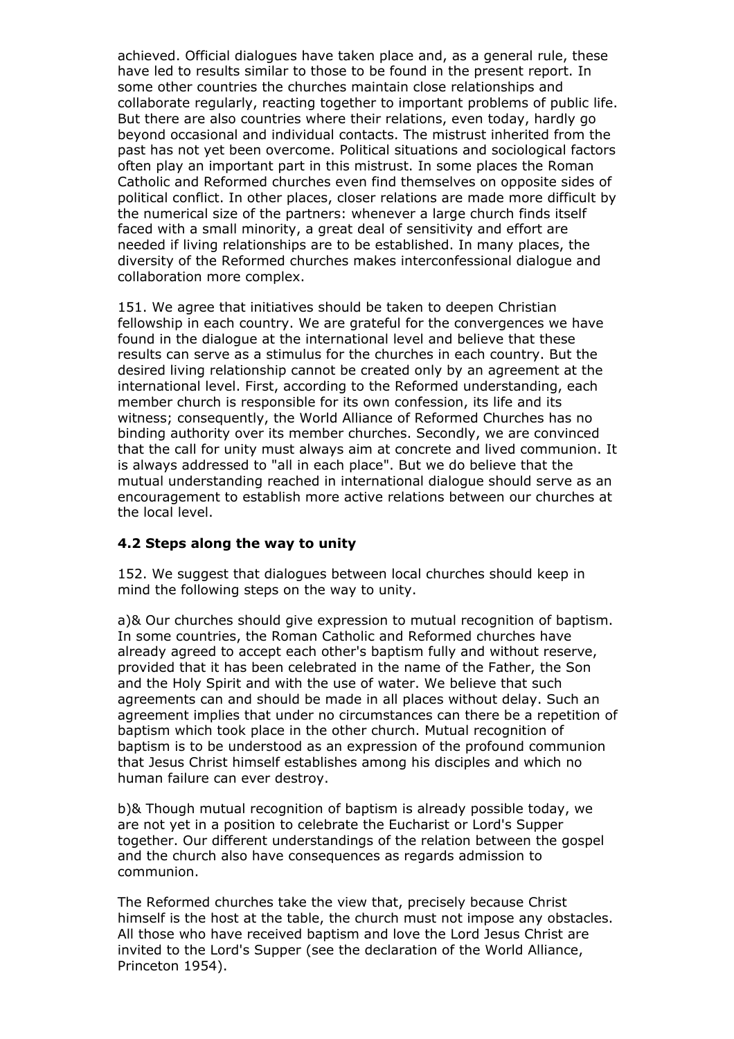achieved. Official dialogues have taken place and, as a general rule, these have led to results similar to those to be found in the present report. In some other countries the churches maintain close relationships and collaborate regularly, reacting together to important problems of public life. But there are also countries where their relations, even today, hardly go beyond occasional and individual contacts. The mistrust inherited from the past has not yet been overcome. Political situations and sociological factors often play an important part in this mistrust. In some places the Roman Catholic and Reformed churches even find themselves on opposite sides of political conflict. In other places, closer relations are made more difficult by the numerical size of the partners: whenever a large church finds itself faced with a small minority, a great deal of sensitivity and effort are needed if living relationships are to be established. In many places, the diversity of the Reformed churches makes interconfessional dialogue and collaboration more complex.

151. We agree that initiatives should be taken to deepen Christian fellowship in each country. We are grateful for the convergences we have found in the dialogue at the international level and believe that these results can serve as a stimulus for the churches in each country. But the desired living relationship cannot be created only by an agreement at the international level. First, according to the Reformed understanding, each member church is responsible for its own confession, its life and its witness; consequently, the World Alliance of Reformed Churches has no binding authority over its member churches. Secondly, we are convinced that the call for unity must always aim at concrete and lived communion. It is always addressed to "all in each place". But we do believe that the mutual understanding reached in international dialogue should serve as an encouragement to establish more active relations between our churches at the local level.

### 4.2 Steps along the way to unity

152. We suggest that dialogues between local churches should keep in mind the following steps on the way to unity.

a)& Our churches should give expression to mutual recognition of baptism. In some countries, the Roman Catholic and Reformed churches have already agreed to accept each other's baptism fully and without reserve, provided that it has been celebrated in the name of the Father, the Son and the Holy Spirit and with the use of water. We believe that such agreements can and should be made in all places without delay. Such an agreement implies that under no circumstances can there be a repetition of baptism which took place in the other church. Mutual recognition of baptism is to be understood as an expression of the profound communion that Jesus Christ himself establishes among his disciples and which no human failure can ever destroy.

b)& Though mutual recognition of baptism is already possible today, we are not yet in a position to celebrate the Eucharist or Lord's Supper together. Our different understandings of the relation between the gospel and the church also have consequences as regards admission to communion.

The Reformed churches take the view that, precisely because Christ himself is the host at the table, the church must not impose any obstacles. All those who have received baptism and love the Lord Jesus Christ are invited to the Lord's Supper (see the declaration of the World Alliance, Princeton 1954).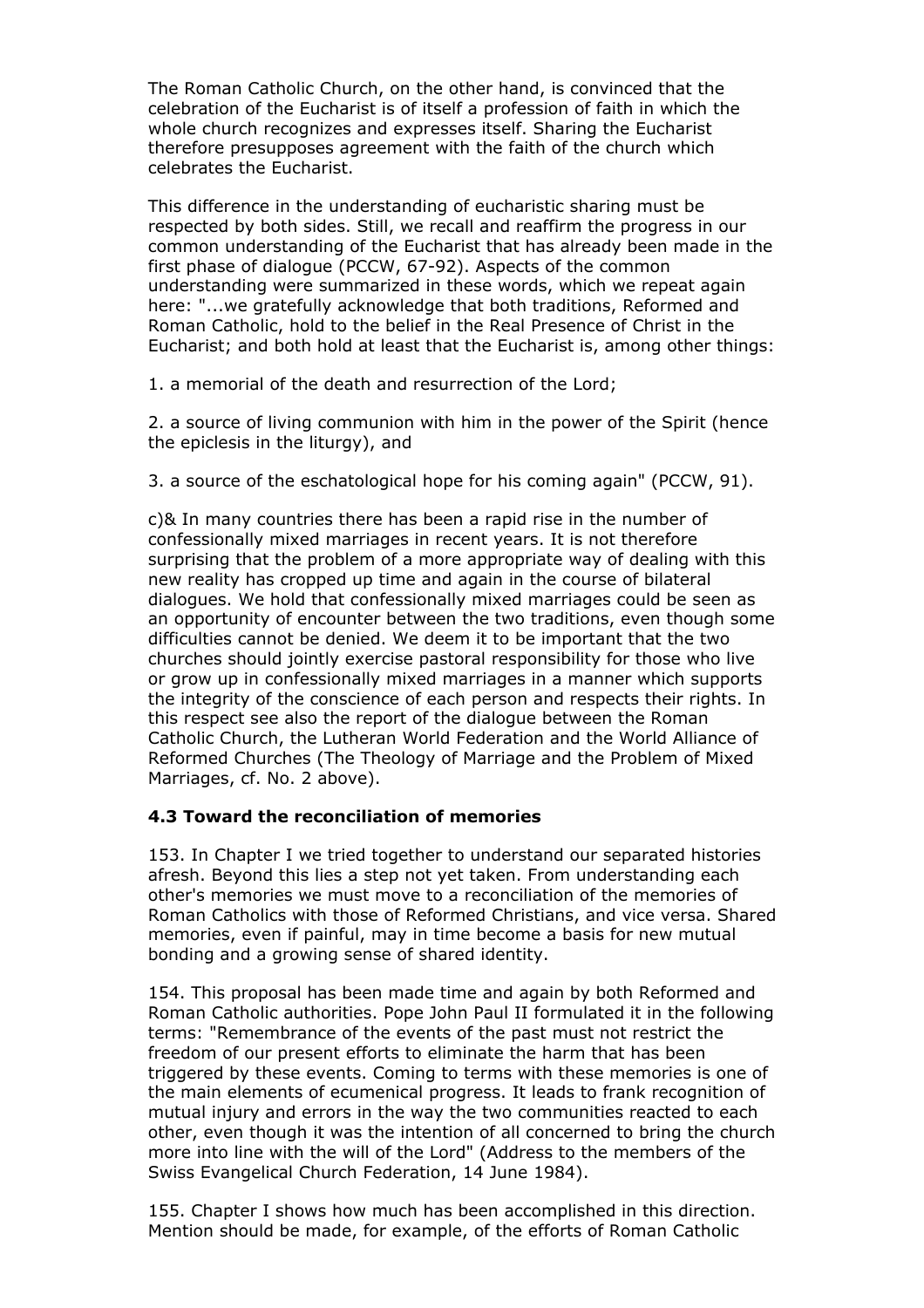The Roman Catholic Church, on the other hand, is convinced that the celebration of the Eucharist is of itself a profession of faith in which the whole church recognizes and expresses itself. Sharing the Eucharist therefore presupposes agreement with the faith of the church which celebrates the Eucharist.

This difference in the understanding of eucharistic sharing must be respected by both sides. Still, we recall and reaffirm the progress in our common understanding of the Eucharist that has already been made in the first phase of dialogue (PCCW, 67-92). Aspects of the common understanding were summarized in these words, which we repeat again here: "...we gratefully acknowledge that both traditions, Reformed and Roman Catholic, hold to the belief in the Real Presence of Christ in the Eucharist; and both hold at least that the Eucharist is, among other things:

1. a memorial of the death and resurrection of the Lord;

2. a source of living communion with him in the power of the Spirit (hence the epiclesis in the liturgy), and

3. a source of the eschatological hope for his coming again" (PCCW, 91).

c)& In many countries there has been a rapid rise in the number of confessionally mixed marriages in recent years. It is not therefore surprising that the problem of a more appropriate way of dealing with this new reality has cropped up time and again in the course of bilateral dialogues. We hold that confessionally mixed marriages could be seen as an opportunity of encounter between the two traditions, even though some difficulties cannot be denied. We deem it to be important that the two churches should jointly exercise pastoral responsibility for those who live or grow up in confessionally mixed marriages in a manner which supports the integrity of the conscience of each person and respects their rights. In this respect see also the report of the dialogue between the Roman Catholic Church, the Lutheran World Federation and the World Alliance of Reformed Churches (The Theology of Marriage and the Problem of Mixed Marriages, cf. No. 2 above).

### 4.3 Toward the reconciliation of memories

153. In Chapter I we tried together to understand our separated histories afresh. Beyond this lies a step not yet taken. From understanding each other's memories we must move to a reconciliation of the memories of Roman Catholics with those of Reformed Christians, and vice versa. Shared memories, even if painful, may in time become a basis for new mutual bonding and a growing sense of shared identity.

154. This proposal has been made time and again by both Reformed and Roman Catholic authorities. Pope John Paul II formulated it in the following terms: "Remembrance of the events of the past must not restrict the freedom of our present efforts to eliminate the harm that has been triggered by these events. Coming to terms with these memories is one of the main elements of ecumenical progress. It leads to frank recognition of mutual injury and errors in the way the two communities reacted to each other, even though it was the intention of all concerned to bring the church more into line with the will of the Lord" (Address to the members of the Swiss Evangelical Church Federation, 14 June 1984).

155. Chapter I shows how much has been accomplished in this direction. Mention should be made, for example, of the efforts of Roman Catholic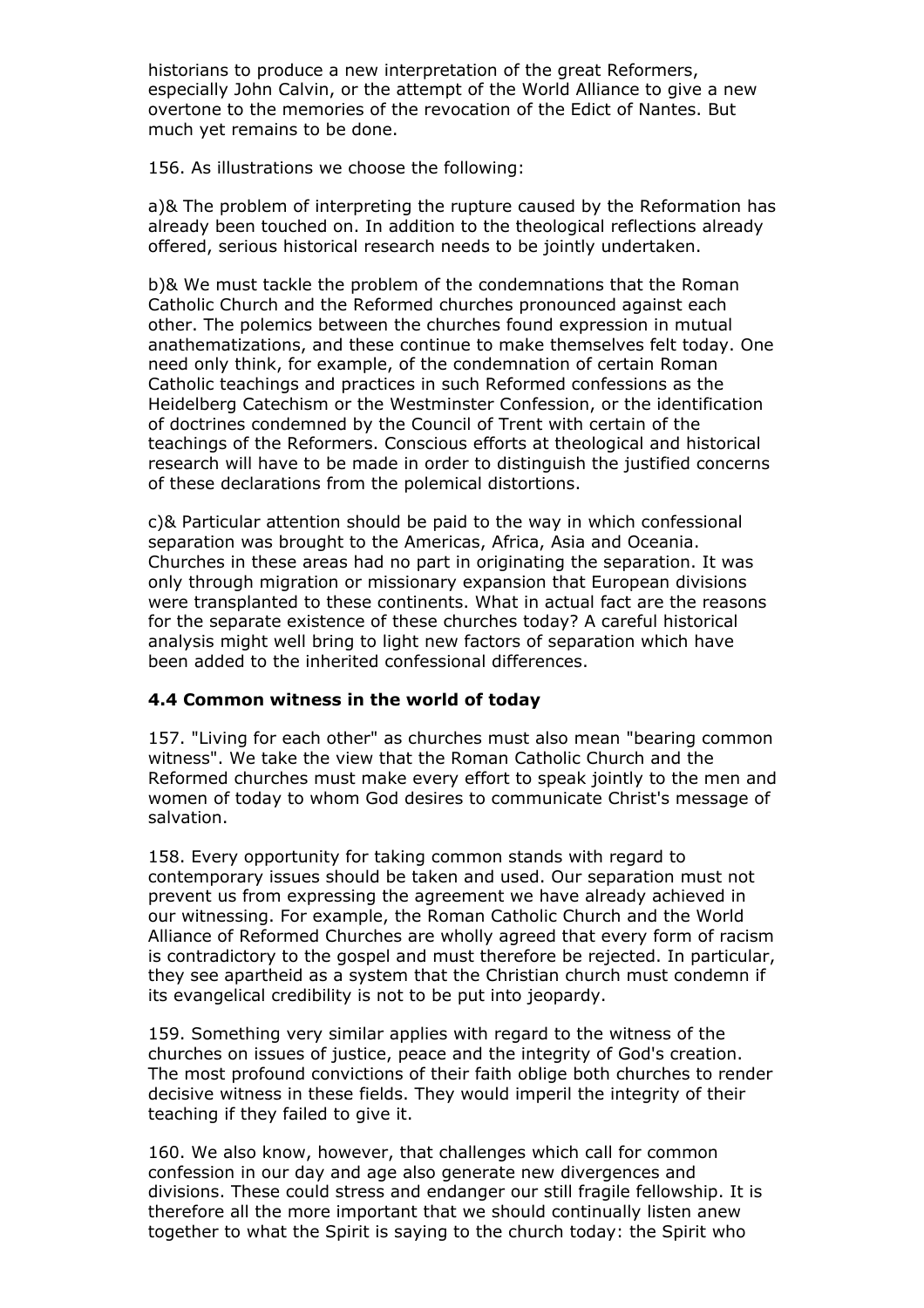historians to produce a new interpretation of the great Reformers, especially John Calvin, or the attempt of the World Alliance to give a new overtone to the memories of the revocation of the Edict of Nantes. But much yet remains to be done.

156. As illustrations we choose the following:

a)& The problem of interpreting the rupture caused by the Reformation has already been touched on. In addition to the theological reflections already offered, serious historical research needs to be jointly undertaken.

b)& We must tackle the problem of the condemnations that the Roman Catholic Church and the Reformed churches pronounced against each other. The polemics between the churches found expression in mutual anathematizations, and these continue to make themselves felt today. One need only think, for example, of the condemnation of certain Roman Catholic teachings and practices in such Reformed confessions as the Heidelberg Catechism or the Westminster Confession, or the identification of doctrines condemned by the Council of Trent with certain of the teachings of the Reformers. Conscious efforts at theological and historical research will have to be made in order to distinguish the justified concerns of these declarations from the polemical distortions.

c)& Particular attention should be paid to the way in which confessional separation was brought to the Americas, Africa, Asia and Oceania. Churches in these areas had no part in originating the separation. It was only through migration or missionary expansion that European divisions were transplanted to these continents. What in actual fact are the reasons for the separate existence of these churches today? A careful historical analysis might well bring to light new factors of separation which have been added to the inherited confessional differences.

### 4.4 Common witness in the world of today

157. "Living for each other" as churches must also mean "bearing common witness". We take the view that the Roman Catholic Church and the Reformed churches must make every effort to speak jointly to the men and women of today to whom God desires to communicate Christ's message of salvation.

158. Every opportunity for taking common stands with regard to contemporary issues should be taken and used. Our separation must not prevent us from expressing the agreement we have already achieved in our witnessing. For example, the Roman Catholic Church and the World Alliance of Reformed Churches are wholly agreed that every form of racism is contradictory to the gospel and must therefore be rejected. In particular, they see apartheid as a system that the Christian church must condemn if its evangelical credibility is not to be put into jeopardy.

159. Something very similar applies with regard to the witness of the churches on issues of justice, peace and the integrity of God's creation. The most profound convictions of their faith oblige both churches to render decisive witness in these fields. They would imperil the integrity of their teaching if they failed to give it.

160. We also know, however, that challenges which call for common confession in our day and age also generate new divergences and divisions. These could stress and endanger our still fragile fellowship. It is therefore all the more important that we should continually listen anew together to what the Spirit is saying to the church today: the Spirit who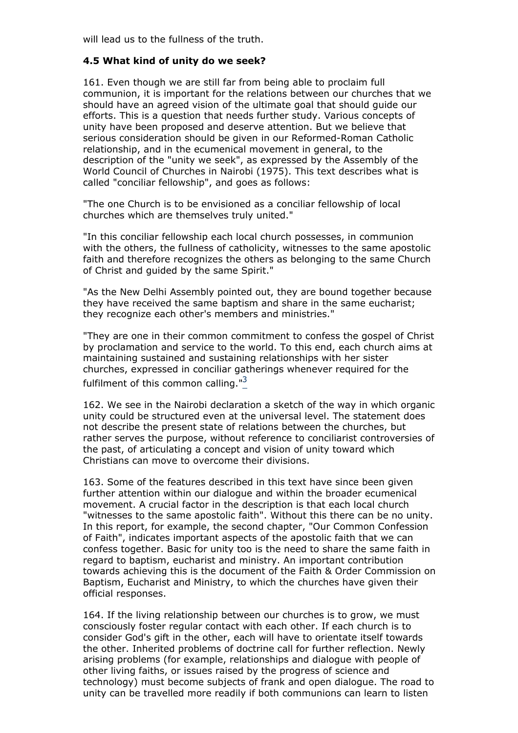will lead us to the fullness of the truth.

### 4.5 What kind of unity do we seek?

161. Even though we are still far from being able to proclaim full communion, it is important for the relations between our churches that we should have an agreed vision of the ultimate goal that should guide our efforts. This is a question that needs further study. Various concepts of unity have been proposed and deserve attention. But we believe that serious consideration should be given in our Reformed-Roman Catholic relationship, and in the ecumenical movement in general, to the description of the "unity we seek", as expressed by the Assembly of the World Council of Churches in Nairobi (1975). This text describes what is called "conciliar fellowship", and goes as follows:

"The one Church is to be envisioned as a conciliar fellowship of local churches which are themselves truly united."

"In this conciliar fellowship each local church possesses, in communion with the others, the fullness of catholicity, witnesses to the same apostolic faith and therefore recognizes the others as belonging to the same Church of Christ and guided by the same Spirit."

"As the New Delhi Assembly pointed out, they are bound together because they have received the same baptism and share in the same eucharist; they recognize each other's members and ministries."

"They are one in their common commitment to confess the gospel of Christ by proclamation and service to the world. To this end, each church aims at maintaining sustained and sustaining relationships with her sister churches, expressed in conciliar gatherings whenever required for the fulfilment of this common calling."[3]

162. We see in the Nairobi declaration a sketch of the way in which organic unity could be structured even at the universal level. The statement does not describe the present state of relations between the churches, but rather serves the purpose, without reference to conciliarist controversies of the past, of articulating a concept and vision of unity toward which Christians can move to overcome their divisions.

163. Some of the features described in this text have since been given further attention within our dialogue and within the broader ecumenical movement. A crucial factor in the description is that each local church "witnesses to the same apostolic faith". Without this there can be no unity. In this report, for example, the second chapter, "Our Common Confession of Faith", indicates important aspects of the apostolic faith that we can confess together. Basic for unity too is the need to share the same faith in regard to baptism, eucharist and ministry. An important contribution towards achieving this is the document of the Faith & Order Commission on Baptism, Eucharist and Ministry, to which the churches have given their official responses.

164. If the living relationship between our churches is to grow, we must consciously foster regular contact with each other. If each church is to consider God's gift in the other, each will have to orientate itself towards the other. Inherited problems of doctrine call for further reflection. Newly arising problems (for example, relationships and dialogue with people of other living faiths, or issues raised by the progress of science and technology) must become subjects of frank and open dialogue. The road to unity can be travelled more readily if both communions can learn to listen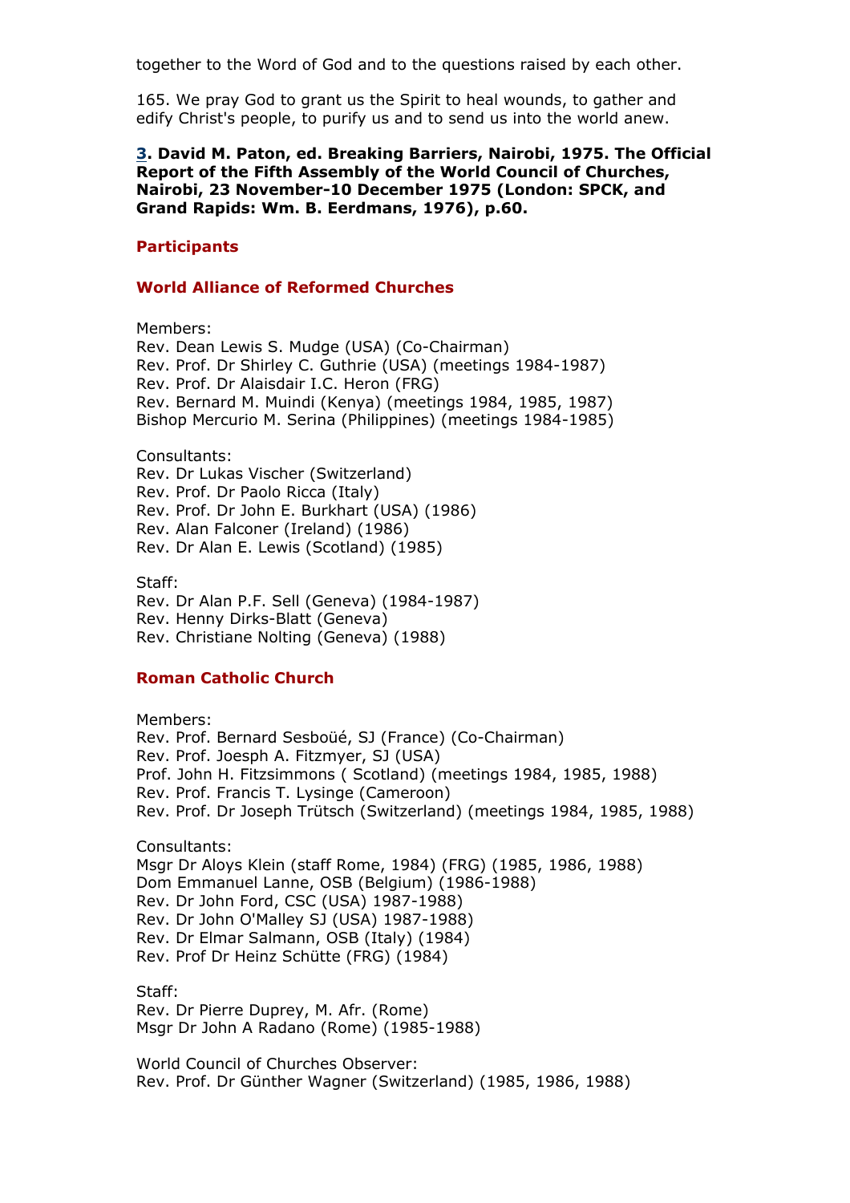together to the Word of God and to the questions raised by each other.

165. We pray God to grant us the Spirit to heal wounds, to gather and edify Christ's people, to purify us and to send us into the world anew.

**3. David M. Paton, ed. Breaking Barriers, Nairobi, 1975. The Official Report of the Fifth Assembly of the World Council of Churches, Nairobi, 23 November-10 December 1975 (London: SPCK, and Grand Rapids: Wm. B. Eerdmans, 1976), p.60.**

## Participants

### World Alliance of Reformed Churches

Members:
Rev. Dean Lewis S. Mudge (USA) (Co-Chairman)
Rev. Prof. Dr Shirley C. Guthrie (USA) (meetings 1984-1987)
Rev. Prof. Dr Alaisdair I.C. Heron (FRG)
Rev. Bernard M. Muindi (Kenya) (meetings 1984, 1985, 1987)
Bishop Mercurio M. Serina (Philippines) (meetings 1984-1985)

Consultants:
Rev. Dr Lukas Vischer (Switzerland)
Rev. Prof. Dr Paolo Ricca (Italy)
Rev. Prof. Dr John E. Burkhart (USA) (1986)
Rev. Alan Falconer (Ireland) (1986)
Rev. Dr Alan E. Lewis (Scotland) (1985)

Staff:
Rev. Dr Alan P.F. Sell (Geneva) (1984-1987)
Rev. Henny Dirks-Blatt (Geneva)
Rev. Christiane Nolting (Geneva) (1988)

### Roman Catholic Church

Members:
Rev. Prof. Bernard Sesboüé, SJ (France) (Co-Chairman)
Rev. Prof. Joesph A. Fitzmyer, SJ (USA)
Prof. John H. Fitzsimmons ( Scotland) (meetings 1984, 1985, 1988)
Rev. Prof. Francis T. Lysinge (Cameroon)
Rev. Prof. Dr Joseph Trütsch (Switzerland) (meetings 1984, 1985, 1988)

Consultants:
Msgr Dr Aloys Klein (staff Rome, 1984) (FRG) (1985, 1986, 1988)
Dom Emmanuel Lanne, OSB (Belgium) (1986-1988)
Rev. Dr John Ford, CSC (USA) 1987-1988)
Rev. Dr John O'Malley SJ (USA) 1987-1988)
Rev. Dr Elmar Salmann, OSB (Italy) (1984)
Rev. Prof Dr Heinz Schütte (FRG) (1984)

Staff:
Rev. Dr Pierre Duprey, M. Afr. (Rome)
Msgr Dr John A Radano (Rome) (1985-1988)

World Council of Churches Observer:
Rev. Prof. Dr Günther Wagner (Switzerland) (1985, 1986, 1988)